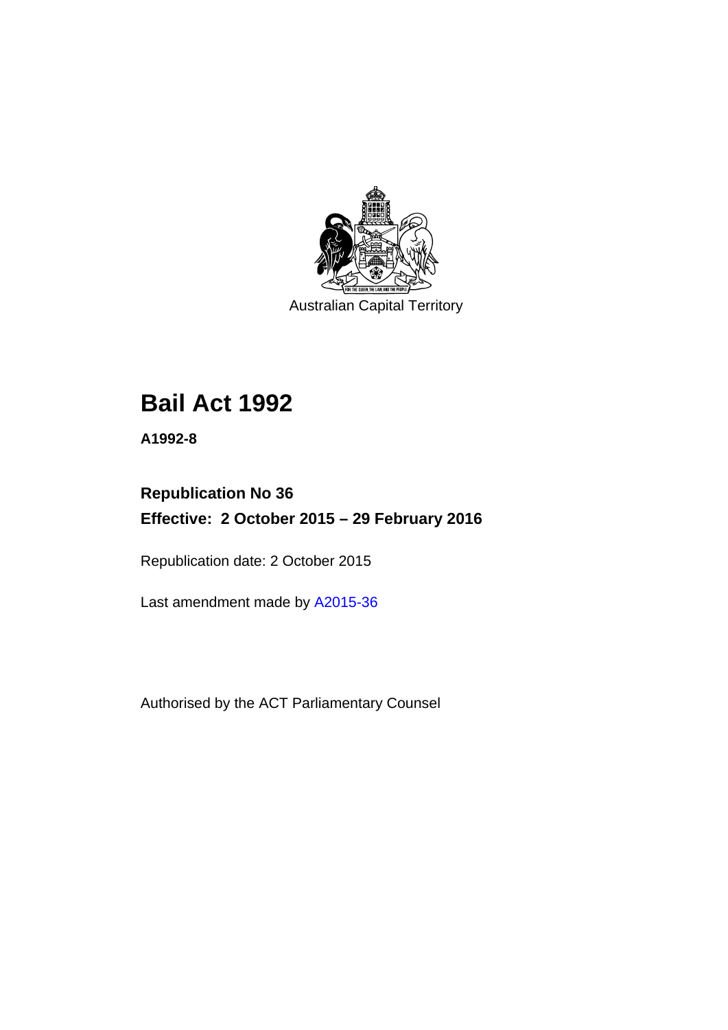Australian Capital Territory

# Bail Act 1992

**A1992-8**

**Republication No 36**

**Effective: 2 October 2015 – 29 February 2016**

Republication date: 2 October 2015

Last amendment made by A2015-36

Authorised by the ACT Parliamentary Counsel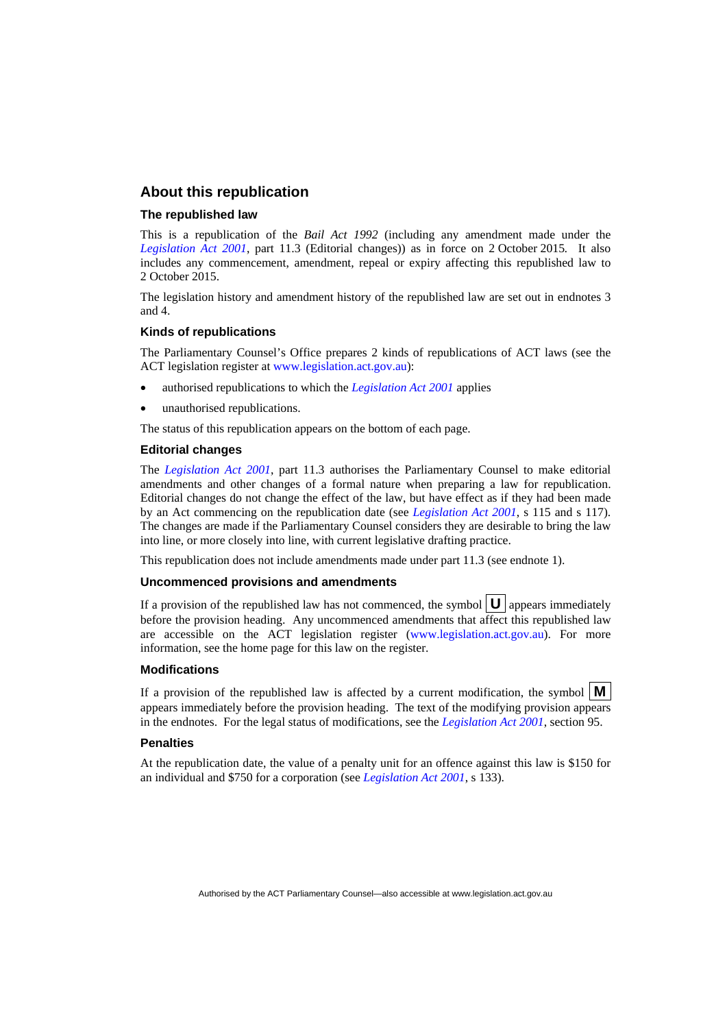## About this republication

### The republished law

This is a republication of the *Bail Act 1992* (including any amendment made under the *Legislation Act 2001*, part 11.3 (Editorial changes)) as in force on 2 October 2015*.* It also includes any commencement, amendment, repeal or expiry affecting this republished law to 2 October 2015.

The legislation history and amendment history of the republished law are set out in endnotes 3 and 4.

### Kinds of republications

The Parliamentary Counsel's Office prepares 2 kinds of republications of ACT laws (see the ACT legislation register at www.legislation.act.gov.au):

- authorised republications to which the *Legislation Act 2001* applies
- unauthorised republications.

The status of this republication appears on the bottom of each page.

### Editorial changes

The *Legislation Act 2001*, part 11.3 authorises the Parliamentary Counsel to make editorial amendments and other changes of a formal nature when preparing a law for republication. Editorial changes do not change the effect of the law, but have effect as if they had been made by an Act commencing on the republication date (see *Legislation Act 2001*, s 115 and s 117). The changes are made if the Parliamentary Counsel considers they are desirable to bring the law into line, or more closely into line, with current legislative drafting practice.

This republication does not include amendments made under part 11.3 (see endnote 1).

### Uncommenced provisions and amendments

If a provision of the republished law has not commenced, the symbol **U** appears immediately before the provision heading. Any uncommenced amendments that affect this republished law are accessible on the ACT legislation register (www.legislation.act.gov.au). For more information, see the home page for this law on the register.

### Modifications

If a provision of the republished law is affected by a current modification, the symbol **M** appears immediately before the provision heading. The text of the modifying provision appears in the endnotes. For the legal status of modifications, see the *Legislation Act 2001*, section 95.

### Penalties

At the republication date, the value of a penalty unit for an offence against this law is $150 for an individual and $750 for a corporation (see *Legislation Act 2001*, s 133).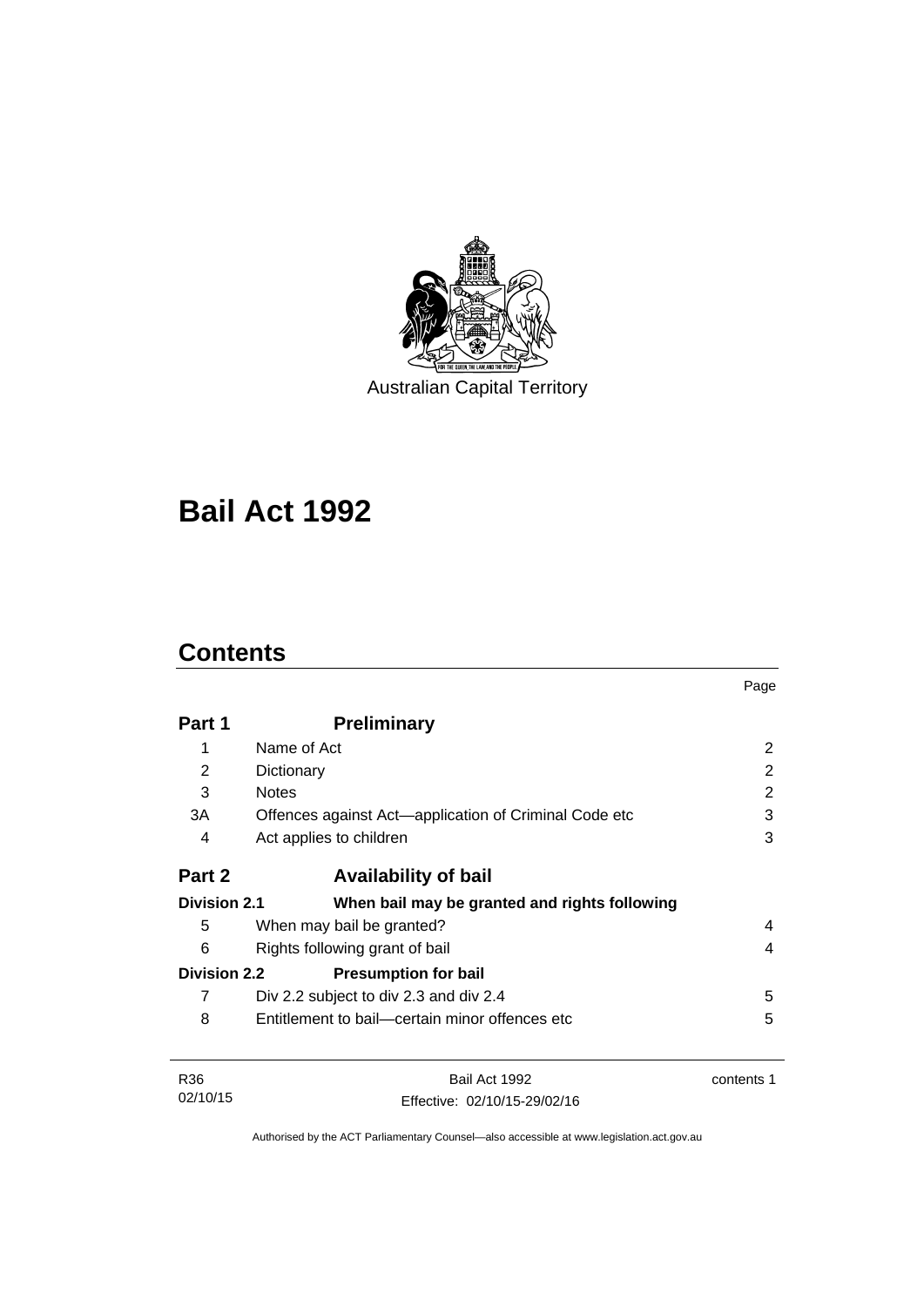Australian Capital Territory

# Bail Act 1992

## Contents

| | | Page |
|---|---|---|
| **Part 1** | **Preliminary** | |
| 1 | Name of Act | 2 |
| 2 | Dictionary | 2 |
| 3 | Notes | 2 |
| 3A | Offences against Act—application of Criminal Code etc | 3 |
| 4 | Act applies to children | 3 |
| **Part 2** | **Availability of bail** | |
| **Division 2.1** | **When bail may be granted and rights following** | |
| 5 | When may bail be granted? | 4 |
| 6 | Rights following grant of bail | 4 |
| **Division 2.2** | **Presumption for bail** | |
| 7 | Div 2.2 subject to div 2.3 and div 2.4 | 5 |
| 8 | Entitlement to bail—certain minor offences etc | 5 |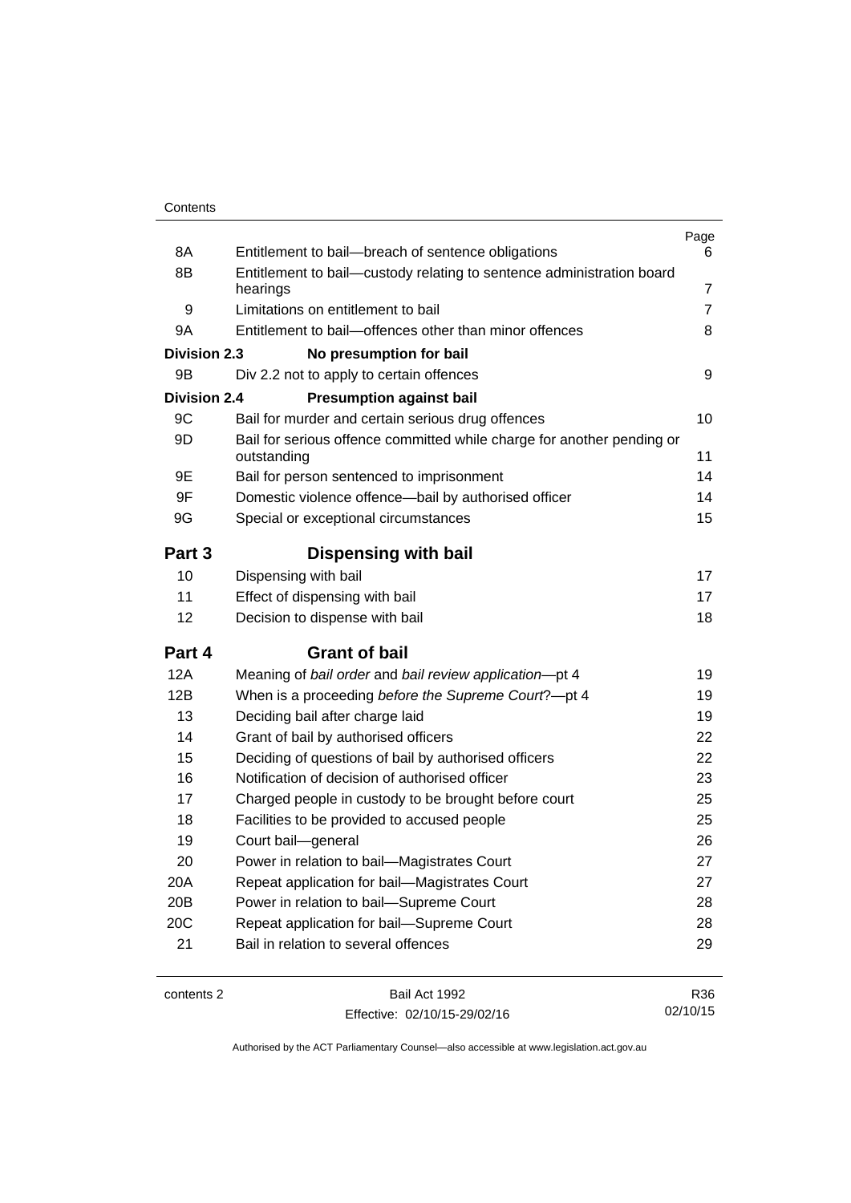| | | Page |
|---|---|---|
| 8A | Entitlement to bail—breach of sentence obligations | 6 |
| 8B | Entitlement to bail—custody relating to sentence administration board hearings | 7 |
| 9 | Limitations on entitlement to bail | 7 |
| 9A | Entitlement to bail—offences other than minor offences | 8 |
| **Division 2.3** | **No presumption for bail** | |
| 9B | Div 2.2 not to apply to certain offences | 9 |
| **Division 2.4** | **Presumption against bail** | |
| 9C | Bail for murder and certain serious drug offences | 10 |
| 9D | Bail for serious offence committed while charge for another pending or outstanding | 11 |
| 9E | Bail for person sentenced to imprisonment | 14 |
| 9F | Domestic violence offence—bail by authorised officer | 14 |
| 9G | Special or exceptional circumstances | 15 |
| **Part 3** | **Dispensing with bail** | |
| 10 | Dispensing with bail | 17 |
| 11 | Effect of dispensing with bail | 17 |
| 12 | Decision to dispense with bail | 18 |
| **Part 4** | **Grant of bail** | |
| 12A | Meaning of *bail order* and *bail review application*—pt 4 | 19 |
| 12B | When is a proceeding *before the Supreme Court*?—pt 4 | 19 |
| 13 | Deciding bail after charge laid | 19 |
| 14 | Grant of bail by authorised officers | 22 |
| 15 | Deciding of questions of bail by authorised officers | 22 |
| 16 | Notification of decision of authorised officer | 23 |
| 17 | Charged people in custody to be brought before court | 25 |
| 18 | Facilities to be provided to accused people | 25 |
| 19 | Court bail—general | 26 |
| 20 | Power in relation to bail—Magistrates Court | 27 |
| 20A | Repeat application for bail—Magistrates Court | 27 |
| 20B | Power in relation to bail—Supreme Court | 28 |
| 20C | Repeat application for bail—Supreme Court | 28 |
| 21 | Bail in relation to several offences | 29 |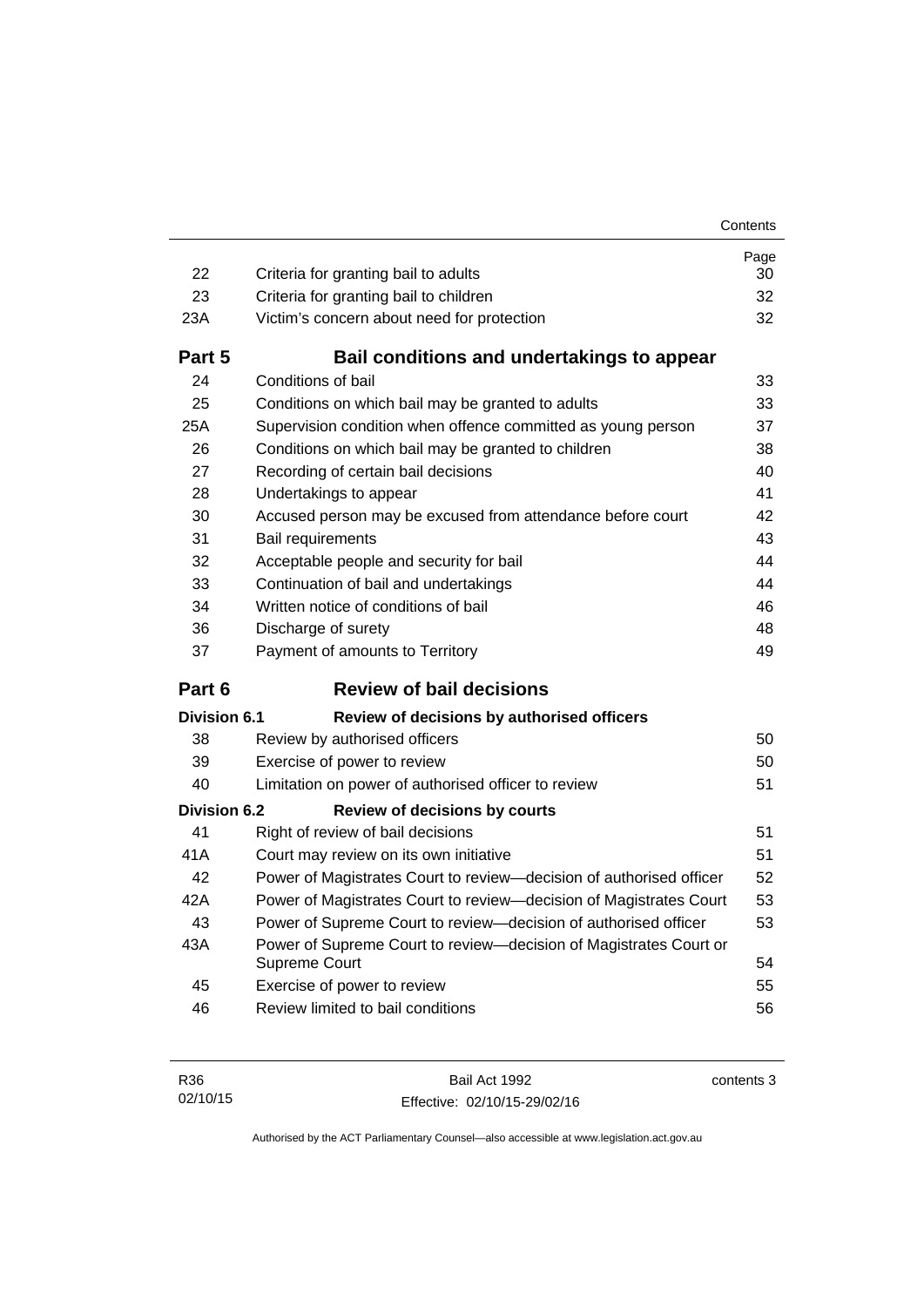| | | Page |
|---|---|---|
| 22 | Criteria for granting bail to adults | 30 |
| 23 | Criteria for granting bail to children | 32 |
| 23A | Victim's concern about need for protection | 32 |
| **Part 5** | **Bail conditions and undertakings to appear** | |
| 24 | Conditions of bail | 33 |
| 25 | Conditions on which bail may be granted to adults | 33 |
| 25A | Supervision condition when offence committed as young person | 37 |
| 26 | Conditions on which bail may be granted to children | 38 |
| 27 | Recording of certain bail decisions | 40 |
| 28 | Undertakings to appear | 41 |
| 30 | Accused person may be excused from attendance before court | 42 |
| 31 | Bail requirements | 43 |
| 32 | Acceptable people and security for bail | 44 |
| 33 | Continuation of bail and undertakings | 44 |
| 34 | Written notice of conditions of bail | 46 |
| 36 | Discharge of surety | 48 |
| 37 | Payment of amounts to Territory | 49 |
| **Part 6** | **Review of bail decisions** | |
| **Division 6.1** | **Review of decisions by authorised officers** | |
| 38 | Review by authorised officers | 50 |
| 39 | Exercise of power to review | 50 |
| 40 | Limitation on power of authorised officer to review | 51 |
| **Division 6.2** | **Review of decisions by courts** | |
| 41 | Right of review of bail decisions | 51 |
| 41A | Court may review on its own initiative | 51 |
| 42 | Power of Magistrates Court to review—decision of authorised officer | 52 |
| 42A | Power of Magistrates Court to review—decision of Magistrates Court | 53 |
| 43 | Power of Supreme Court to review—decision of authorised officer | 53 |
| 43A | Power of Supreme Court to review—decision of Magistrates Court or Supreme Court | 54 |
| 45 | Exercise of power to review | 55 |
| 46 | Review limited to bail conditions | 56 |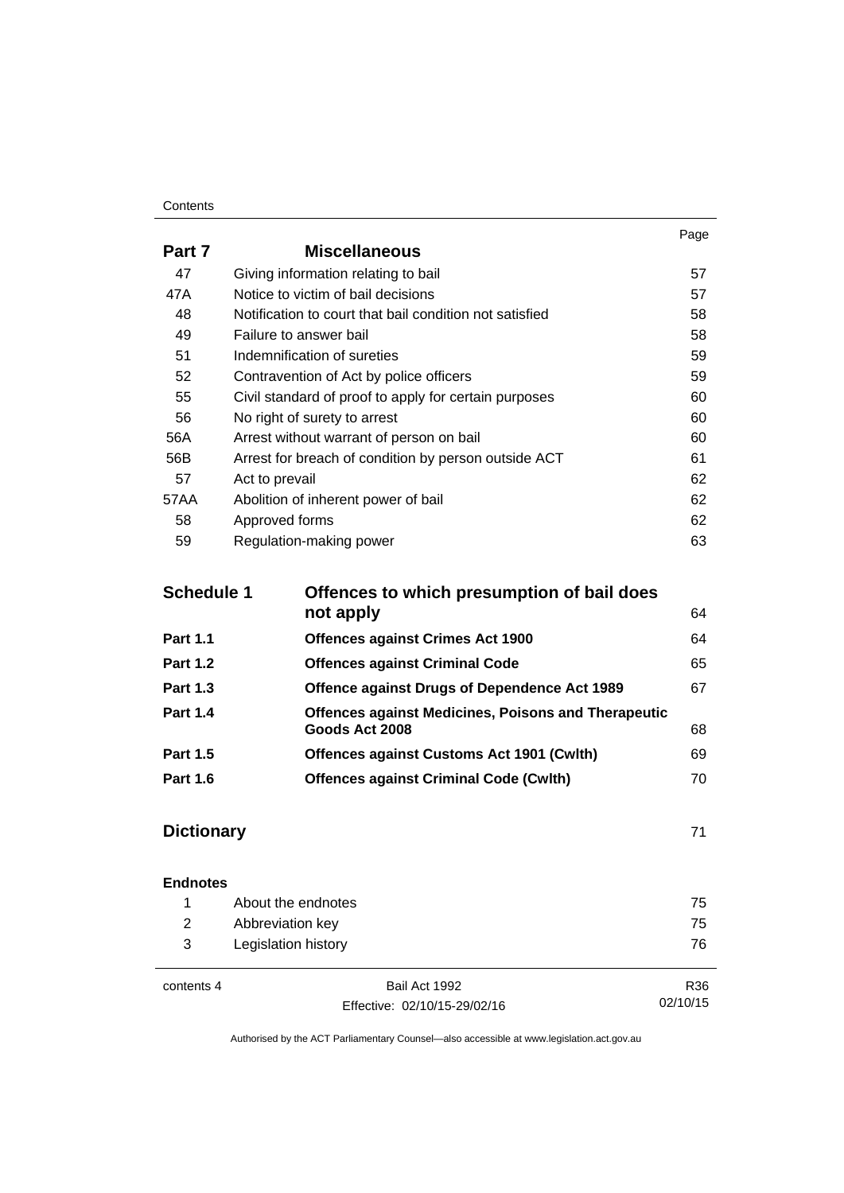| | | Page |
|---|---|---|
| **Part 7** | **Miscellaneous** | |
| 47 | Giving information relating to bail | 57 |
| 47A | Notice to victim of bail decisions | 57 |
| 48 | Notification to court that bail condition not satisfied | 58 |
| 49 | Failure to answer bail | 58 |
| 51 | Indemnification of sureties | 59 |
| 52 | Contravention of Act by police officers | 59 |
| 55 | Civil standard of proof to apply for certain purposes | 60 |
| 56 | No right of surety to arrest | 60 |
| 56A | Arrest without warrant of person on bail | 60 |
| 56B | Arrest for breach of condition by person outside ACT | 61 |
| 57 | Act to prevail | 62 |
| 57AA | Abolition of inherent power of bail | 62 |
| 58 | Approved forms | 62 |
| 59 | Regulation-making power | 63 |

| | | |
|---|---|---|
| **Schedule 1** | **Offences to which presumption of bail does not apply** | 64 |
| **Part 1.1** | **Offences against Crimes Act 1900** | 64 |
| **Part 1.2** | **Offences against Criminal Code** | 65 |
| **Part 1.3** | **Offence against Drugs of Dependence Act 1989** | 67 |
| **Part 1.4** | **Offences against Medicines, Poisons and Therapeutic Goods Act 2008** | 68 |
| **Part 1.5** | **Offences against Customs Act 1901 (Cwlth)** | 69 |
| **Part 1.6** | **Offences against Criminal Code (Cwlth)** | 70 |

| | |
|---|---|
| **Dictionary** | 71 |

**Endnotes**

| | | |
|---|---|---|
| 1 | About the endnotes | 75 |
| 2 | Abbreviation key | 75 |
| 3 | Legislation history | 76 |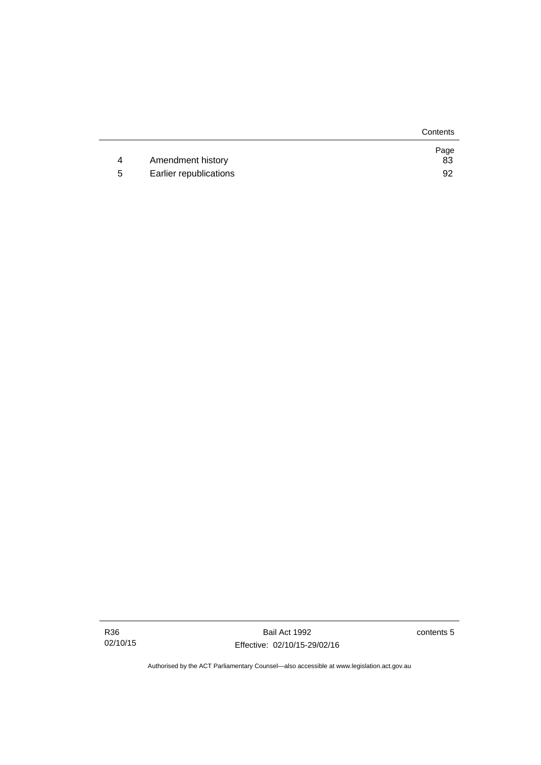|  |  | Page |
|---|---|---|
| 4 | Amendment history | 83 |
| 5 | Earlier republications | 92 |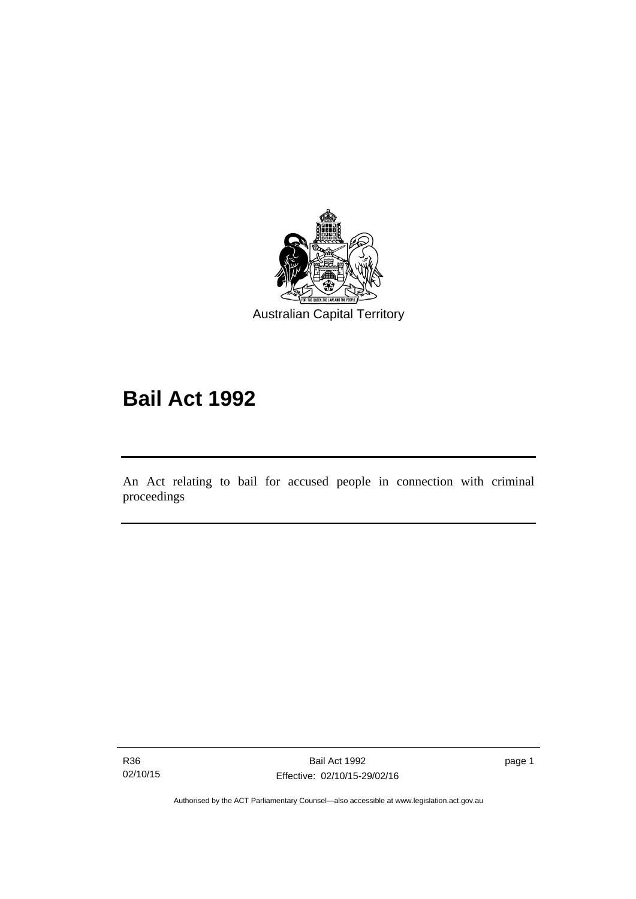Australian Capital Territory

# Bail Act 1992

An Act relating to bail for accused people in connection with criminal proceedings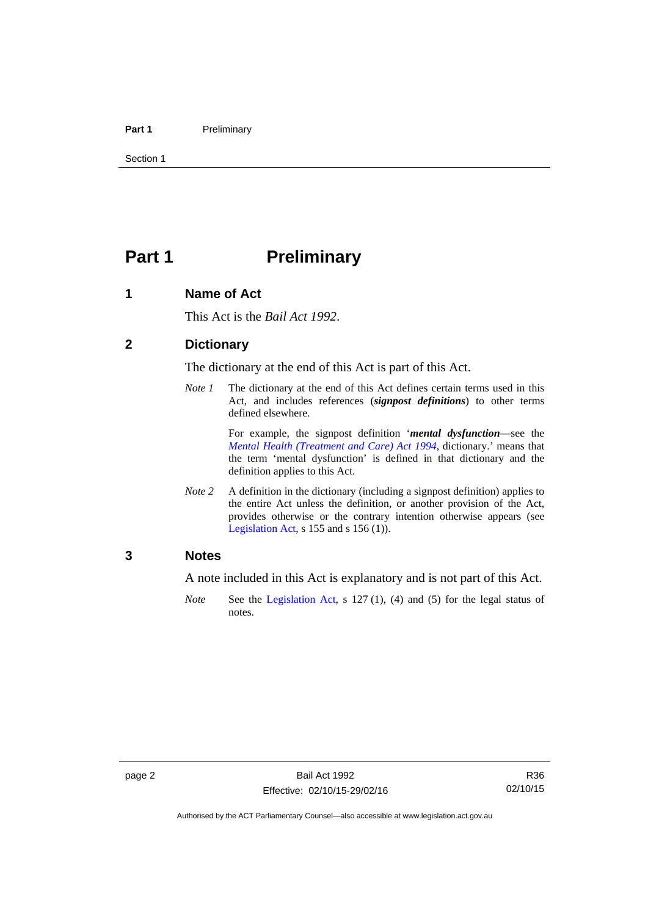# Part 1 Preliminary

## 1 Name of Act

This Act is the *Bail Act 1992*.

## 2 Dictionary

The dictionary at the end of this Act is part of this Act.

*Note 1* The dictionary at the end of this Act defines certain terms used in this Act, and includes references (***signpost definitions***) to other terms defined elsewhere.

For example, the signpost definition '***mental dysfunction***—see the *Mental Health (Treatment and Care) Act 1994*, dictionary.' means that the term 'mental dysfunction' is defined in that dictionary and the definition applies to this Act.

*Note 2* A definition in the dictionary (including a signpost definition) applies to the entire Act unless the definition, or another provision of the Act, provides otherwise or the contrary intention otherwise appears (see Legislation Act, s 155 and s 156 (1)).

## 3 Notes

A note included in this Act is explanatory and is not part of this Act.

*Note* See the Legislation Act, s 127 (1), (4) and (5) for the legal status of notes.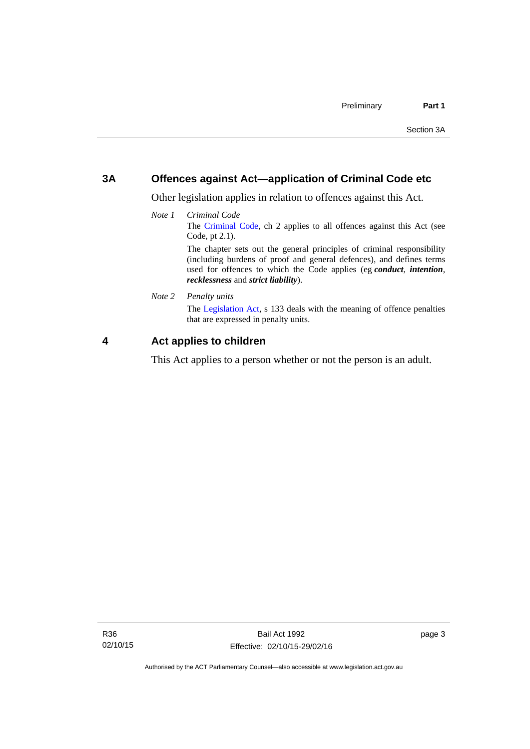## 3A Offences against Act—application of Criminal Code etc

Other legislation applies in relation to offences against this Act.

*Note 1* *Criminal Code*

The Criminal Code, ch 2 applies to all offences against this Act (see Code, pt 2.1).

The chapter sets out the general principles of criminal responsibility (including burdens of proof and general defences), and defines terms used for offences to which the Code applies (eg ***conduct***, ***intention***, ***recklessness*** and ***strict liability***).

*Note 2* *Penalty units*

The Legislation Act, s 133 deals with the meaning of offence penalties that are expressed in penalty units.

## 4 Act applies to children

This Act applies to a person whether or not the person is an adult.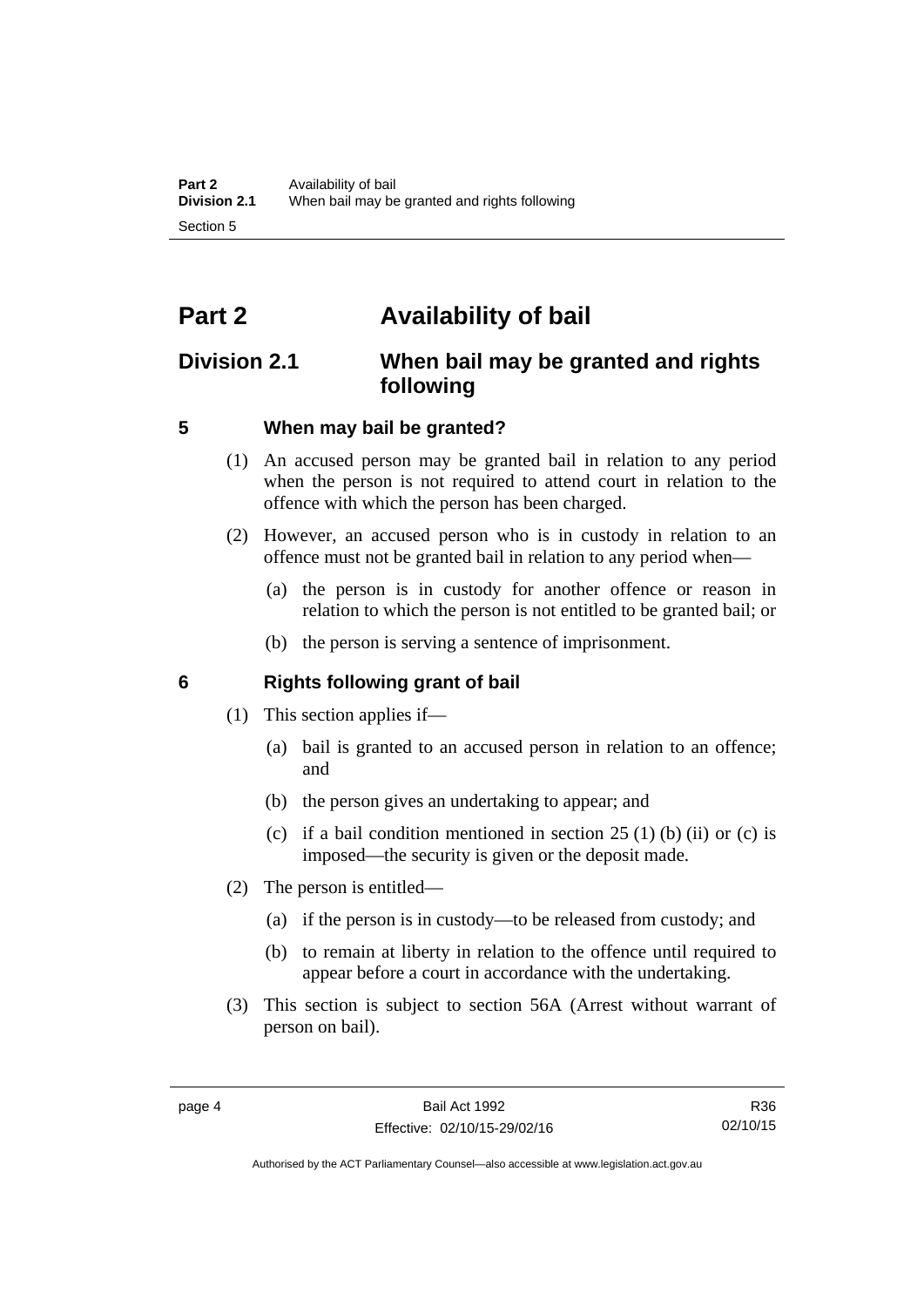# Part 2 Availability of bail

## Division 2.1 When bail may be granted and rights following

### 5 When may bail be granted?

(1) An accused person may be granted bail in relation to any period when the person is not required to attend court in relation to the offence with which the person has been charged.

(2) However, an accused person who is in custody in relation to an offence must not be granted bail in relation to any period when—

(a) the person is in custody for another offence or reason in relation to which the person is not entitled to be granted bail; or

(b) the person is serving a sentence of imprisonment.

### 6 Rights following grant of bail

(1) This section applies if—

(a) bail is granted to an accused person in relation to an offence; and

(b) the person gives an undertaking to appear; and

(c) if a bail condition mentioned in section 25 (1) (b) (ii) or (c) is imposed—the security is given or the deposit made.

(2) The person is entitled—

(a) if the person is in custody—to be released from custody; and

(b) to remain at liberty in relation to the offence until required to appear before a court in accordance with the undertaking.

(3) This section is subject to section 56A (Arrest without warrant of person on bail).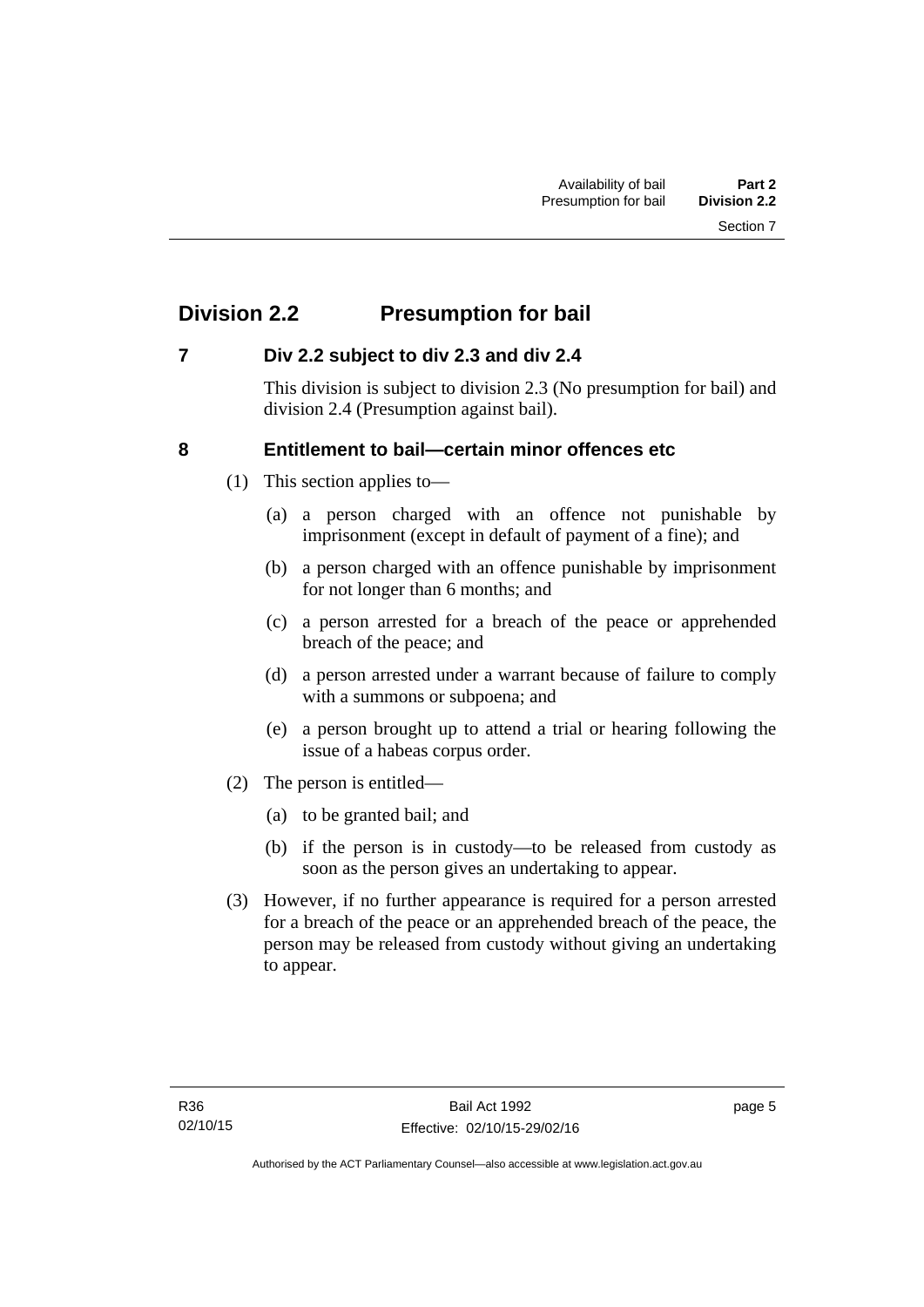## Division 2.2 Presumption for bail

### 7 Div 2.2 subject to div 2.3 and div 2.4

This division is subject to division 2.3 (No presumption for bail) and division 2.4 (Presumption against bail).

### 8 Entitlement to bail—certain minor offences etc

(1) This section applies to—

(a) a person charged with an offence not punishable by imprisonment (except in default of payment of a fine); and

(b) a person charged with an offence punishable by imprisonment for not longer than 6 months; and

(c) a person arrested for a breach of the peace or apprehended breach of the peace; and

(d) a person arrested under a warrant because of failure to comply with a summons or subpoena; and

(e) a person brought up to attend a trial or hearing following the issue of a habeas corpus order.

(2) The person is entitled—

(a) to be granted bail; and

(b) if the person is in custody—to be released from custody as soon as the person gives an undertaking to appear.

(3) However, if no further appearance is required for a person arrested for a breach of the peace or an apprehended breach of the peace, the person may be released from custody without giving an undertaking to appear.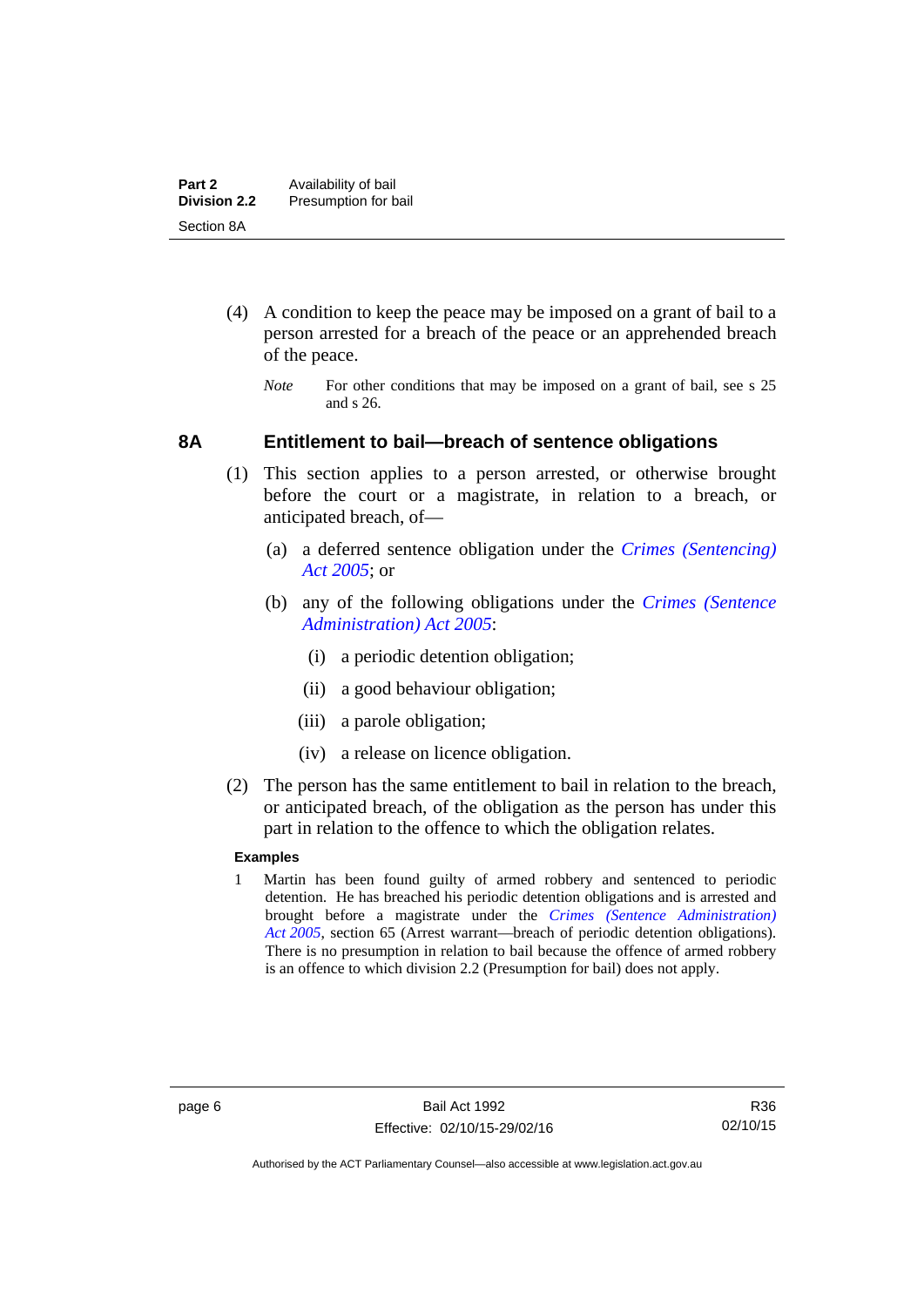(4) A condition to keep the peace may be imposed on a grant of bail to a person arrested for a breach of the peace or an apprehended breach of the peace.

*Note* For other conditions that may be imposed on a grant of bail, see s 25 and s 26.

## 8A Entitlement to bail—breach of sentence obligations

(1) This section applies to a person arrested, or otherwise brought before the court or a magistrate, in relation to a breach, or anticipated breach, of—

(a) a deferred sentence obligation under the *Crimes (Sentencing) Act 2005*; or

(b) any of the following obligations under the *Crimes (Sentence Administration) Act 2005*:

(i) a periodic detention obligation;

(ii) a good behaviour obligation;

(iii) a parole obligation;

(iv) a release on licence obligation.

(2) The person has the same entitlement to bail in relation to the breach, or anticipated breach, of the obligation as the person has under this part in relation to the offence to which the obligation relates.

**Examples**

1 Martin has been found guilty of armed robbery and sentenced to periodic detention. He has breached his periodic detention obligations and is arrested and brought before a magistrate under the *Crimes (Sentence Administration) Act 2005*, section 65 (Arrest warrant—breach of periodic detention obligations). There is no presumption in relation to bail because the offence of armed robbery is an offence to which division 2.2 (Presumption for bail) does not apply.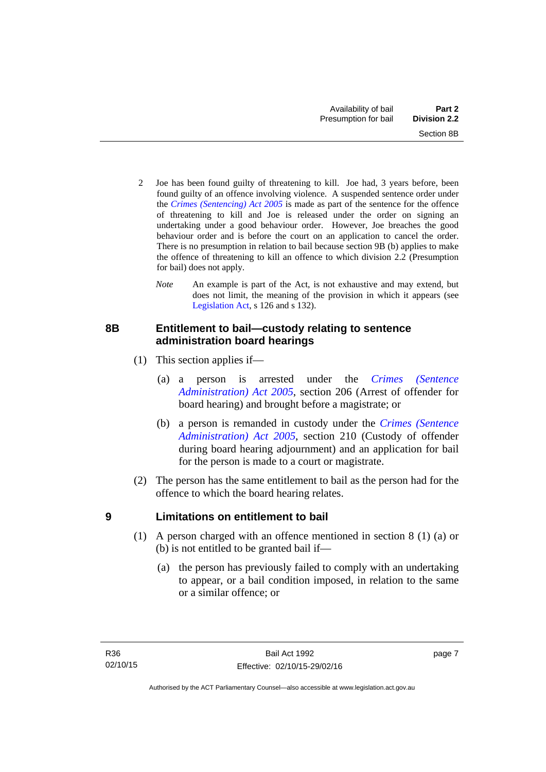2 Joe has been found guilty of threatening to kill. Joe had, 3 years before, been found guilty of an offence involving violence. A suspended sentence order under the *Crimes (Sentencing) Act 2005* is made as part of the sentence for the offence of threatening to kill and Joe is released under the order on signing an undertaking under a good behaviour order. However, Joe breaches the good behaviour order and is before the court on an application to cancel the order. There is no presumption in relation to bail because section 9B (b) applies to make the offence of threatening to kill an offence to which division 2.2 (Presumption for bail) does not apply.

*Note* An example is part of the Act, is not exhaustive and may extend, but does not limit, the meaning of the provision in which it appears (see Legislation Act, s 126 and s 132).

### 8B Entitlement to bail—custody relating to sentence administration board hearings

(1) This section applies if—

(a) a person is arrested under the *Crimes (Sentence Administration) Act 2005*, section 206 (Arrest of offender for board hearing) and brought before a magistrate; or

(b) a person is remanded in custody under the *Crimes (Sentence Administration) Act 2005*, section 210 (Custody of offender during board hearing adjournment) and an application for bail for the person is made to a court or magistrate.

(2) The person has the same entitlement to bail as the person had for the offence to which the board hearing relates.

### 9 Limitations on entitlement to bail

(1) A person charged with an offence mentioned in section 8 (1) (a) or (b) is not entitled to be granted bail if—

(a) the person has previously failed to comply with an undertaking to appear, or a bail condition imposed, in relation to the same or a similar offence; or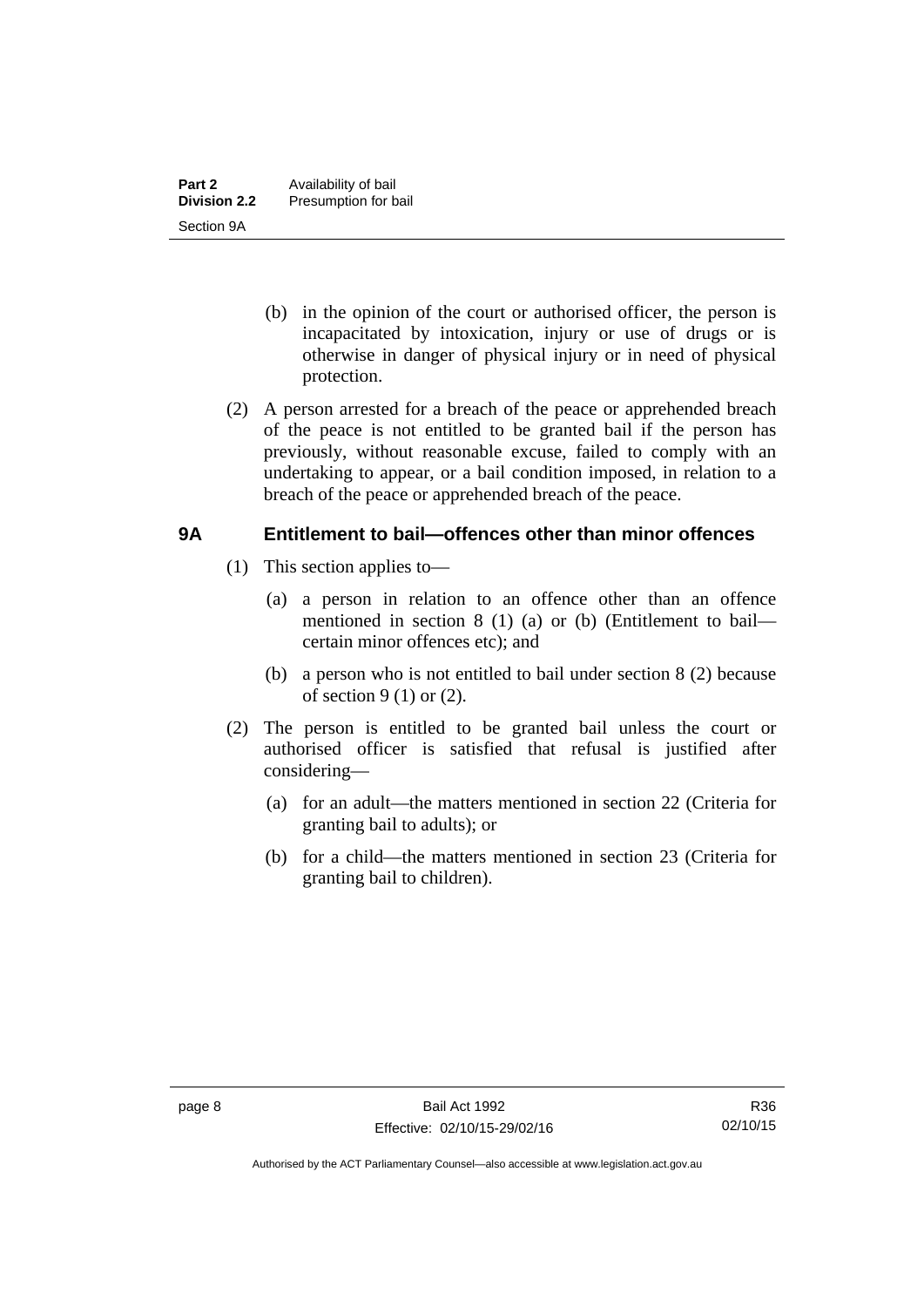(b) in the opinion of the court or authorised officer, the person is incapacitated by intoxication, injury or use of drugs or is otherwise in danger of physical injury or in need of physical protection.

(2) A person arrested for a breach of the peace or apprehended breach of the peace is not entitled to be granted bail if the person has previously, without reasonable excuse, failed to comply with an undertaking to appear, or a bail condition imposed, in relation to a breach of the peace or apprehended breach of the peace.

## 9A Entitlement to bail—offences other than minor offences

(1) This section applies to—

(a) a person in relation to an offence other than an offence mentioned in section 8 (1) (a) or (b) (Entitlement to bail—certain minor offences etc); and

(b) a person who is not entitled to bail under section 8 (2) because of section 9 (1) or (2).

(2) The person is entitled to be granted bail unless the court or authorised officer is satisfied that refusal is justified after considering—

(a) for an adult—the matters mentioned in section 22 (Criteria for granting bail to adults); or

(b) for a child—the matters mentioned in section 23 (Criteria for granting bail to children).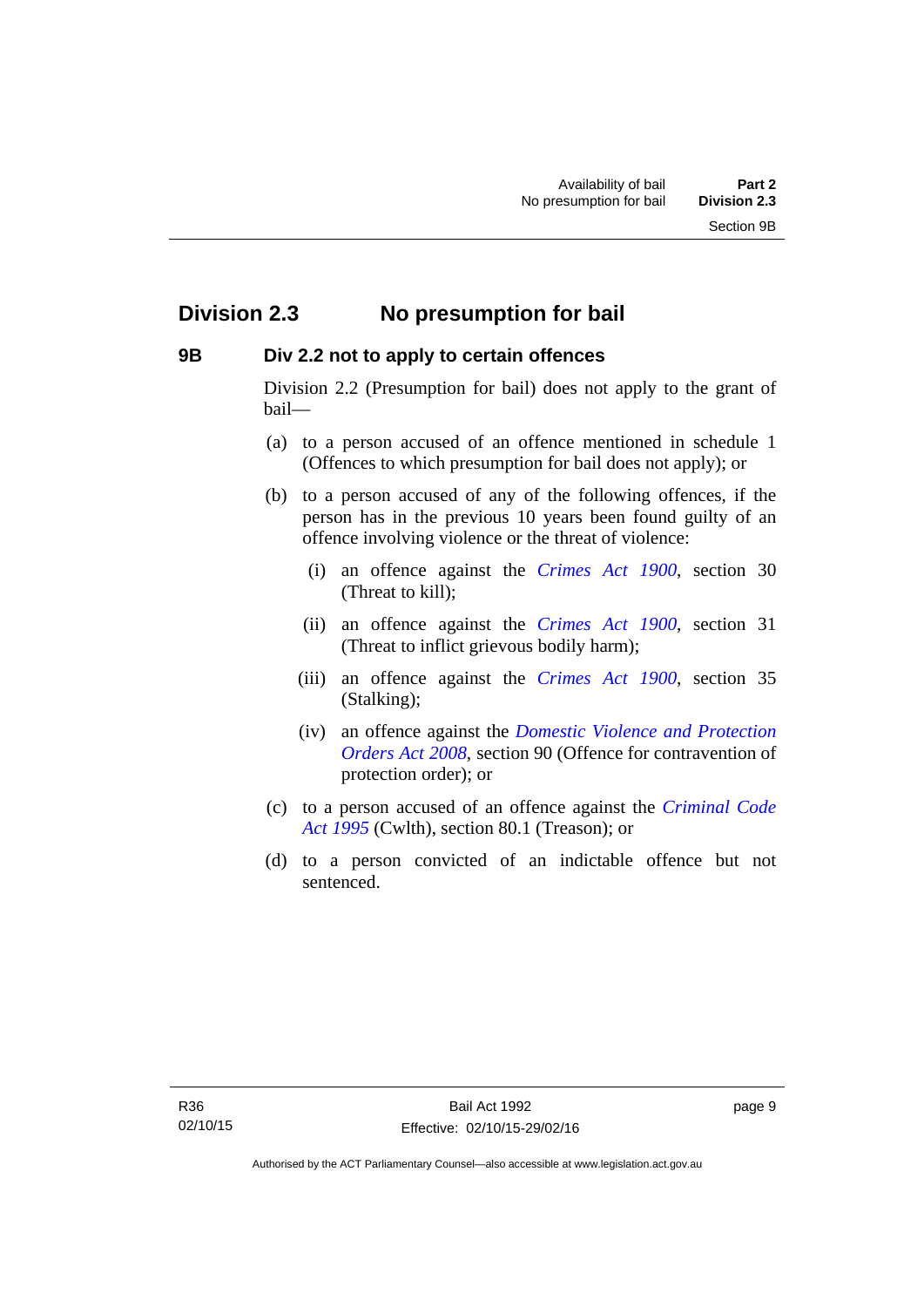## Division 2.3 No presumption for bail

### 9B Div 2.2 not to apply to certain offences

Division 2.2 (Presumption for bail) does not apply to the grant of bail—

(a) to a person accused of an offence mentioned in schedule 1 (Offences to which presumption for bail does not apply); or

(b) to a person accused of any of the following offences, if the person has in the previous 10 years been found guilty of an offence involving violence or the threat of violence:

(i) an offence against the *Crimes Act 1900*, section 30 (Threat to kill);

(ii) an offence against the *Crimes Act 1900*, section 31 (Threat to inflict grievous bodily harm);

(iii) an offence against the *Crimes Act 1900*, section 35 (Stalking);

(iv) an offence against the *Domestic Violence and Protection Orders Act 2008*, section 90 (Offence for contravention of protection order); or

(c) to a person accused of an offence against the *Criminal Code Act 1995* (Cwlth), section 80.1 (Treason); or

(d) to a person convicted of an indictable offence but not sentenced.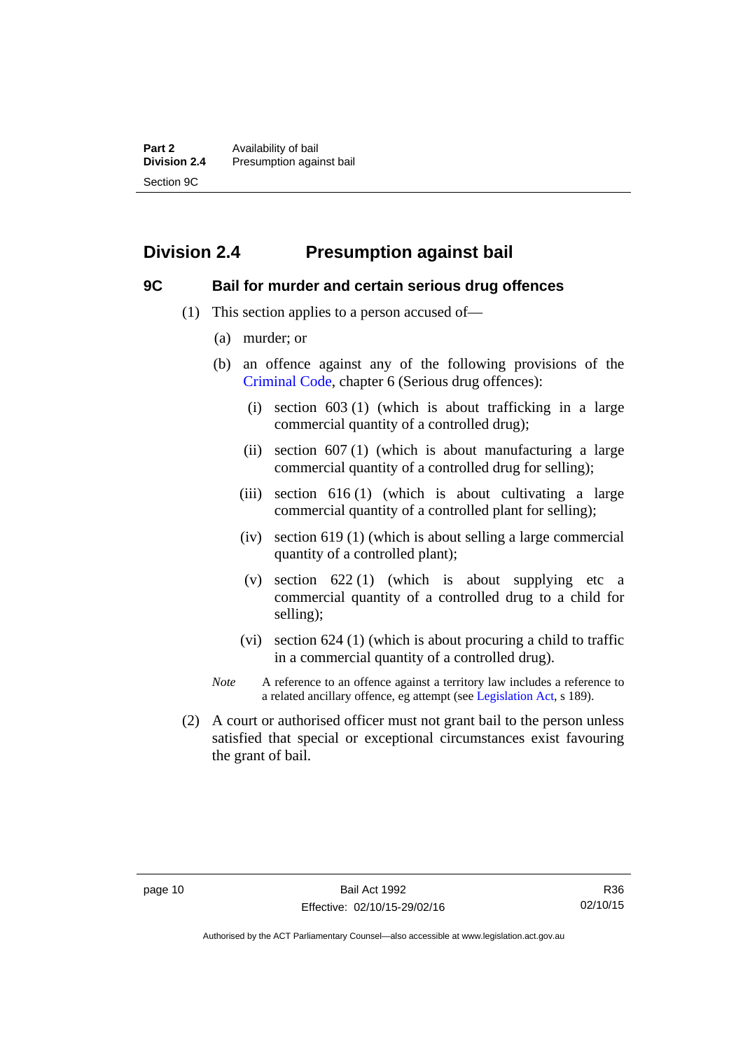## Division 2.4 Presumption against bail

### 9C Bail for murder and certain serious drug offences

(1) This section applies to a person accused of—

(a) murder; or

(b) an offence against any of the following provisions of the Criminal Code, chapter 6 (Serious drug offences):

(i) section 603 (1) (which is about trafficking in a large commercial quantity of a controlled drug);

(ii) section 607 (1) (which is about manufacturing a large commercial quantity of a controlled drug for selling);

(iii) section 616 (1) (which is about cultivating a large commercial quantity of a controlled plant for selling);

(iv) section 619 (1) (which is about selling a large commercial quantity of a controlled plant);

(v) section 622 (1) (which is about supplying etc a commercial quantity of a controlled drug to a child for selling);

(vi) section 624 (1) (which is about procuring a child to traffic in a commercial quantity of a controlled drug).

*Note* A reference to an offence against a territory law includes a reference to a related ancillary offence, eg attempt (see Legislation Act, s 189).

(2) A court or authorised officer must not grant bail to the person unless satisfied that special or exceptional circumstances exist favouring the grant of bail.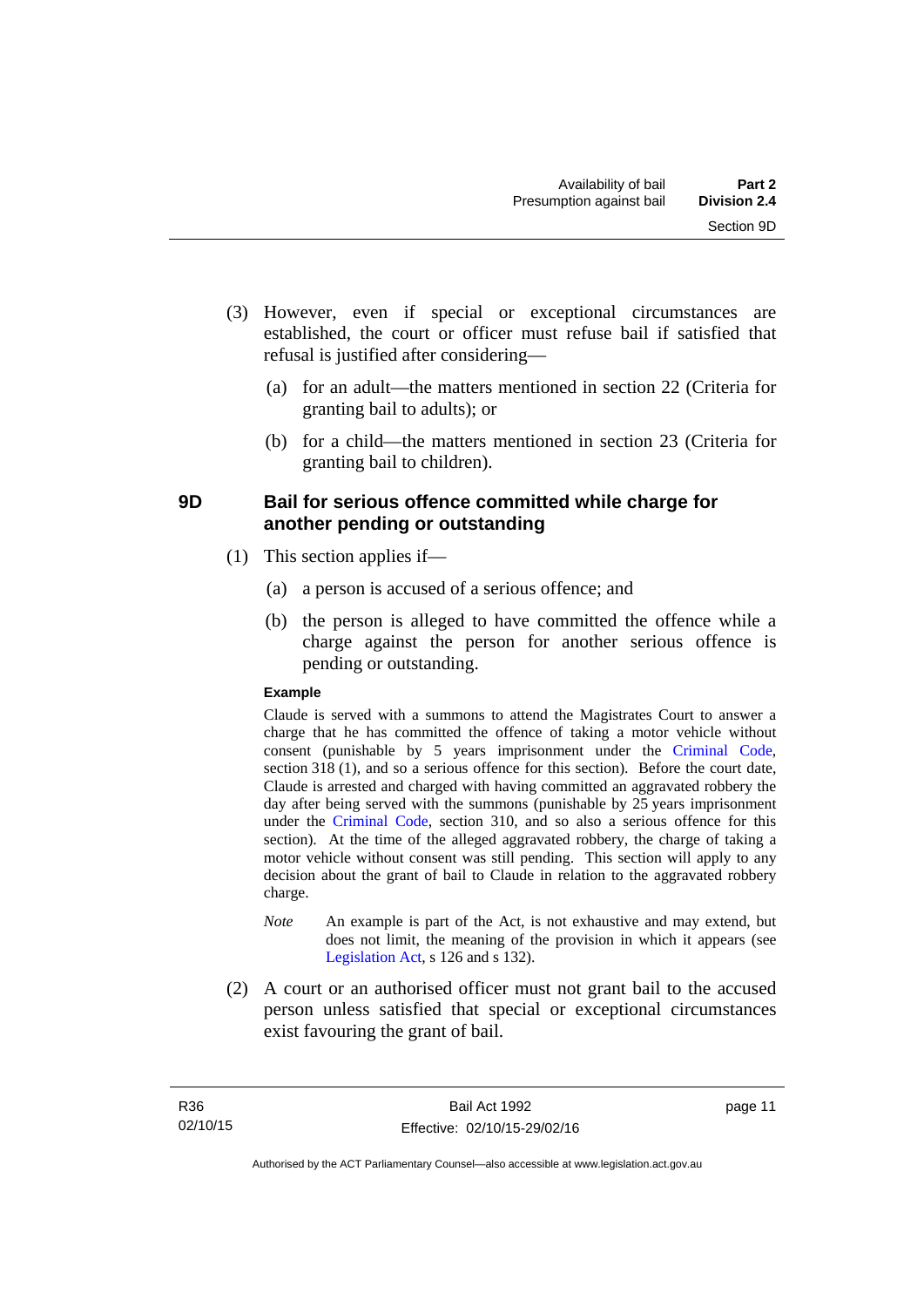(3) However, even if special or exceptional circumstances are established, the court or officer must refuse bail if satisfied that refusal is justified after considering—

(a) for an adult—the matters mentioned in section 22 (Criteria for granting bail to adults); or

(b) for a child—the matters mentioned in section 23 (Criteria for granting bail to children).

### 9D Bail for serious offence committed while charge for another pending or outstanding

(1) This section applies if—

(a) a person is accused of a serious offence; and

(b) the person is alleged to have committed the offence while a charge against the person for another serious offence is pending or outstanding.

**Example**

Claude is served with a summons to attend the Magistrates Court to answer a charge that he has committed the offence of taking a motor vehicle without consent (punishable by 5 years imprisonment under the Criminal Code, section 318 (1), and so a serious offence for this section). Before the court date, Claude is arrested and charged with having committed an aggravated robbery the day after being served with the summons (punishable by 25 years imprisonment under the Criminal Code, section 310, and so also a serious offence for this section). At the time of the alleged aggravated robbery, the charge of taking a motor vehicle without consent was still pending. This section will apply to any decision about the grant of bail to Claude in relation to the aggravated robbery charge.

*Note* An example is part of the Act, is not exhaustive and may extend, but does not limit, the meaning of the provision in which it appears (see Legislation Act, s 126 and s 132).

(2) A court or an authorised officer must not grant bail to the accused person unless satisfied that special or exceptional circumstances exist favouring the grant of bail.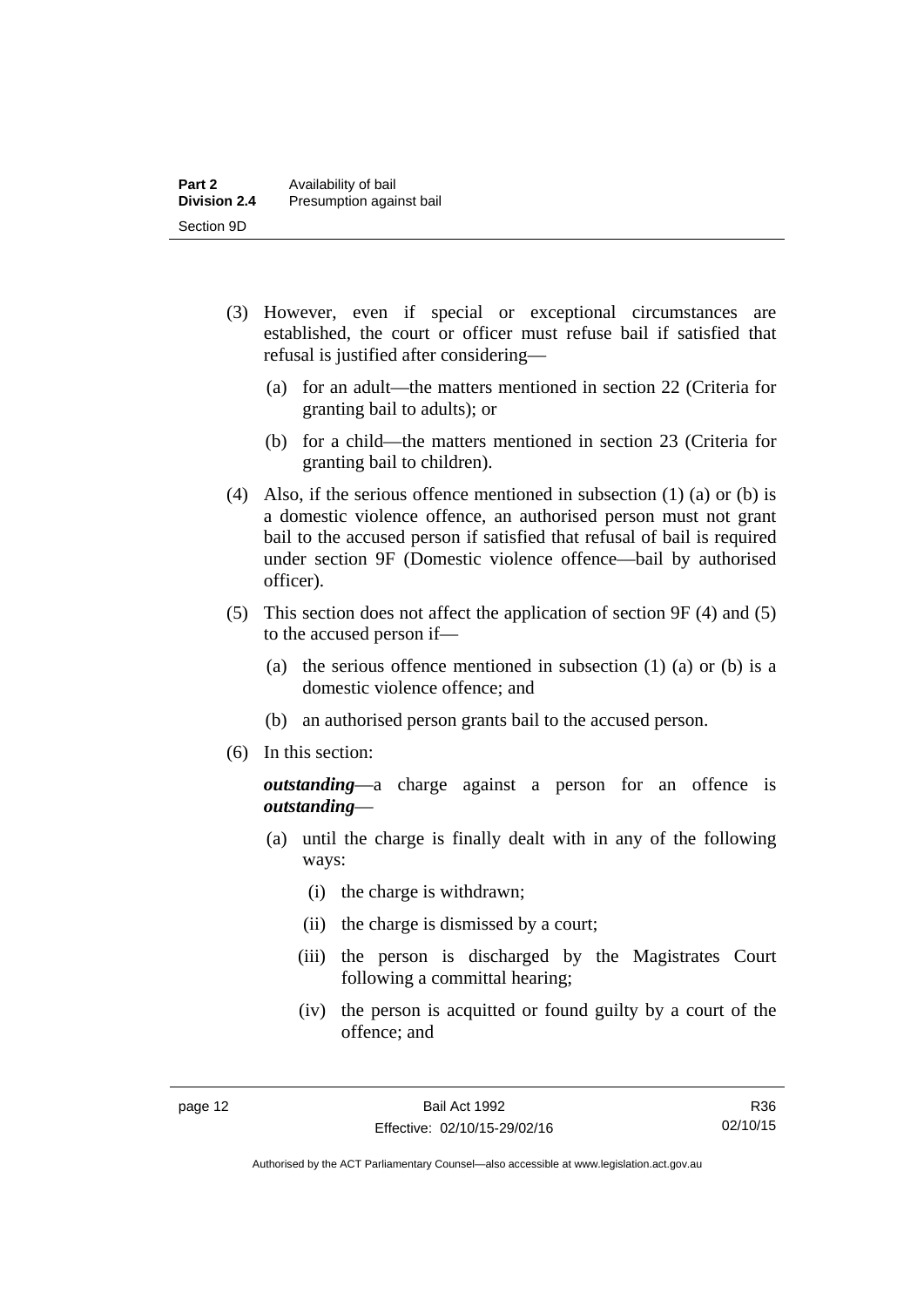(3) However, even if special or exceptional circumstances are established, the court or officer must refuse bail if satisfied that refusal is justified after considering—

(a) for an adult—the matters mentioned in section 22 (Criteria for granting bail to adults); or

(b) for a child—the matters mentioned in section 23 (Criteria for granting bail to children).

(4) Also, if the serious offence mentioned in subsection (1) (a) or (b) is a domestic violence offence, an authorised person must not grant bail to the accused person if satisfied that refusal of bail is required under section 9F (Domestic violence offence—bail by authorised officer).

(5) This section does not affect the application of section 9F (4) and (5) to the accused person if—

(a) the serious offence mentioned in subsection (1) (a) or (b) is a domestic violence offence; and

(b) an authorised person grants bail to the accused person.

(6) In this section:

***outstanding***—a charge against a person for an offence is ***outstanding***—

(a) until the charge is finally dealt with in any of the following ways:

(i) the charge is withdrawn;

(ii) the charge is dismissed by a court;

(iii) the person is discharged by the Magistrates Court following a committal hearing;

(iv) the person is acquitted or found guilty by a court of the offence; and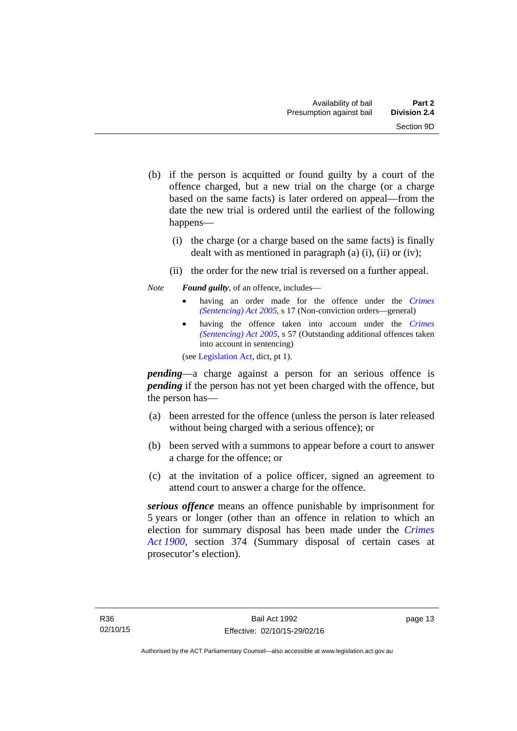(b) if the person is acquitted or found guilty by a court of the offence charged, but a new trial on the charge (or a charge based on the same facts) is later ordered on appeal—from the date the new trial is ordered until the earliest of the following happens—

  (i) the charge (or a charge based on the same facts) is finally dealt with as mentioned in paragraph (a) (i), (ii) or (iv);

  (ii) the order for the new trial is reversed on a further appeal.

*Note* ***Found guilty***, of an offence, includes—

- having an order made for the offence under the *Crimes (Sentencing) Act 2005*, s 17 (Non-conviction orders—general)
- having the offence taken into account under the *Crimes (Sentencing) Act 2005*, s 57 (Outstanding additional offences taken into account in sentencing)

(see Legislation Act, dict, pt 1).

***pending***—a charge against a person for an serious offence is ***pending*** if the person has not yet been charged with the offence, but the person has—

(a) been arrested for the offence (unless the person is later released without being charged with a serious offence); or

(b) been served with a summons to appear before a court to answer a charge for the offence; or

(c) at the invitation of a police officer, signed an agreement to attend court to answer a charge for the offence.

***serious offence*** means an offence punishable by imprisonment for 5 years or longer (other than an offence in relation to which an election for summary disposal has been made under the *Crimes Act 1900*, section 374 (Summary disposal of certain cases at prosecutor's election).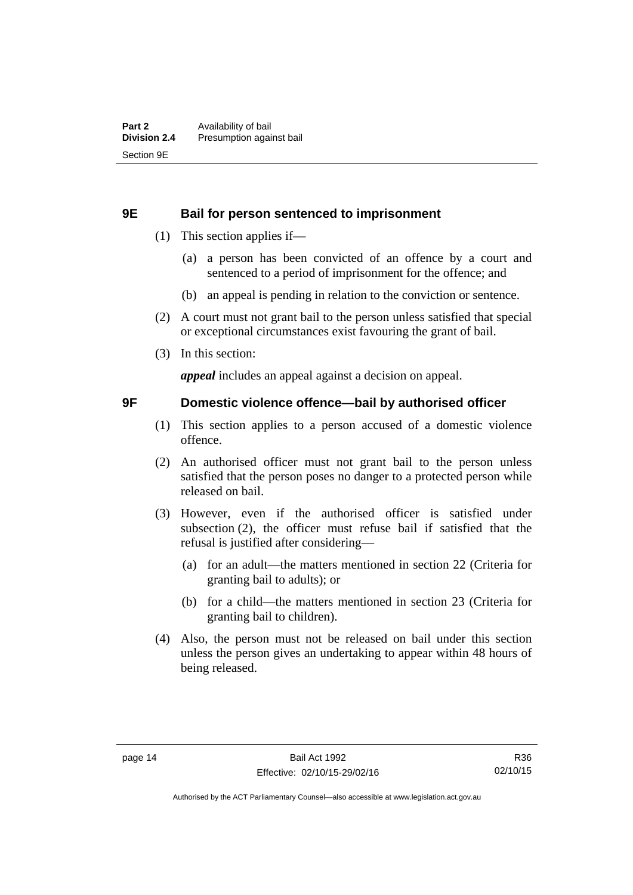## 9E Bail for person sentenced to imprisonment

(1) This section applies if—

(a) a person has been convicted of an offence by a court and sentenced to a period of imprisonment for the offence; and

(b) an appeal is pending in relation to the conviction or sentence.

(2) A court must not grant bail to the person unless satisfied that special or exceptional circumstances exist favouring the grant of bail.

(3) In this section:

***appeal*** includes an appeal against a decision on appeal.

## 9F Domestic violence offence—bail by authorised officer

(1) This section applies to a person accused of a domestic violence offence.

(2) An authorised officer must not grant bail to the person unless satisfied that the person poses no danger to a protected person while released on bail.

(3) However, even if the authorised officer is satisfied under subsection (2), the officer must refuse bail if satisfied that the refusal is justified after considering—

(a) for an adult—the matters mentioned in section 22 (Criteria for granting bail to adults); or

(b) for a child—the matters mentioned in section 23 (Criteria for granting bail to children).

(4) Also, the person must not be released on bail under this section unless the person gives an undertaking to appear within 48 hours of being released.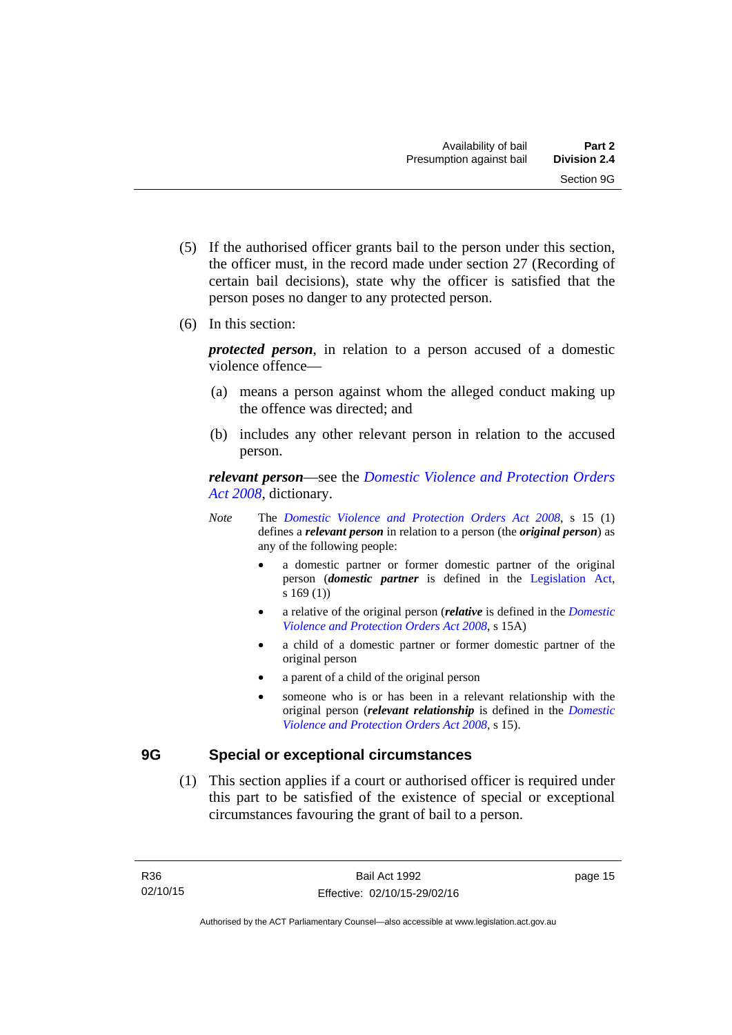(5) If the authorised officer grants bail to the person under this section, the officer must, in the record made under section 27 (Recording of certain bail decisions), state why the officer is satisfied that the person poses no danger to any protected person.

(6) In this section:

***protected person***, in relation to a person accused of a domestic violence offence—

(a) means a person against whom the alleged conduct making up the offence was directed; and

(b) includes any other relevant person in relation to the accused person.

***relevant person***—see the *Domestic Violence and Protection Orders Act 2008*, dictionary.

*Note* The *Domestic Violence and Protection Orders Act 2008*, s 15 (1) defines a ***relevant person*** in relation to a person (the ***original person***) as any of the following people:

- a domestic partner or former domestic partner of the original person (***domestic partner*** is defined in the Legislation Act, s 169 (1))
- a relative of the original person (***relative*** is defined in the *Domestic Violence and Protection Orders Act 2008*, s 15A)
- a child of a domestic partner or former domestic partner of the original person
- a parent of a child of the original person
- someone who is or has been in a relevant relationship with the original person (***relevant relationship*** is defined in the *Domestic Violence and Protection Orders Act 2008*, s 15).

## 9G Special or exceptional circumstances

(1) This section applies if a court or authorised officer is required under this part to be satisfied of the existence of special or exceptional circumstances favouring the grant of bail to a person.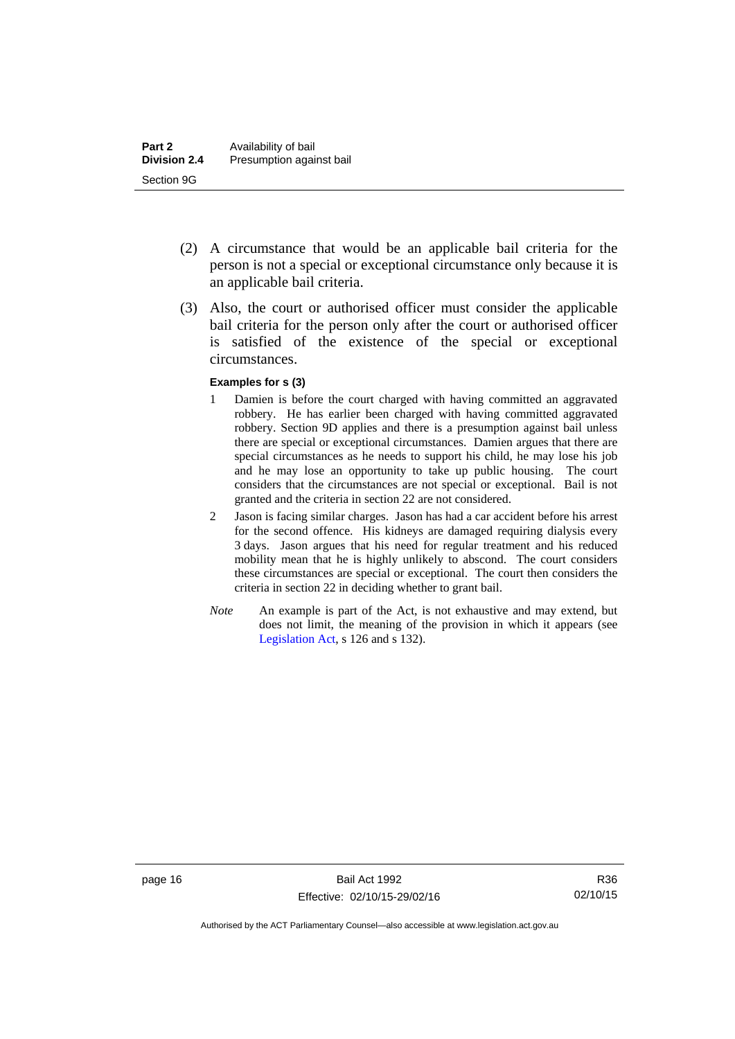(2) A circumstance that would be an applicable bail criteria for the person is not a special or exceptional circumstance only because it is an applicable bail criteria.

(3) Also, the court or authorised officer must consider the applicable bail criteria for the person only after the court or authorised officer is satisfied of the existence of the special or exceptional circumstances.

**Examples for s (3)**

1 Damien is before the court charged with having committed an aggravated robbery. He has earlier been charged with having committed aggravated robbery. Section 9D applies and there is a presumption against bail unless there are special or exceptional circumstances. Damien argues that there are special circumstances as he needs to support his child, he may lose his job and he may lose an opportunity to take up public housing. The court considers that the circumstances are not special or exceptional. Bail is not granted and the criteria in section 22 are not considered.

2 Jason is facing similar charges. Jason has had a car accident before his arrest for the second offence. His kidneys are damaged requiring dialysis every 3 days. Jason argues that his need for regular treatment and his reduced mobility mean that he is highly unlikely to abscond. The court considers these circumstances are special or exceptional. The court then considers the criteria in section 22 in deciding whether to grant bail.

*Note* An example is part of the Act, is not exhaustive and may extend, but does not limit, the meaning of the provision in which it appears (see Legislation Act, s 126 and s 132).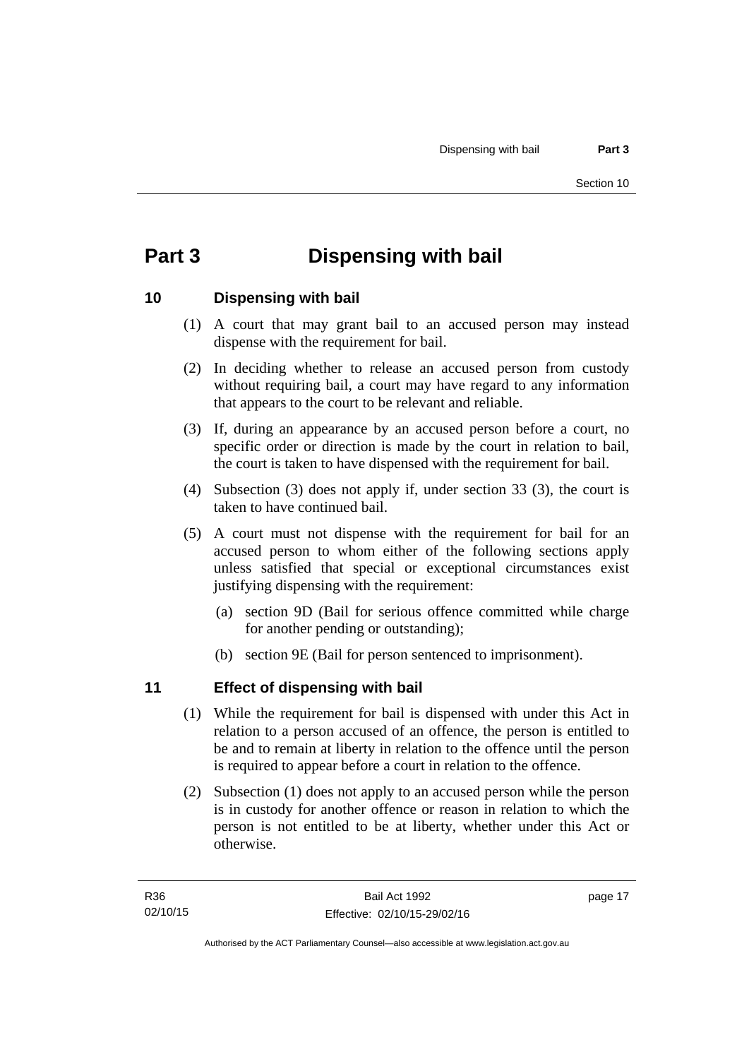# Part 3 Dispensing with bail

## 10 Dispensing with bail

(1) A court that may grant bail to an accused person may instead dispense with the requirement for bail.

(2) In deciding whether to release an accused person from custody without requiring bail, a court may have regard to any information that appears to the court to be relevant and reliable.

(3) If, during an appearance by an accused person before a court, no specific order or direction is made by the court in relation to bail, the court is taken to have dispensed with the requirement for bail.

(4) Subsection (3) does not apply if, under section 33 (3), the court is taken to have continued bail.

(5) A court must not dispense with the requirement for bail for an accused person to whom either of the following sections apply unless satisfied that special or exceptional circumstances exist justifying dispensing with the requirement:

(a) section 9D (Bail for serious offence committed while charge for another pending or outstanding);

(b) section 9E (Bail for person sentenced to imprisonment).

## 11 Effect of dispensing with bail

(1) While the requirement for bail is dispensed with under this Act in relation to a person accused of an offence, the person is entitled to be and to remain at liberty in relation to the offence until the person is required to appear before a court in relation to the offence.

(2) Subsection (1) does not apply to an accused person while the person is in custody for another offence or reason in relation to which the person is not entitled to be at liberty, whether under this Act or otherwise.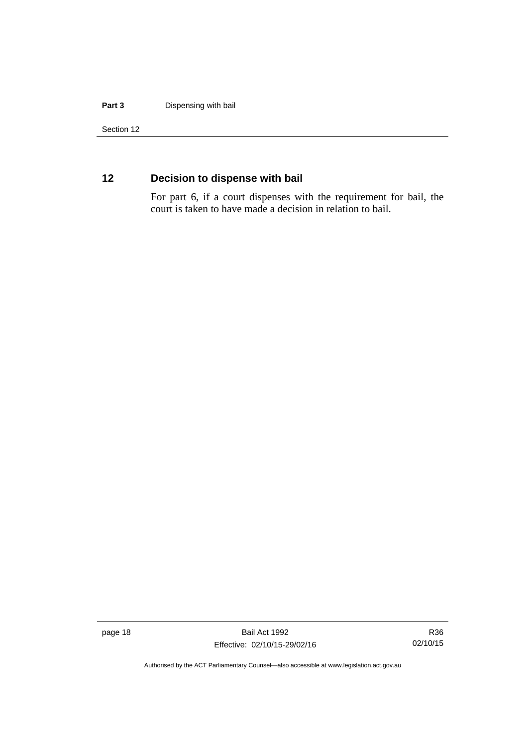## 12 Decision to dispense with bail

For part 6, if a court dispenses with the requirement for bail, the court is taken to have made a decision in relation to bail.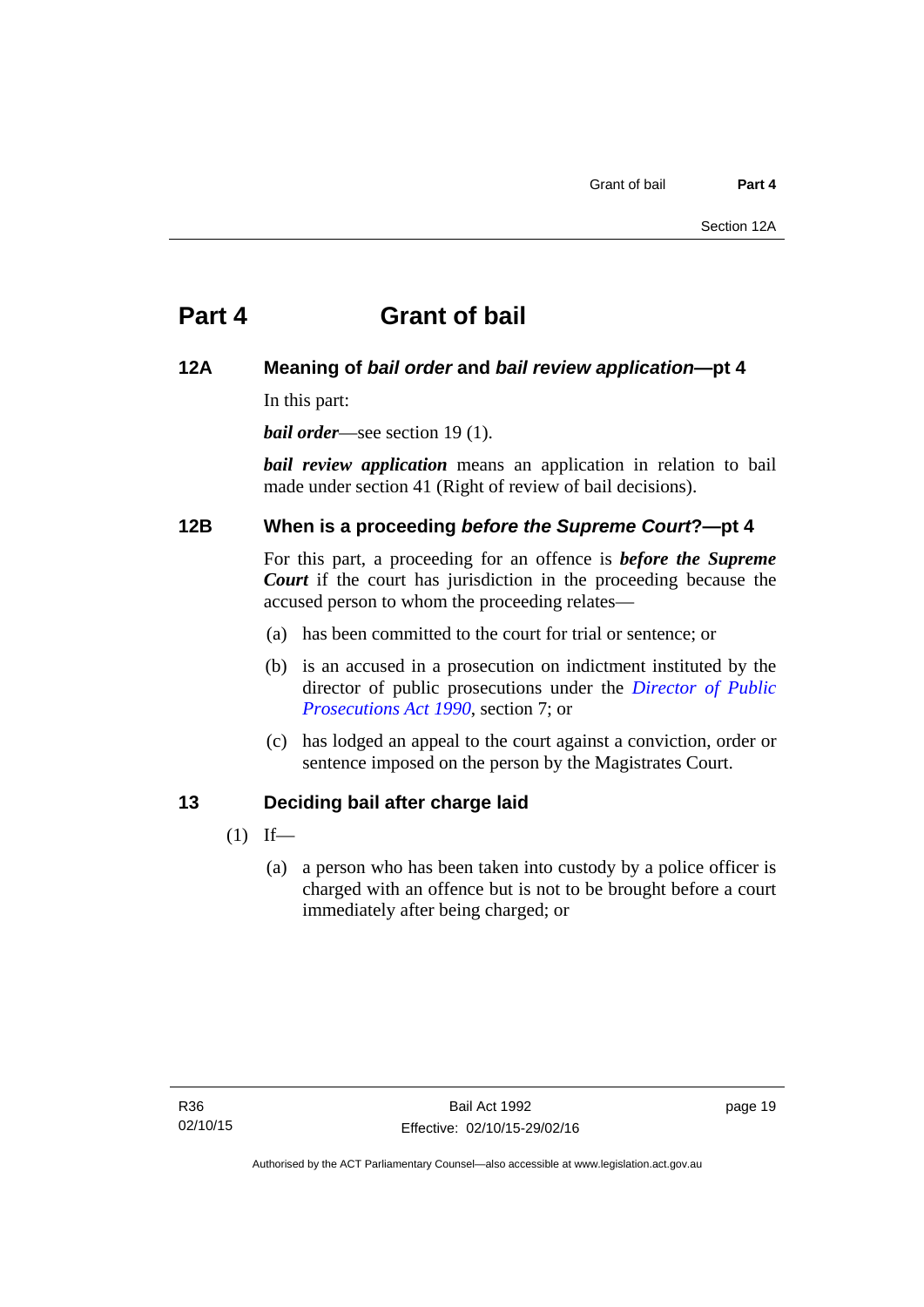# Part 4 Grant of bail

## 12A Meaning of *bail order* and *bail review application*—pt 4

In this part:

***bail order***—see section 19 (1).

***bail review application*** means an application in relation to bail made under section 41 (Right of review of bail decisions).

## 12B When is a proceeding *before the Supreme Court*?—pt 4

For this part, a proceeding for an offence is ***before the Supreme Court*** if the court has jurisdiction in the proceeding because the accused person to whom the proceeding relates—

(a) has been committed to the court for trial or sentence; or

(b) is an accused in a prosecution on indictment instituted by the director of public prosecutions under the *Director of Public Prosecutions Act 1990*, section 7; or

(c) has lodged an appeal to the court against a conviction, order or sentence imposed on the person by the Magistrates Court.

## 13 Deciding bail after charge laid

(1) If—

(a) a person who has been taken into custody by a police officer is charged with an offence but is not to be brought before a court immediately after being charged; or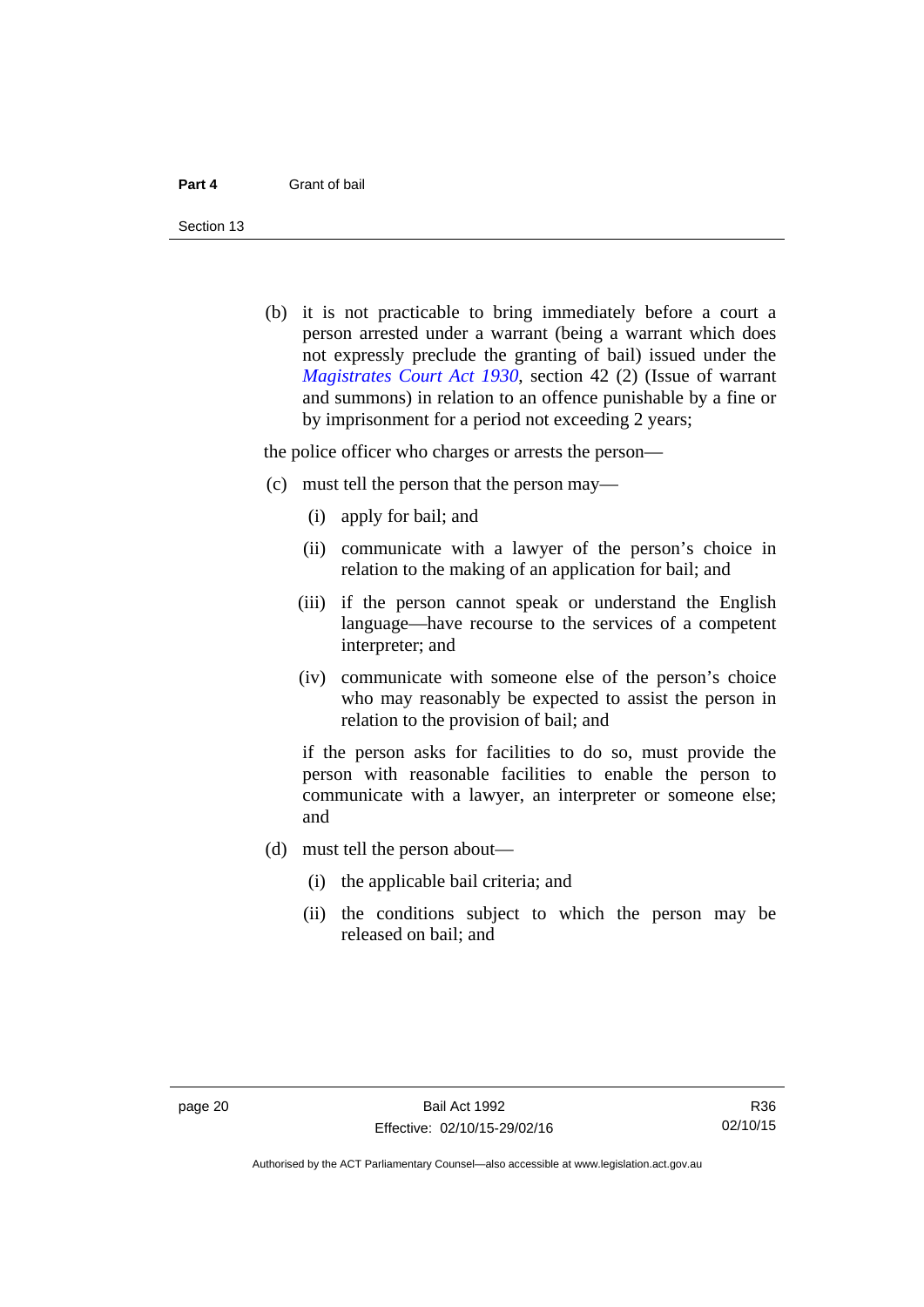(b) it is not practicable to bring immediately before a court a person arrested under a warrant (being a warrant which does not expressly preclude the granting of bail) issued under the *Magistrates Court Act 1930*, section 42 (2) (Issue of warrant and summons) in relation to an offence punishable by a fine or by imprisonment for a period not exceeding 2 years;

the police officer who charges or arrests the person—

(c) must tell the person that the person may—

  (i) apply for bail; and

  (ii) communicate with a lawyer of the person's choice in relation to the making of an application for bail; and

  (iii) if the person cannot speak or understand the English language—have recourse to the services of a competent interpreter; and

  (iv) communicate with someone else of the person's choice who may reasonably be expected to assist the person in relation to the provision of bail; and

  if the person asks for facilities to do so, must provide the person with reasonable facilities to enable the person to communicate with a lawyer, an interpreter or someone else; and

(d) must tell the person about—

  (i) the applicable bail criteria; and

  (ii) the conditions subject to which the person may be released on bail; and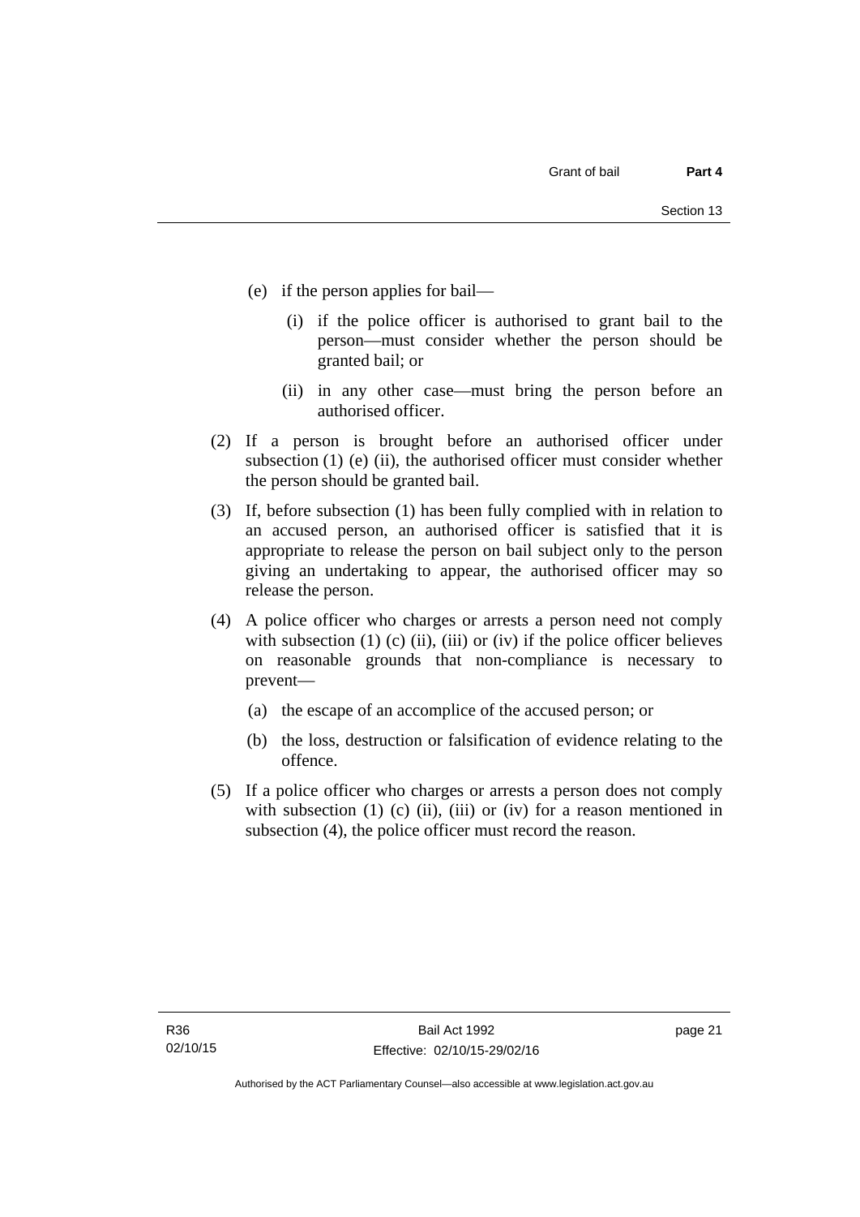(e) if the person applies for bail—

   (i) if the police officer is authorised to grant bail to the person—must consider whether the person should be granted bail; or

   (ii) in any other case—must bring the person before an authorised officer.

(2) If a person is brought before an authorised officer under subsection (1) (e) (ii), the authorised officer must consider whether the person should be granted bail.

(3) If, before subsection (1) has been fully complied with in relation to an accused person, an authorised officer is satisfied that it is appropriate to release the person on bail subject only to the person giving an undertaking to appear, the authorised officer may so release the person.

(4) A police officer who charges or arrests a person need not comply with subsection (1) (c) (ii), (iii) or (iv) if the police officer believes on reasonable grounds that non-compliance is necessary to prevent—

   (a) the escape of an accomplice of the accused person; or

   (b) the loss, destruction or falsification of evidence relating to the offence.

(5) If a police officer who charges or arrests a person does not comply with subsection (1) (c) (ii), (iii) or (iv) for a reason mentioned in subsection (4), the police officer must record the reason.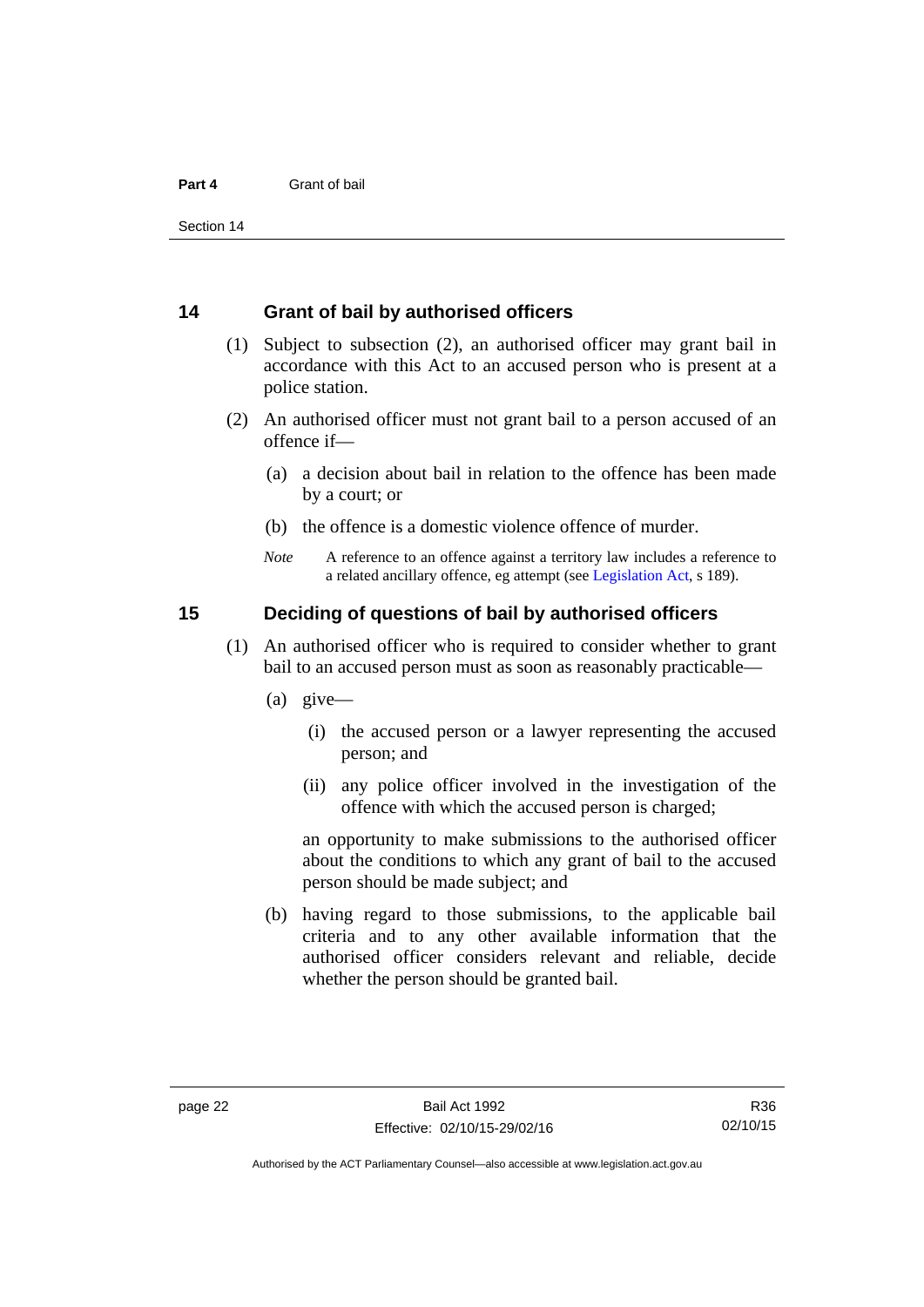## 14 Grant of bail by authorised officers

(1) Subject to subsection (2), an authorised officer may grant bail in accordance with this Act to an accused person who is present at a police station.

(2) An authorised officer must not grant bail to a person accused of an offence if—

(a) a decision about bail in relation to the offence has been made by a court; or

(b) the offence is a domestic violence offence of murder.

*Note* A reference to an offence against a territory law includes a reference to a related ancillary offence, eg attempt (see Legislation Act, s 189).

## 15 Deciding of questions of bail by authorised officers

(1) An authorised officer who is required to consider whether to grant bail to an accused person must as soon as reasonably practicable—

(a) give—

(i) the accused person or a lawyer representing the accused person; and

(ii) any police officer involved in the investigation of the offence with which the accused person is charged;

an opportunity to make submissions to the authorised officer about the conditions to which any grant of bail to the accused person should be made subject; and

(b) having regard to those submissions, to the applicable bail criteria and to any other available information that the authorised officer considers relevant and reliable, decide whether the person should be granted bail.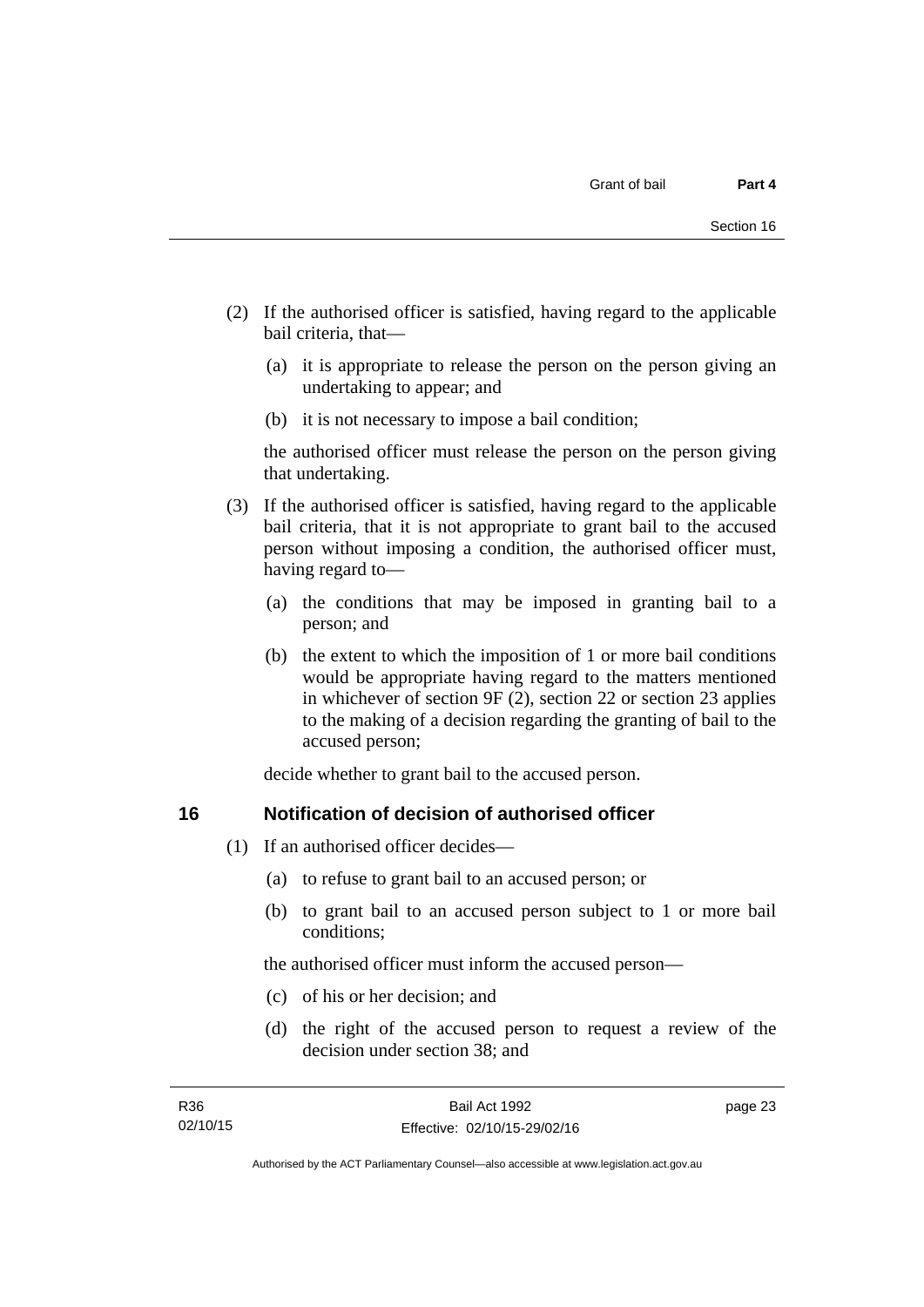(2) If the authorised officer is satisfied, having regard to the applicable bail criteria, that—

(a) it is appropriate to release the person on the person giving an undertaking to appear; and

(b) it is not necessary to impose a bail condition;

the authorised officer must release the person on the person giving that undertaking.

(3) If the authorised officer is satisfied, having regard to the applicable bail criteria, that it is not appropriate to grant bail to the accused person without imposing a condition, the authorised officer must, having regard to—

(a) the conditions that may be imposed in granting bail to a person; and

(b) the extent to which the imposition of 1 or more bail conditions would be appropriate having regard to the matters mentioned in whichever of section 9F (2), section 22 or section 23 applies to the making of a decision regarding the granting of bail to the accused person;

decide whether to grant bail to the accused person.

## 16 Notification of decision of authorised officer

(1) If an authorised officer decides—

(a) to refuse to grant bail to an accused person; or

(b) to grant bail to an accused person subject to 1 or more bail conditions;

the authorised officer must inform the accused person—

(c) of his or her decision; and

(d) the right of the accused person to request a review of the decision under section 38; and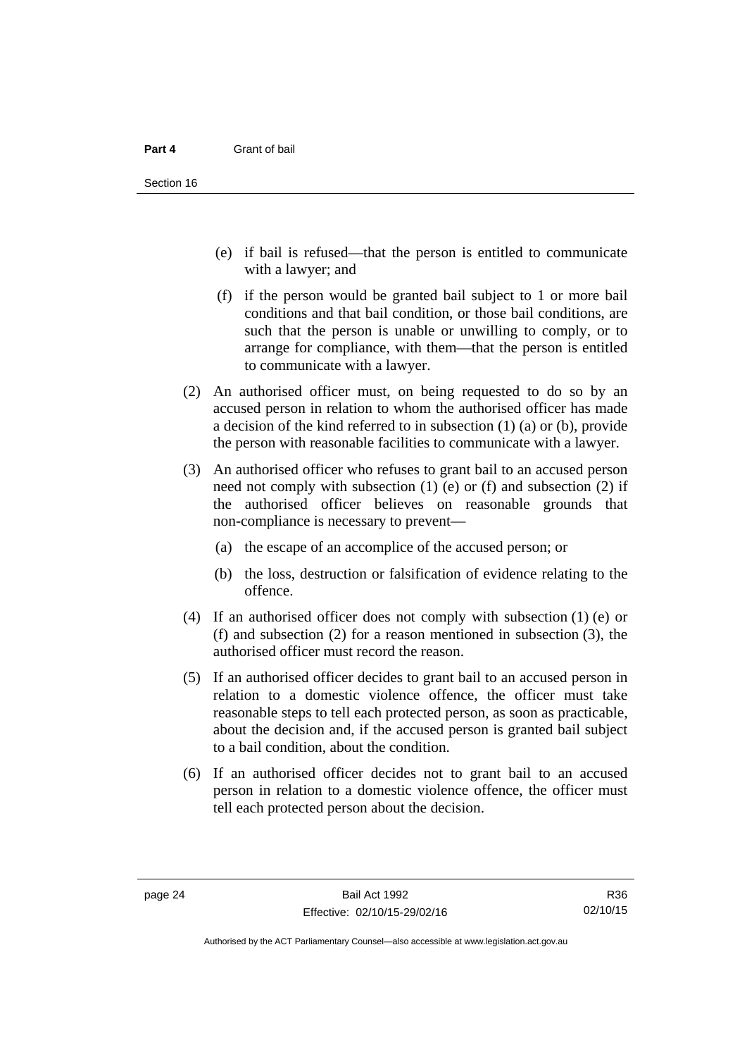(e) if bail is refused—that the person is entitled to communicate with a lawyer; and

(f) if the person would be granted bail subject to 1 or more bail conditions and that bail condition, or those bail conditions, are such that the person is unable or unwilling to comply, or to arrange for compliance, with them—that the person is entitled to communicate with a lawyer.

(2) An authorised officer must, on being requested to do so by an accused person in relation to whom the authorised officer has made a decision of the kind referred to in subsection (1) (a) or (b), provide the person with reasonable facilities to communicate with a lawyer.

(3) An authorised officer who refuses to grant bail to an accused person need not comply with subsection (1) (e) or (f) and subsection (2) if the authorised officer believes on reasonable grounds that non-compliance is necessary to prevent—

(a) the escape of an accomplice of the accused person; or

(b) the loss, destruction or falsification of evidence relating to the offence.

(4) If an authorised officer does not comply with subsection (1) (e) or (f) and subsection (2) for a reason mentioned in subsection (3), the authorised officer must record the reason.

(5) If an authorised officer decides to grant bail to an accused person in relation to a domestic violence offence, the officer must take reasonable steps to tell each protected person, as soon as practicable, about the decision and, if the accused person is granted bail subject to a bail condition, about the condition.

(6) If an authorised officer decides not to grant bail to an accused person in relation to a domestic violence offence, the officer must tell each protected person about the decision.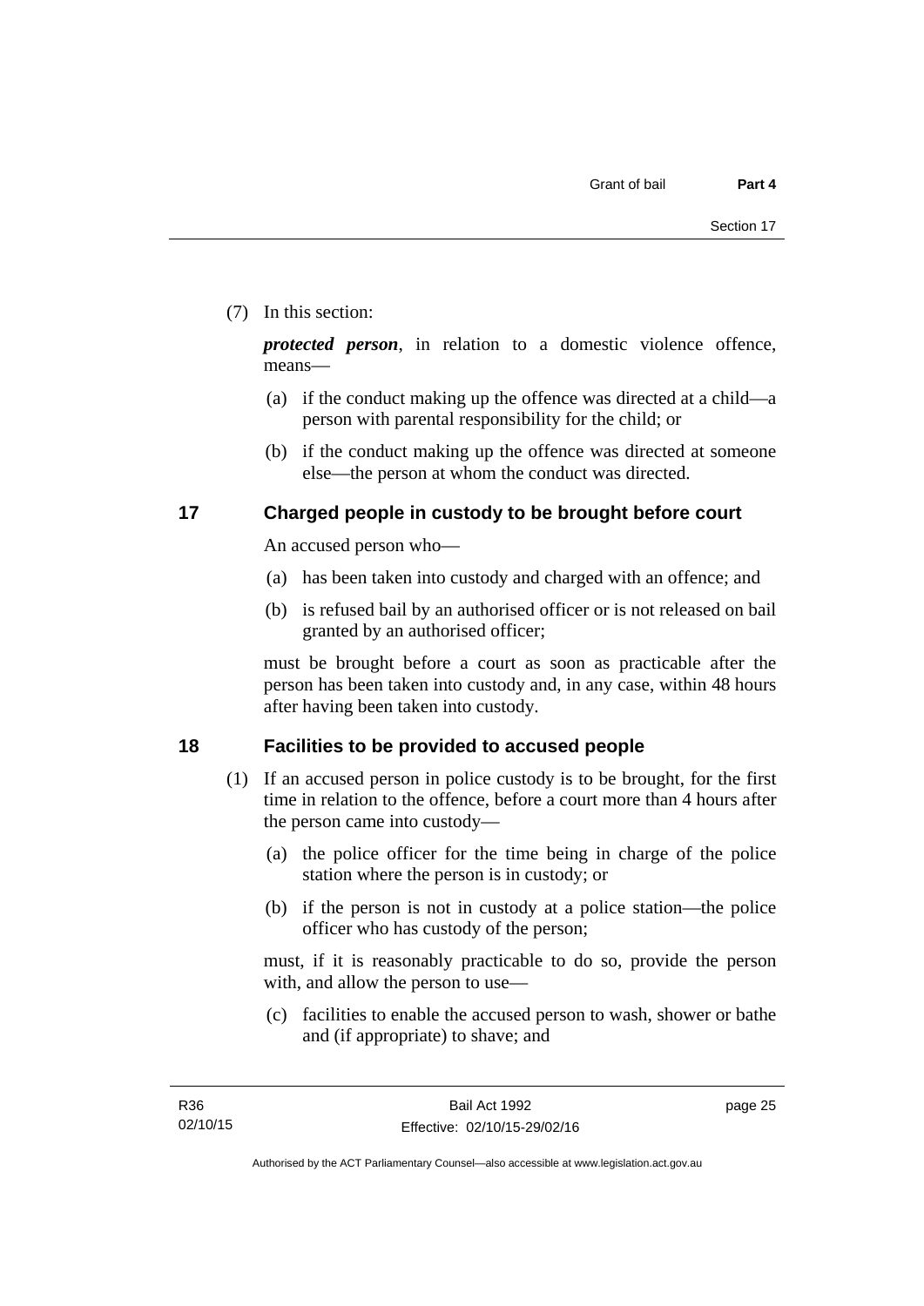(7) In this section:

***protected person***, in relation to a domestic violence offence, means—

(a) if the conduct making up the offence was directed at a child—a person with parental responsibility for the child; or

(b) if the conduct making up the offence was directed at someone else—the person at whom the conduct was directed.

## 17 Charged people in custody to be brought before court

An accused person who—

(a) has been taken into custody and charged with an offence; and

(b) is refused bail by an authorised officer or is not released on bail granted by an authorised officer;

must be brought before a court as soon as practicable after the person has been taken into custody and, in any case, within 48 hours after having been taken into custody.

## 18 Facilities to be provided to accused people

(1) If an accused person in police custody is to be brought, for the first time in relation to the offence, before a court more than 4 hours after the person came into custody—

(a) the police officer for the time being in charge of the police station where the person is in custody; or

(b) if the person is not in custody at a police station—the police officer who has custody of the person;

must, if it is reasonably practicable to do so, provide the person with, and allow the person to use—

(c) facilities to enable the accused person to wash, shower or bathe and (if appropriate) to shave; and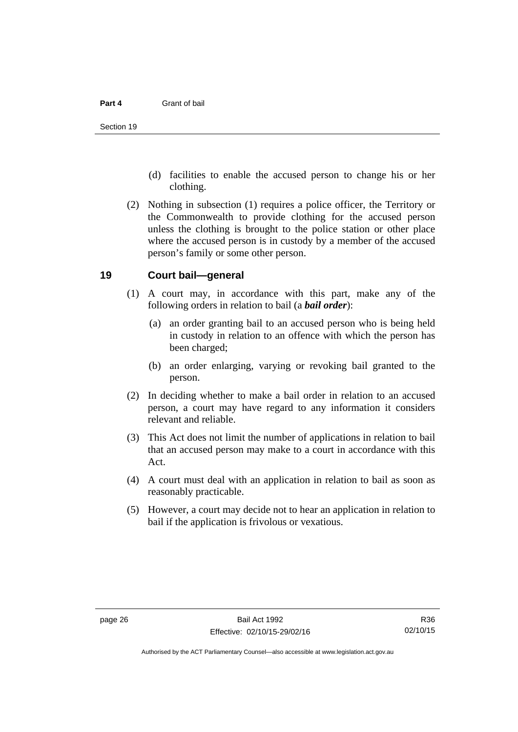(d) facilities to enable the accused person to change his or her clothing.

(2) Nothing in subsection (1) requires a police officer, the Territory or the Commonwealth to provide clothing for the accused person unless the clothing is brought to the police station or other place where the accused person is in custody by a member of the accused person's family or some other person.

## 19 Court bail—general

(1) A court may, in accordance with this part, make any of the following orders in relation to bail (a ***bail order***):

(a) an order granting bail to an accused person who is being held in custody in relation to an offence with which the person has been charged;

(b) an order enlarging, varying or revoking bail granted to the person.

(2) In deciding whether to make a bail order in relation to an accused person, a court may have regard to any information it considers relevant and reliable.

(3) This Act does not limit the number of applications in relation to bail that an accused person may make to a court in accordance with this Act.

(4) A court must deal with an application in relation to bail as soon as reasonably practicable.

(5) However, a court may decide not to hear an application in relation to bail if the application is frivolous or vexatious.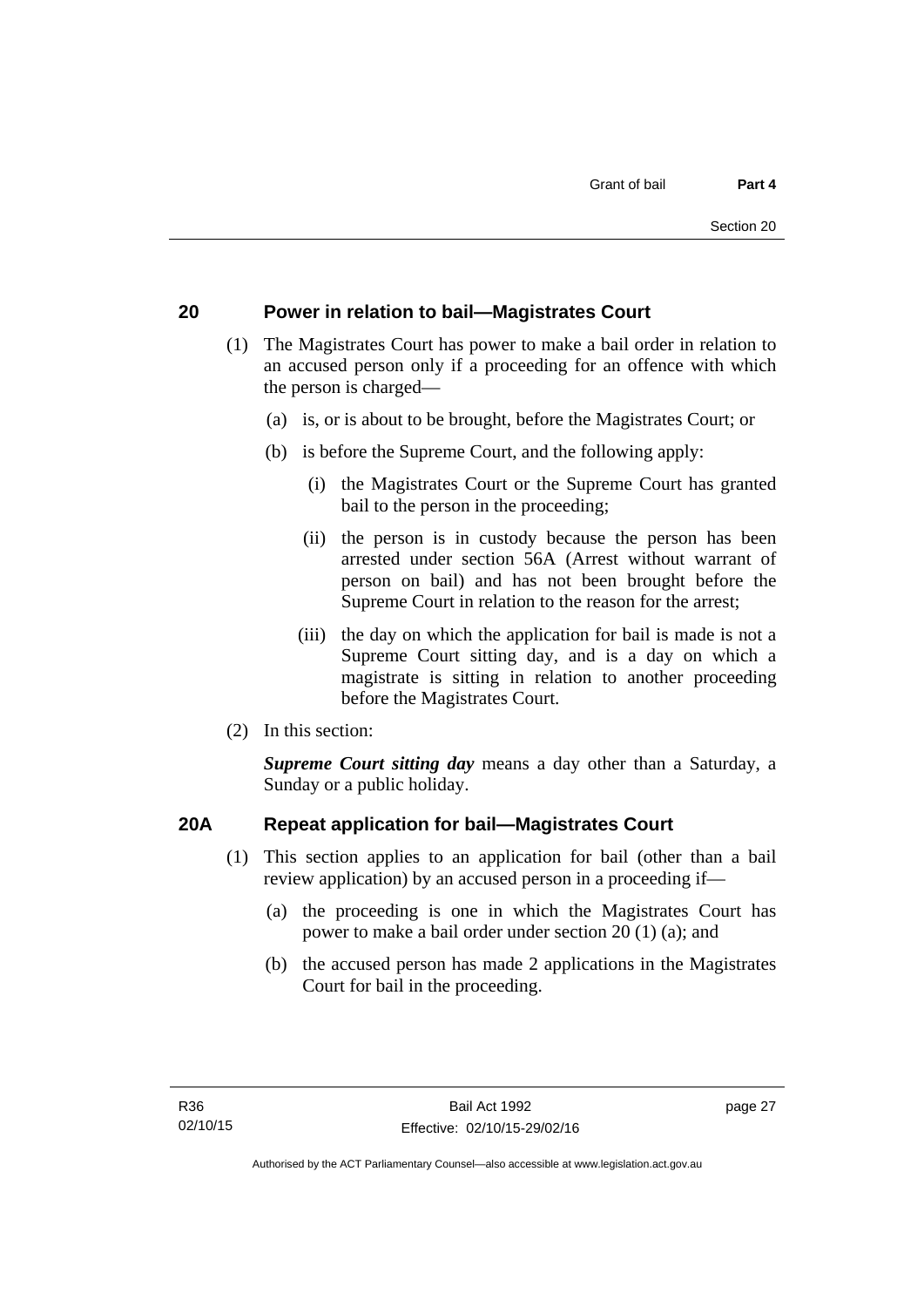## 20 Power in relation to bail—Magistrates Court

(1) The Magistrates Court has power to make a bail order in relation to an accused person only if a proceeding for an offence with which the person is charged—

(a) is, or is about to be brought, before the Magistrates Court; or

(b) is before the Supreme Court, and the following apply:

(i) the Magistrates Court or the Supreme Court has granted bail to the person in the proceeding;

(ii) the person is in custody because the person has been arrested under section 56A (Arrest without warrant of person on bail) and has not been brought before the Supreme Court in relation to the reason for the arrest;

(iii) the day on which the application for bail is made is not a Supreme Court sitting day, and is a day on which a magistrate is sitting in relation to another proceeding before the Magistrates Court.

(2) In this section:

***Supreme Court sitting day*** means a day other than a Saturday, a Sunday or a public holiday.

## 20A Repeat application for bail—Magistrates Court

(1) This section applies to an application for bail (other than a bail review application) by an accused person in a proceeding if—

(a) the proceeding is one in which the Magistrates Court has power to make a bail order under section 20 (1) (a); and

(b) the accused person has made 2 applications in the Magistrates Court for bail in the proceeding.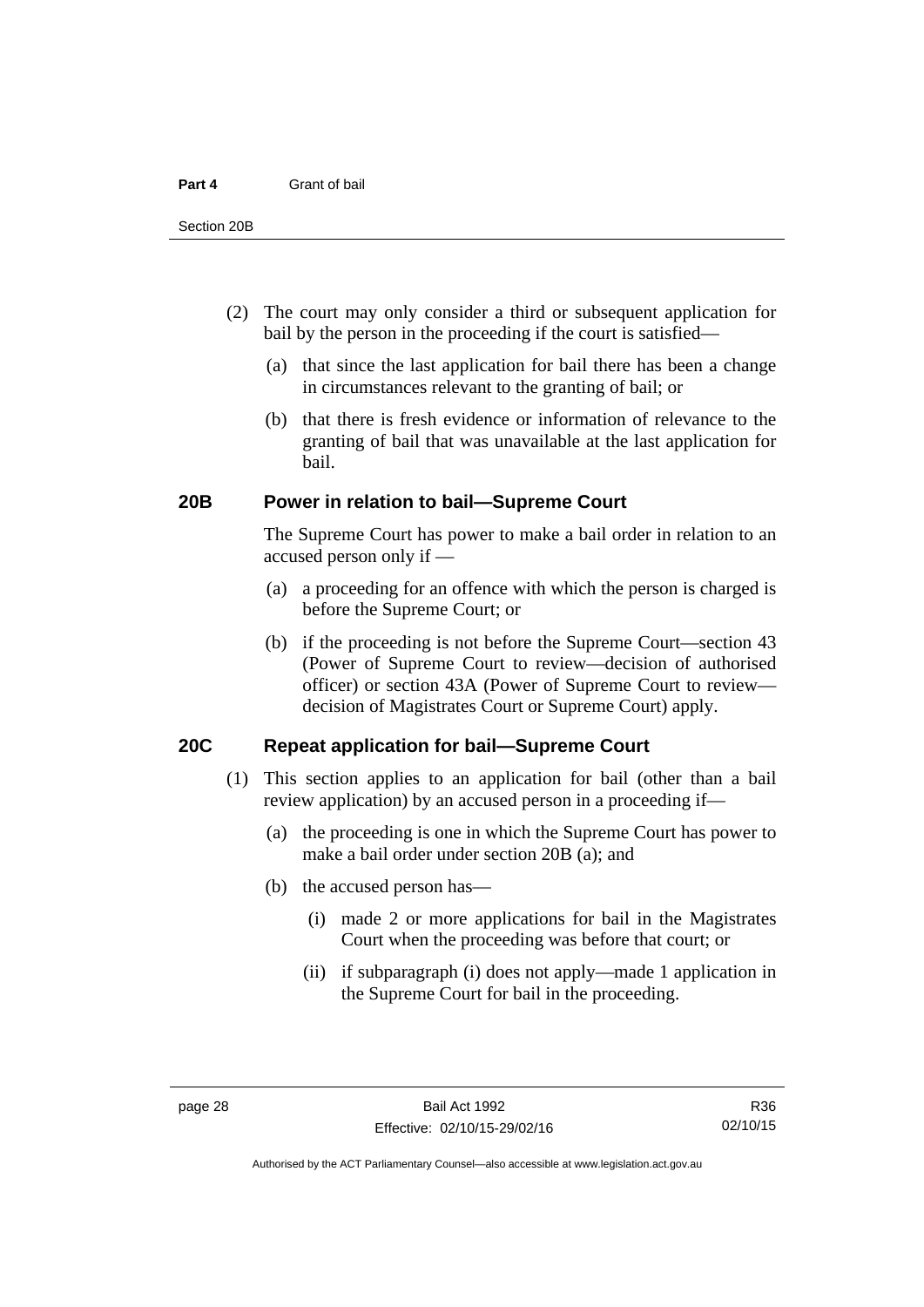(2) The court may only consider a third or subsequent application for bail by the person in the proceeding if the court is satisfied—

(a) that since the last application for bail there has been a change in circumstances relevant to the granting of bail; or

(b) that there is fresh evidence or information of relevance to the granting of bail that was unavailable at the last application for bail.

## 20B Power in relation to bail—Supreme Court

The Supreme Court has power to make a bail order in relation to an accused person only if —

(a) a proceeding for an offence with which the person is charged is before the Supreme Court; or

(b) if the proceeding is not before the Supreme Court—section 43 (Power of Supreme Court to review—decision of authorised officer) or section 43A (Power of Supreme Court to review—decision of Magistrates Court or Supreme Court) apply.

## 20C Repeat application for bail—Supreme Court

(1) This section applies to an application for bail (other than a bail review application) by an accused person in a proceeding if—

(a) the proceeding is one in which the Supreme Court has power to make a bail order under section 20B (a); and

(b) the accused person has—

(i) made 2 or more applications for bail in the Magistrates Court when the proceeding was before that court; or

(ii) if subparagraph (i) does not apply—made 1 application in the Supreme Court for bail in the proceeding.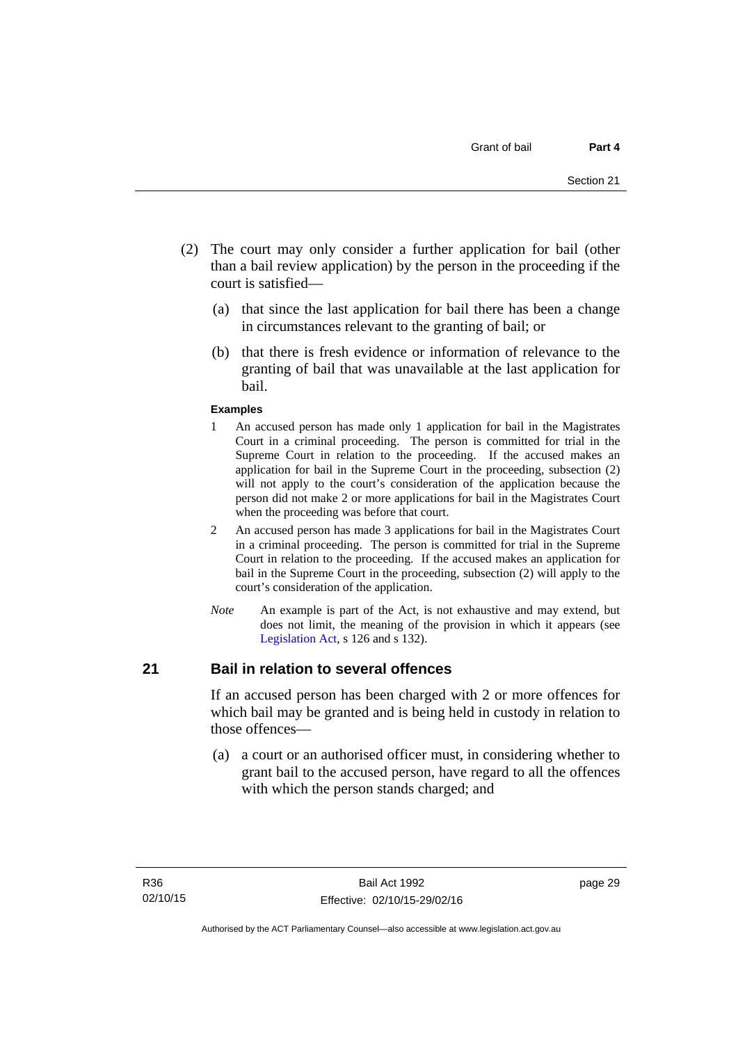(2) The court may only consider a further application for bail (other than a bail review application) by the person in the proceeding if the court is satisfied—

(a) that since the last application for bail there has been a change in circumstances relevant to the granting of bail; or

(b) that there is fresh evidence or information of relevance to the granting of bail that was unavailable at the last application for bail.

**Examples**

1 An accused person has made only 1 application for bail in the Magistrates Court in a criminal proceeding. The person is committed for trial in the Supreme Court in relation to the proceeding. If the accused makes an application for bail in the Supreme Court in the proceeding, subsection (2) will not apply to the court's consideration of the application because the person did not make 2 or more applications for bail in the Magistrates Court when the proceeding was before that court.

2 An accused person has made 3 applications for bail in the Magistrates Court in a criminal proceeding. The person is committed for trial in the Supreme Court in relation to the proceeding. If the accused makes an application for bail in the Supreme Court in the proceeding, subsection (2) will apply to the court's consideration of the application.

*Note* An example is part of the Act, is not exhaustive and may extend, but does not limit, the meaning of the provision in which it appears (see Legislation Act, s 126 and s 132).

## 21 Bail in relation to several offences

If an accused person has been charged with 2 or more offences for which bail may be granted and is being held in custody in relation to those offences—

(a) a court or an authorised officer must, in considering whether to grant bail to the accused person, have regard to all the offences with which the person stands charged; and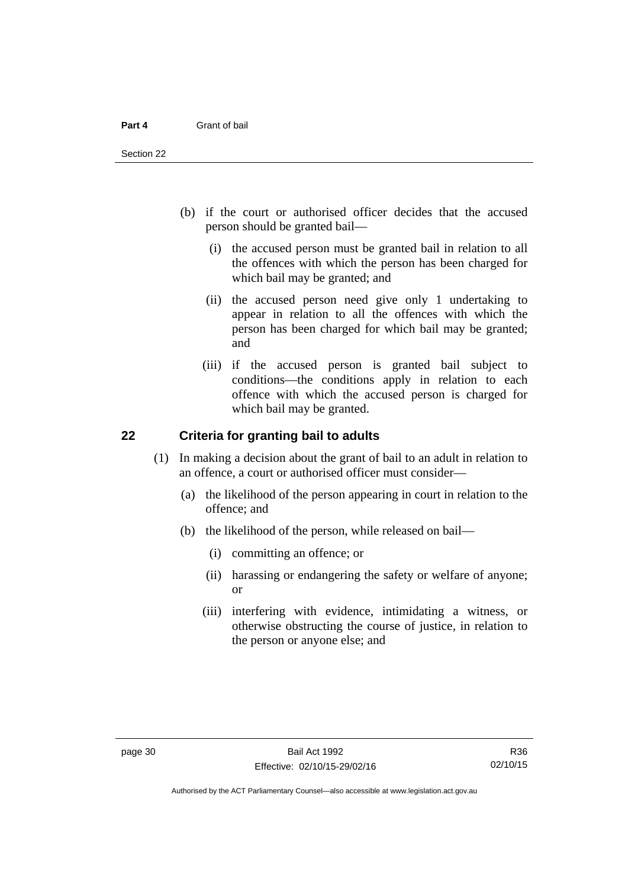(b) if the court or authorised officer decides that the accused person should be granted bail—

(i) the accused person must be granted bail in relation to all the offences with which the person has been charged for which bail may be granted; and

(ii) the accused person need give only 1 undertaking to appear in relation to all the offences with which the person has been charged for which bail may be granted; and

(iii) if the accused person is granted bail subject to conditions—the conditions apply in relation to each offence with which the accused person is charged for which bail may be granted.

## 22 Criteria for granting bail to adults

(1) In making a decision about the grant of bail to an adult in relation to an offence, a court or authorised officer must consider—

(a) the likelihood of the person appearing in court in relation to the offence; and

(b) the likelihood of the person, while released on bail—

(i) committing an offence; or

(ii) harassing or endangering the safety or welfare of anyone; or

(iii) interfering with evidence, intimidating a witness, or otherwise obstructing the course of justice, in relation to the person or anyone else; and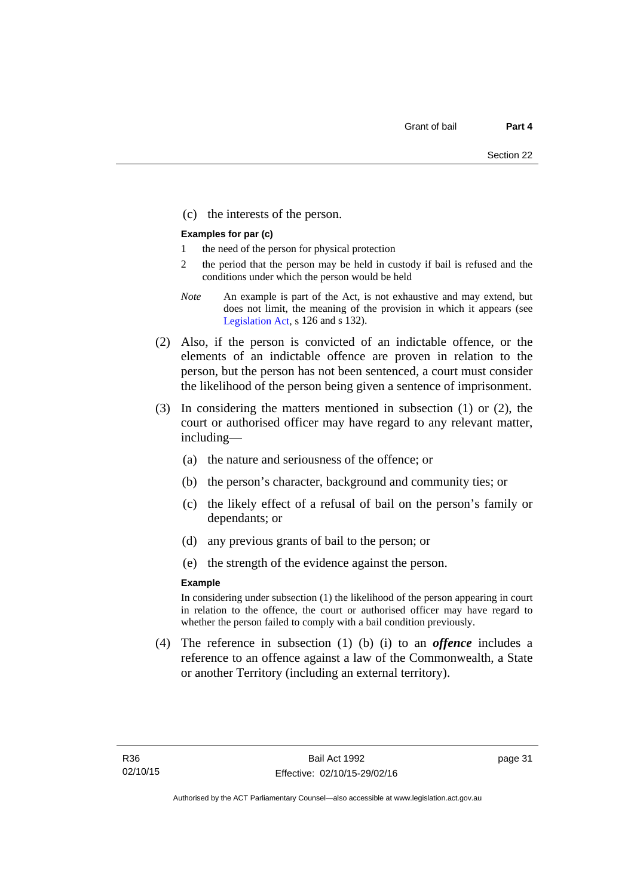(c) the interests of the person.

**Examples for par (c)**

1 the need of the person for physical protection

2 the period that the person may be held in custody if bail is refused and the conditions under which the person would be held

*Note* An example is part of the Act, is not exhaustive and may extend, but does not limit, the meaning of the provision in which it appears (see Legislation Act, s 126 and s 132).

(2) Also, if the person is convicted of an indictable offence, or the elements of an indictable offence are proven in relation to the person, but the person has not been sentenced, a court must consider the likelihood of the person being given a sentence of imprisonment.

(3) In considering the matters mentioned in subsection (1) or (2), the court or authorised officer may have regard to any relevant matter, including—

(a) the nature and seriousness of the offence; or

(b) the person's character, background and community ties; or

(c) the likely effect of a refusal of bail on the person's family or dependants; or

(d) any previous grants of bail to the person; or

(e) the strength of the evidence against the person.

**Example**

In considering under subsection (1) the likelihood of the person appearing in court in relation to the offence, the court or authorised officer may have regard to whether the person failed to comply with a bail condition previously.

(4) The reference in subsection (1) (b) (i) to an ***offence*** includes a reference to an offence against a law of the Commonwealth, a State or another Territory (including an external territory).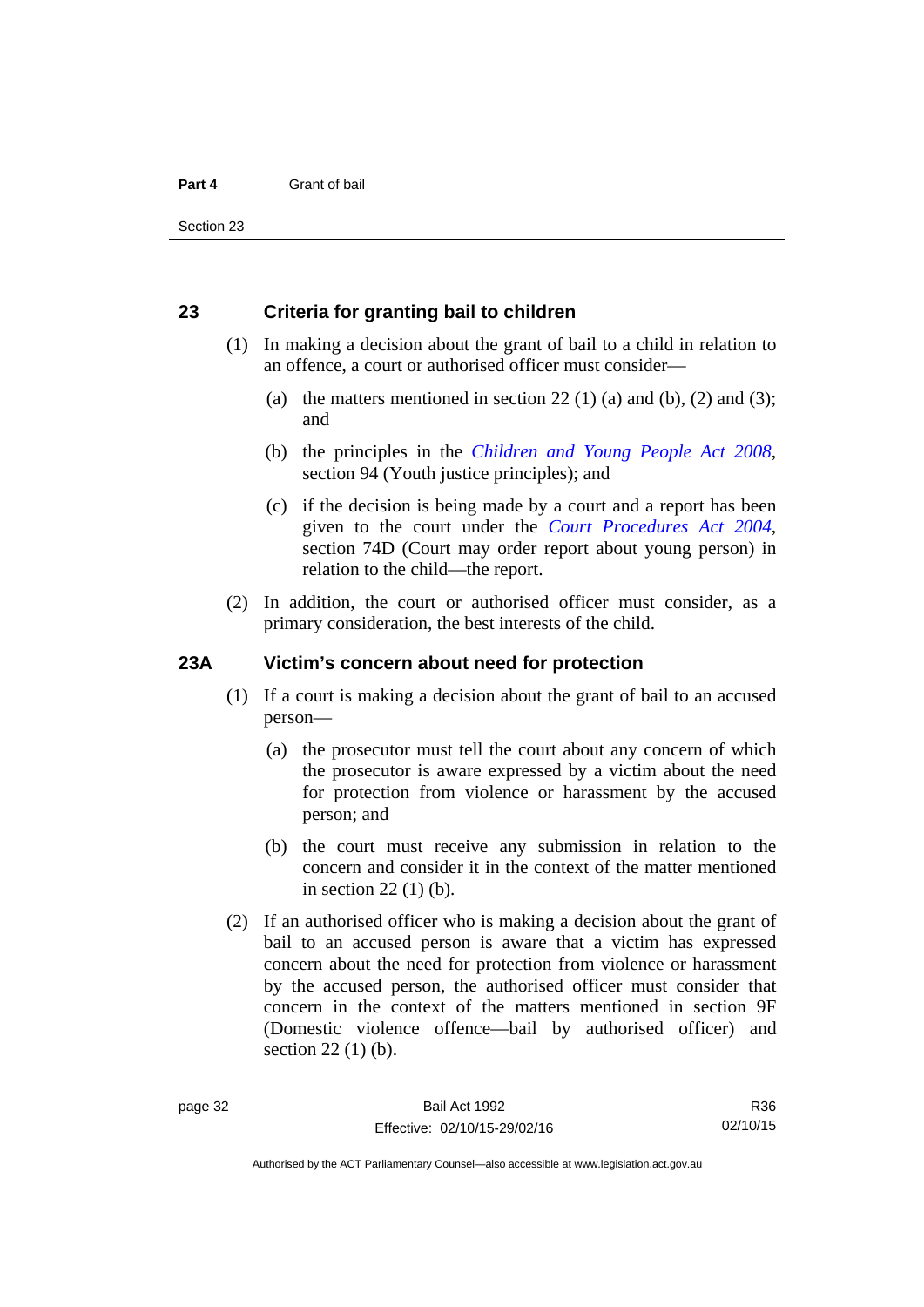## 23 Criteria for granting bail to children

(1) In making a decision about the grant of bail to a child in relation to an offence, a court or authorised officer must consider—

(a) the matters mentioned in section 22 (1) (a) and (b), (2) and (3); and

(b) the principles in the *Children and Young People Act 2008*, section 94 (Youth justice principles); and

(c) if the decision is being made by a court and a report has been given to the court under the *Court Procedures Act 2004*, section 74D (Court may order report about young person) in relation to the child—the report.

(2) In addition, the court or authorised officer must consider, as a primary consideration, the best interests of the child.

## 23A Victim's concern about need for protection

(1) If a court is making a decision about the grant of bail to an accused person—

(a) the prosecutor must tell the court about any concern of which the prosecutor is aware expressed by a victim about the need for protection from violence or harassment by the accused person; and

(b) the court must receive any submission in relation to the concern and consider it in the context of the matter mentioned in section 22 (1) (b).

(2) If an authorised officer who is making a decision about the grant of bail to an accused person is aware that a victim has expressed concern about the need for protection from violence or harassment by the accused person, the authorised officer must consider that concern in the context of the matters mentioned in section 9F (Domestic violence offence—bail by authorised officer) and section 22 (1) (b).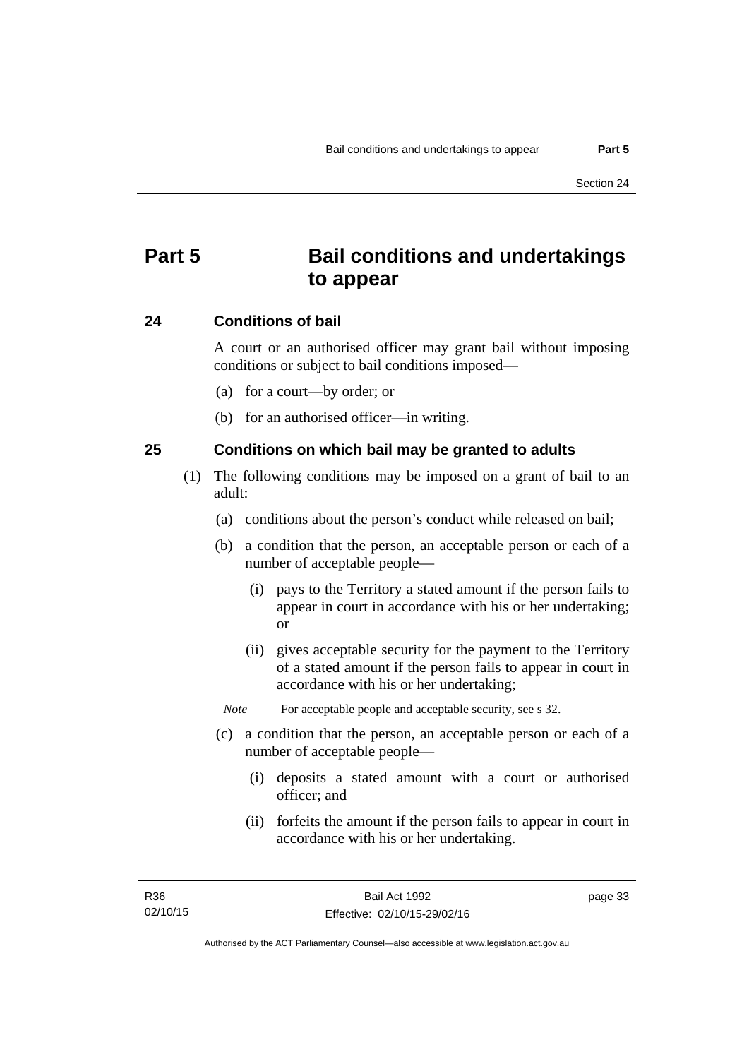# Part 5 Bail conditions and undertakings to appear

## 24 Conditions of bail

A court or an authorised officer may grant bail without imposing conditions or subject to bail conditions imposed—

(a) for a court—by order; or

(b) for an authorised officer—in writing.

## 25 Conditions on which bail may be granted to adults

(1) The following conditions may be imposed on a grant of bail to an adult:

(a) conditions about the person's conduct while released on bail;

(b) a condition that the person, an acceptable person or each of a number of acceptable people—

(i) pays to the Territory a stated amount if the person fails to appear in court in accordance with his or her undertaking; or

(ii) gives acceptable security for the payment to the Territory of a stated amount if the person fails to appear in court in accordance with his or her undertaking;

*Note* For acceptable people and acceptable security, see s 32.

(c) a condition that the person, an acceptable person or each of a number of acceptable people—

(i) deposits a stated amount with a court or authorised officer; and

(ii) forfeits the amount if the person fails to appear in court in accordance with his or her undertaking.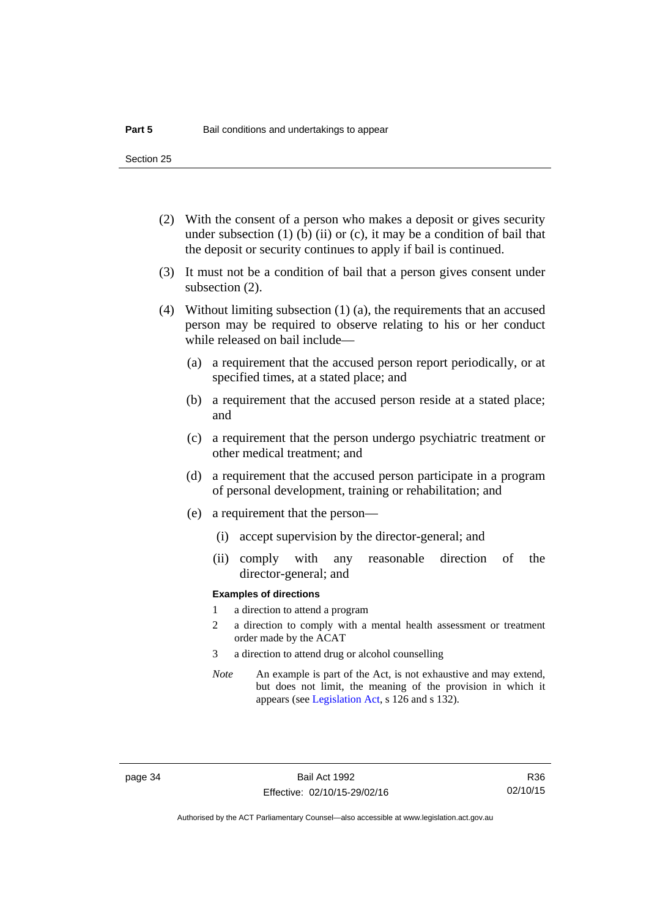(2) With the consent of a person who makes a deposit or gives security under subsection (1) (b) (ii) or (c), it may be a condition of bail that the deposit or security continues to apply if bail is continued.

(3) It must not be a condition of bail that a person gives consent under subsection (2).

(4) Without limiting subsection (1) (a), the requirements that an accused person may be required to observe relating to his or her conduct while released on bail include—

  (a) a requirement that the accused person report periodically, or at specified times, at a stated place; and

  (b) a requirement that the accused person reside at a stated place; and

  (c) a requirement that the person undergo psychiatric treatment or other medical treatment; and

  (d) a requirement that the accused person participate in a program of personal development, training or rehabilitation; and

  (e) a requirement that the person—

    (i) accept supervision by the director-general; and

    (ii) comply with any reasonable direction of the director-general; and

**Examples of directions**

1 a direction to attend a program

2 a direction to comply with a mental health assessment or treatment order made by the ACAT

3 a direction to attend drug or alcohol counselling

*Note* An example is part of the Act, is not exhaustive and may extend, but does not limit, the meaning of the provision in which it appears (see Legislation Act, s 126 and s 132).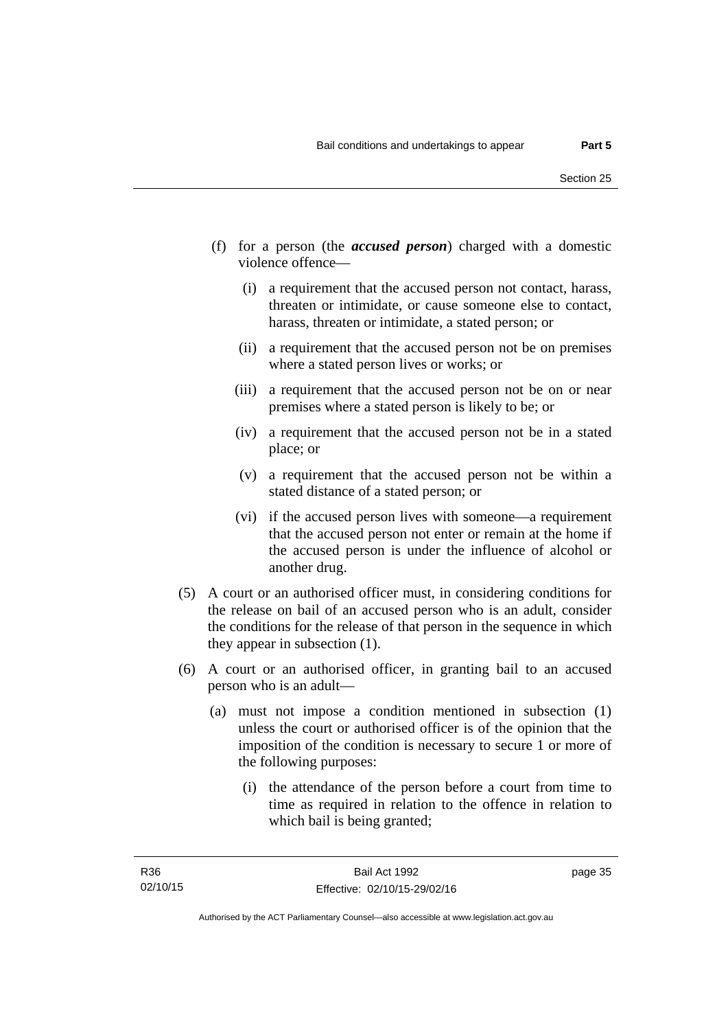(f) for a person (the ***accused person***) charged with a domestic violence offence—

(i) a requirement that the accused person not contact, harass, threaten or intimidate, or cause someone else to contact, harass, threaten or intimidate, a stated person; or

(ii) a requirement that the accused person not be on premises where a stated person lives or works; or

(iii) a requirement that the accused person not be on or near premises where a stated person is likely to be; or

(iv) a requirement that the accused person not be in a stated place; or

(v) a requirement that the accused person not be within a stated distance of a stated person; or

(vi) if the accused person lives with someone—a requirement that the accused person not enter or remain at the home if the accused person is under the influence of alcohol or another drug.

(5) A court or an authorised officer must, in considering conditions for the release on bail of an accused person who is an adult, consider the conditions for the release of that person in the sequence in which they appear in subsection (1).

(6) A court or an authorised officer, in granting bail to an accused person who is an adult—

(a) must not impose a condition mentioned in subsection (1) unless the court or authorised officer is of the opinion that the imposition of the condition is necessary to secure 1 or more of the following purposes:

(i) the attendance of the person before a court from time to time as required in relation to the offence in relation to which bail is being granted;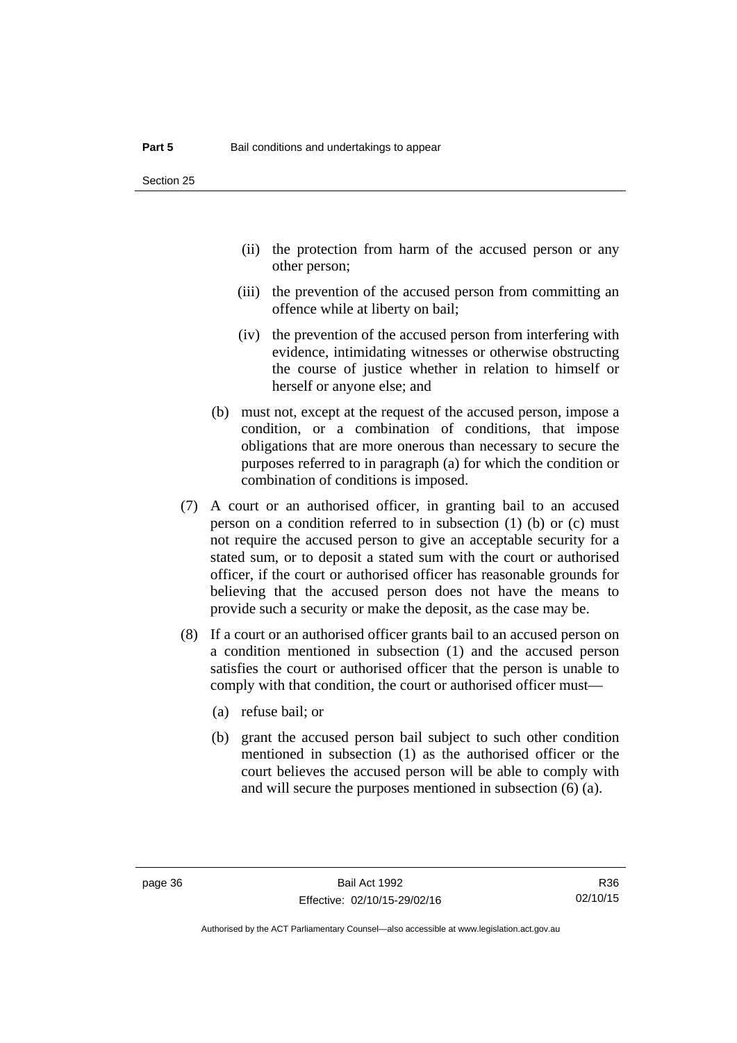(ii) the protection from harm of the accused person or any other person;

(iii) the prevention of the accused person from committing an offence while at liberty on bail;

(iv) the prevention of the accused person from interfering with evidence, intimidating witnesses or otherwise obstructing the course of justice whether in relation to himself or herself or anyone else; and

(b) must not, except at the request of the accused person, impose a condition, or a combination of conditions, that impose obligations that are more onerous than necessary to secure the purposes referred to in paragraph (a) for which the condition or combination of conditions is imposed.

(7) A court or an authorised officer, in granting bail to an accused person on a condition referred to in subsection (1) (b) or (c) must not require the accused person to give an acceptable security for a stated sum, or to deposit a stated sum with the court or authorised officer, if the court or authorised officer has reasonable grounds for believing that the accused person does not have the means to provide such a security or make the deposit, as the case may be.

(8) If a court or an authorised officer grants bail to an accused person on a condition mentioned in subsection (1) and the accused person satisfies the court or authorised officer that the person is unable to comply with that condition, the court or authorised officer must—

(a) refuse bail; or

(b) grant the accused person bail subject to such other condition mentioned in subsection (1) as the authorised officer or the court believes the accused person will be able to comply with and will secure the purposes mentioned in subsection (6) (a).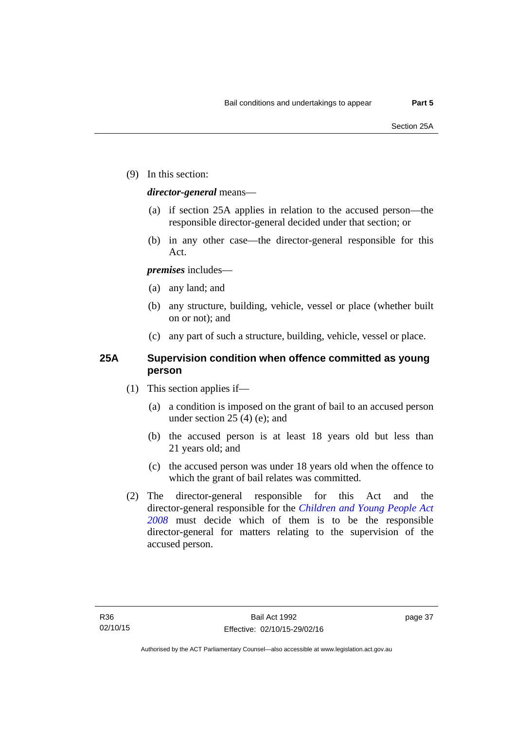(9) In this section:

***director-general*** means—

(a) if section 25A applies in relation to the accused person—the responsible director-general decided under that section; or

(b) in any other case—the director-general responsible for this Act.

***premises*** includes—

(a) any land; and

(b) any structure, building, vehicle, vessel or place (whether built on or not); and

(c) any part of such a structure, building, vehicle, vessel or place.

## 25A Supervision condition when offence committed as young person

(1) This section applies if—

(a) a condition is imposed on the grant of bail to an accused person under section 25 (4) (e); and

(b) the accused person is at least 18 years old but less than 21 years old; and

(c) the accused person was under 18 years old when the offence to which the grant of bail relates was committed.

(2) The director-general responsible for this Act and the director-general responsible for the *Children and Young People Act 2008* must decide which of them is to be the responsible director-general for matters relating to the supervision of the accused person.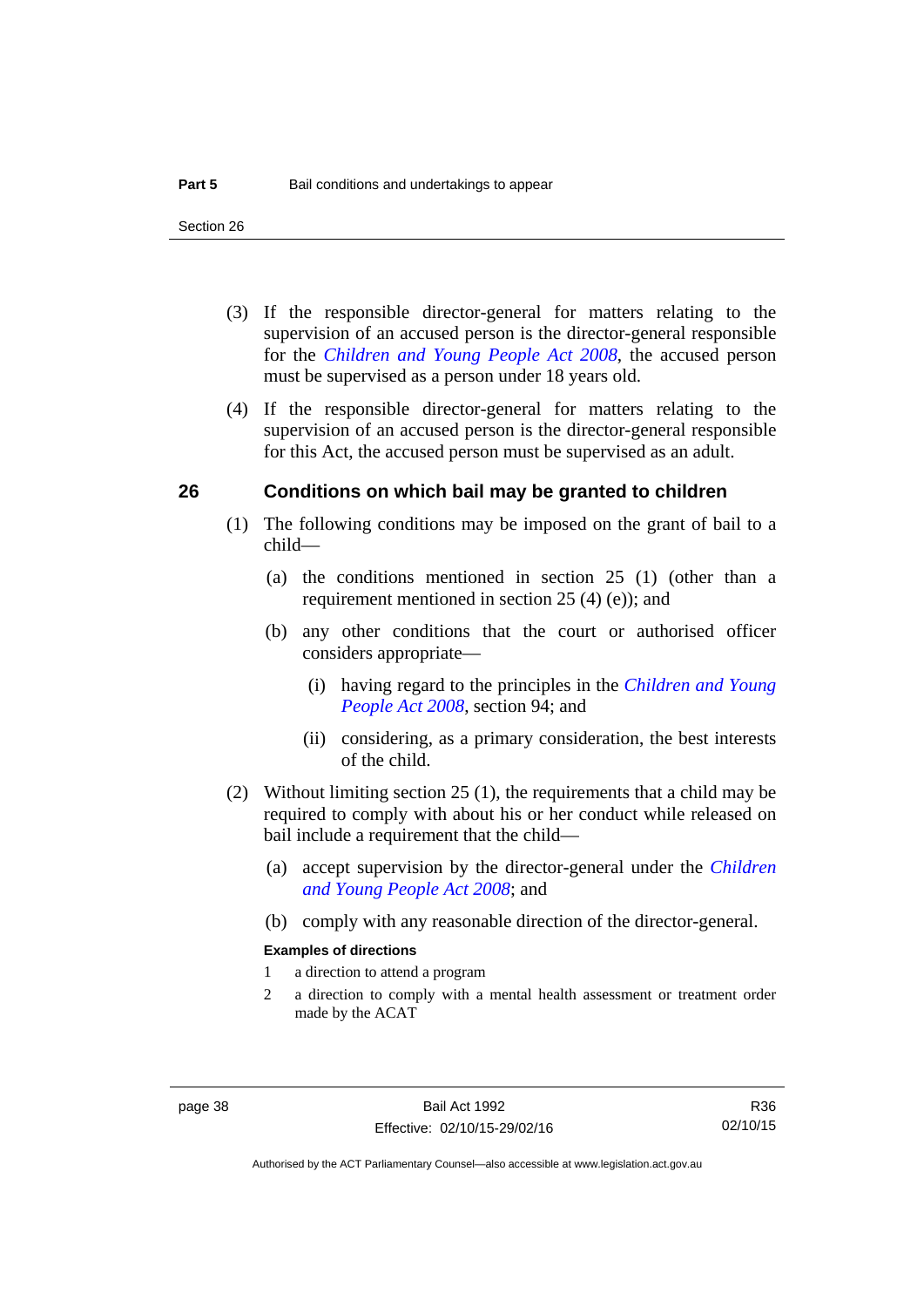(3) If the responsible director-general for matters relating to the supervision of an accused person is the director-general responsible for the *Children and Young People Act 2008*, the accused person must be supervised as a person under 18 years old.

(4) If the responsible director-general for matters relating to the supervision of an accused person is the director-general responsible for this Act, the accused person must be supervised as an adult.

## 26 Conditions on which bail may be granted to children

(1) The following conditions may be imposed on the grant of bail to a child—

(a) the conditions mentioned in section 25 (1) (other than a requirement mentioned in section 25 (4) (e)); and

(b) any other conditions that the court or authorised officer considers appropriate—

(i) having regard to the principles in the *Children and Young People Act 2008*, section 94; and

(ii) considering, as a primary consideration, the best interests of the child.

(2) Without limiting section 25 (1), the requirements that a child may be required to comply with about his or her conduct while released on bail include a requirement that the child—

(a) accept supervision by the director-general under the *Children and Young People Act 2008*; and

(b) comply with any reasonable direction of the director-general.

**Examples of directions**

1 a direction to attend a program

2 a direction to comply with a mental health assessment or treatment order made by the ACAT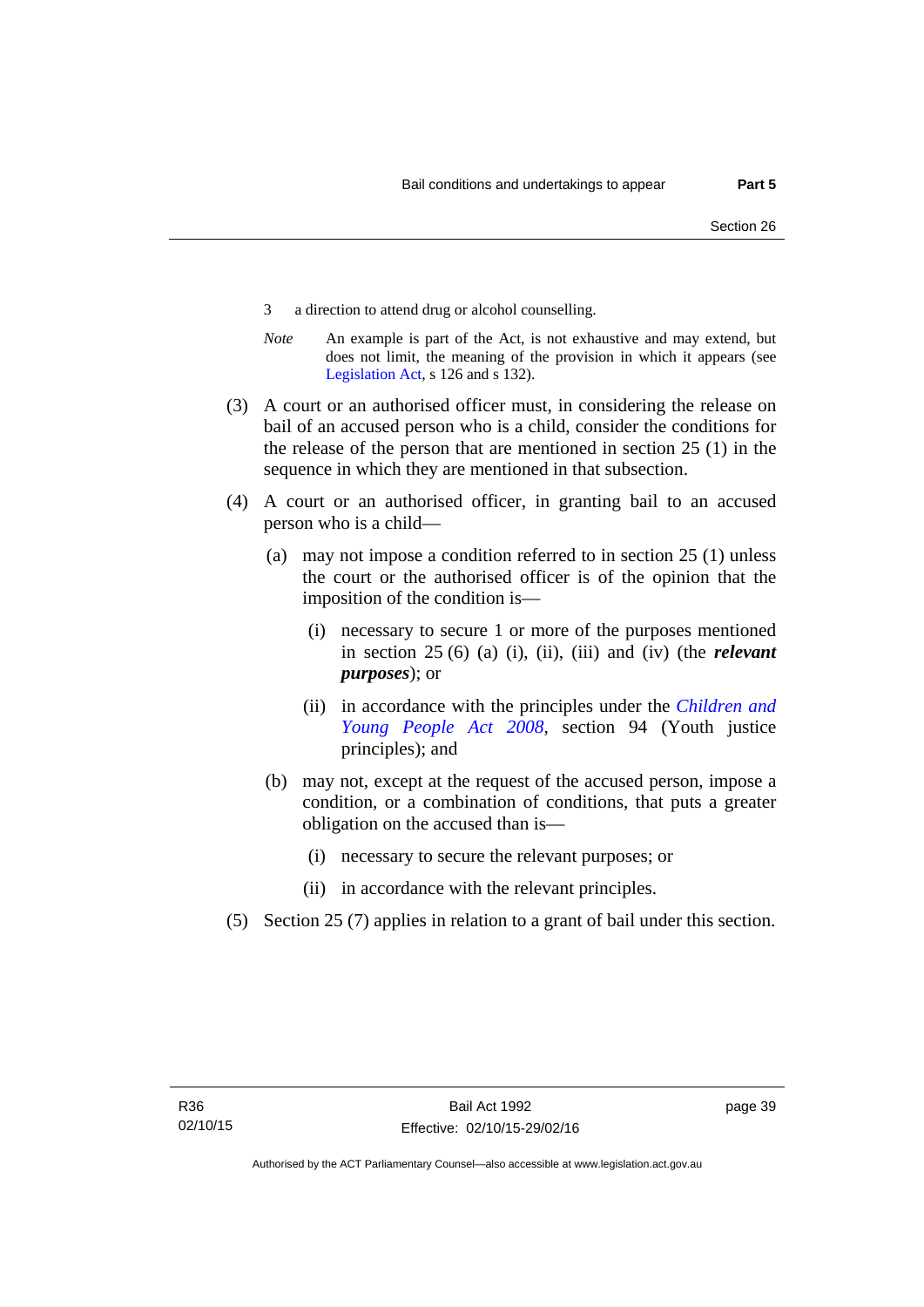3 a direction to attend drug or alcohol counselling.

*Note* An example is part of the Act, is not exhaustive and may extend, but does not limit, the meaning of the provision in which it appears (see Legislation Act, s 126 and s 132).

(3) A court or an authorised officer must, in considering the release on bail of an accused person who is a child, consider the conditions for the release of the person that are mentioned in section 25 (1) in the sequence in which they are mentioned in that subsection.

(4) A court or an authorised officer, in granting bail to an accused person who is a child—

(a) may not impose a condition referred to in section 25 (1) unless the court or the authorised officer is of the opinion that the imposition of the condition is—

(i) necessary to secure 1 or more of the purposes mentioned in section 25 (6) (a) (i), (ii), (iii) and (iv) (the ***relevant purposes***); or

(ii) in accordance with the principles under the *Children and Young People Act 2008*, section 94 (Youth justice principles); and

(b) may not, except at the request of the accused person, impose a condition, or a combination of conditions, that puts a greater obligation on the accused than is—

(i) necessary to secure the relevant purposes; or

(ii) in accordance with the relevant principles.

(5) Section 25 (7) applies in relation to a grant of bail under this section.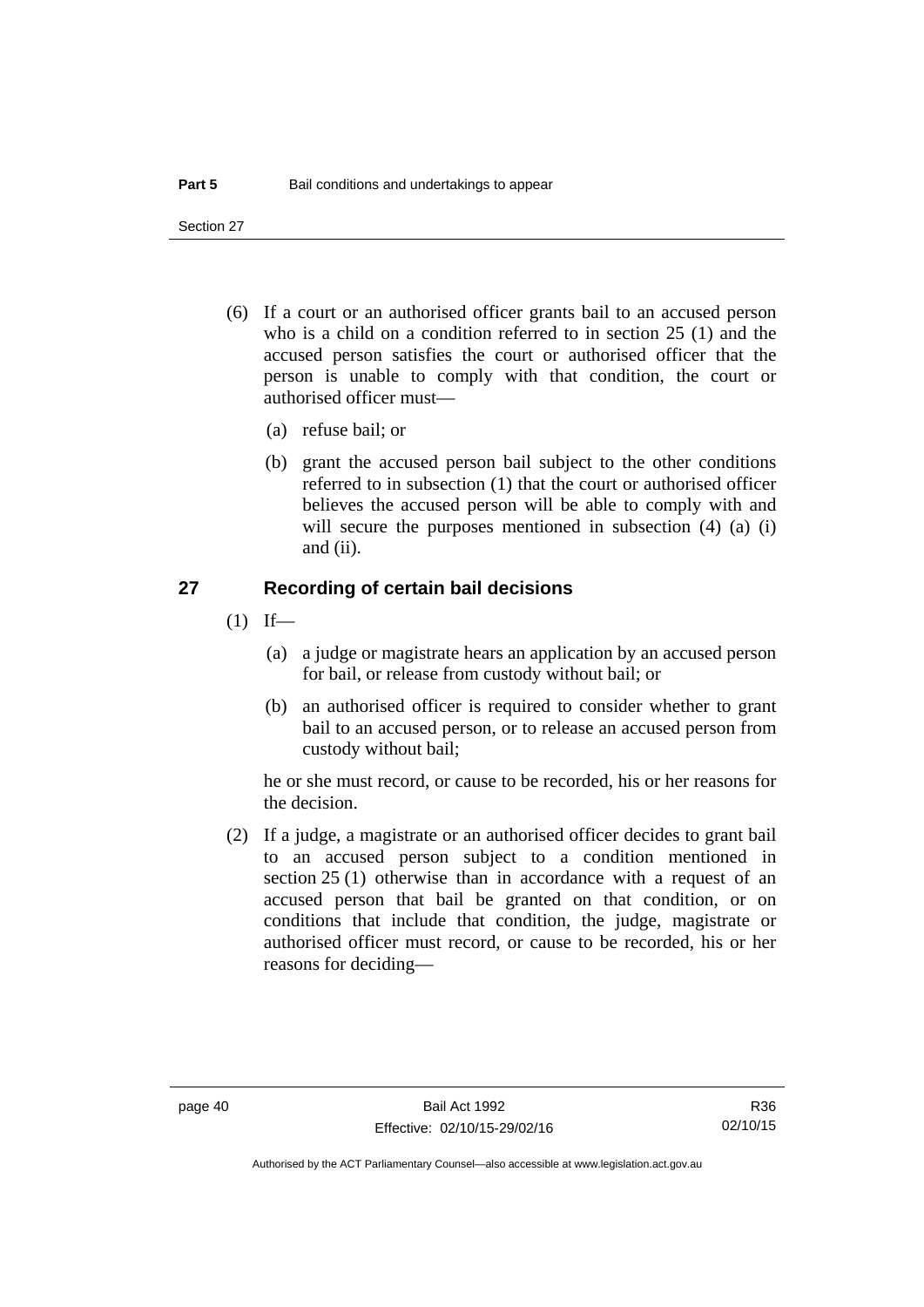(6) If a court or an authorised officer grants bail to an accused person who is a child on a condition referred to in section 25 (1) and the accused person satisfies the court or authorised officer that the person is unable to comply with that condition, the court or authorised officer must—

(a) refuse bail; or

(b) grant the accused person bail subject to the other conditions referred to in subsection (1) that the court or authorised officer believes the accused person will be able to comply with and will secure the purposes mentioned in subsection (4) (a) (i) and (ii).

## 27 Recording of certain bail decisions

(1) If—

(a) a judge or magistrate hears an application by an accused person for bail, or release from custody without bail; or

(b) an authorised officer is required to consider whether to grant bail to an accused person, or to release an accused person from custody without bail;

he or she must record, or cause to be recorded, his or her reasons for the decision.

(2) If a judge, a magistrate or an authorised officer decides to grant bail to an accused person subject to a condition mentioned in section 25 (1) otherwise than in accordance with a request of an accused person that bail be granted on that condition, or on conditions that include that condition, the judge, magistrate or authorised officer must record, or cause to be recorded, his or her reasons for deciding—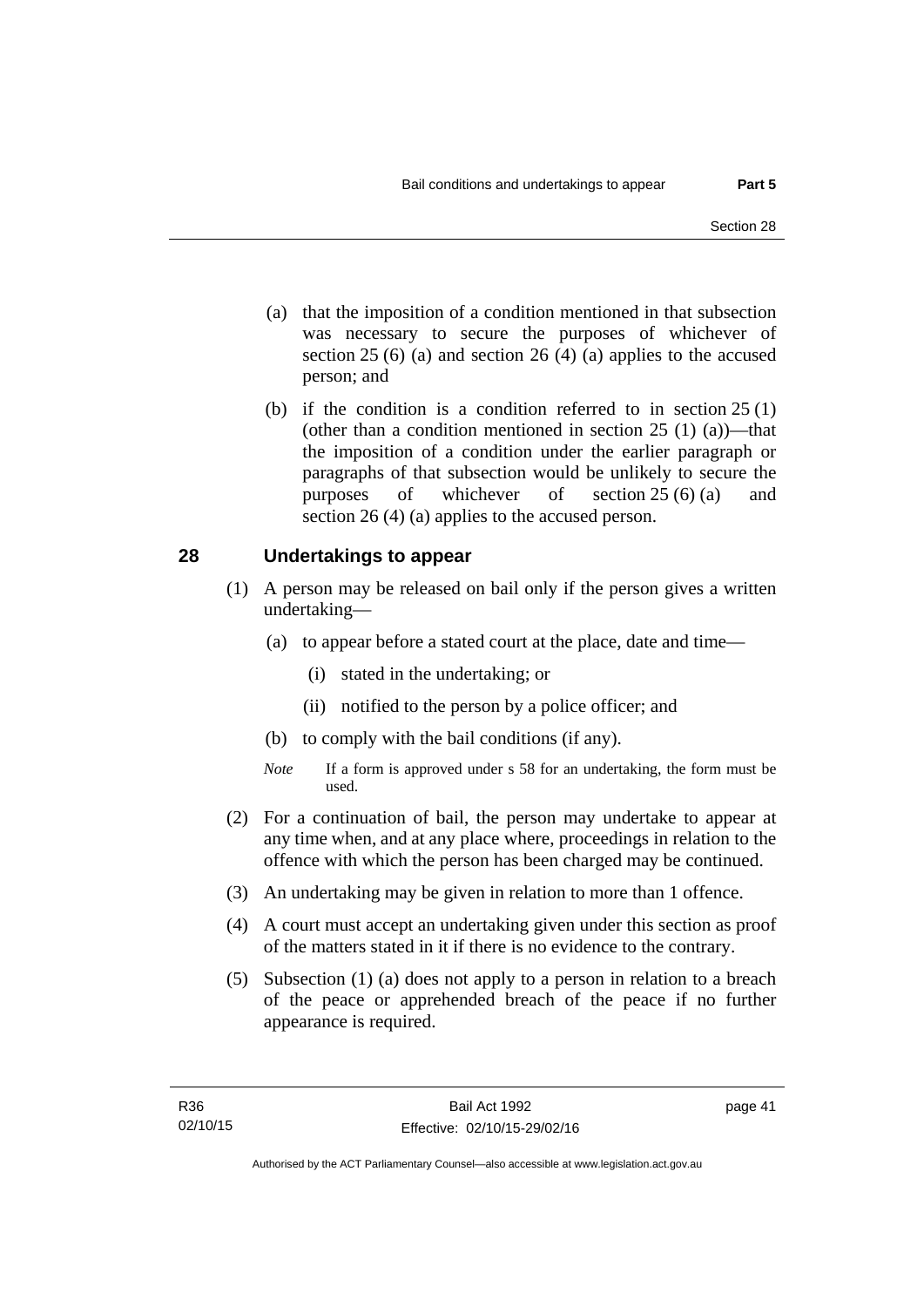(a) that the imposition of a condition mentioned in that subsection was necessary to secure the purposes of whichever of section 25 (6) (a) and section 26 (4) (a) applies to the accused person; and

(b) if the condition is a condition referred to in section 25 (1) (other than a condition mentioned in section 25 (1) (a))—that the imposition of a condition under the earlier paragraph or paragraphs of that subsection would be unlikely to secure the purposes of whichever of section 25 (6) (a) and section 26 (4) (a) applies to the accused person.

## 28 Undertakings to appear

(1) A person may be released on bail only if the person gives a written undertaking—

(a) to appear before a stated court at the place, date and time—

(i) stated in the undertaking; or

(ii) notified to the person by a police officer; and

(b) to comply with the bail conditions (if any).

*Note* If a form is approved under s 58 for an undertaking, the form must be used.

(2) For a continuation of bail, the person may undertake to appear at any time when, and at any place where, proceedings in relation to the offence with which the person has been charged may be continued.

(3) An undertaking may be given in relation to more than 1 offence.

(4) A court must accept an undertaking given under this section as proof of the matters stated in it if there is no evidence to the contrary.

(5) Subsection (1) (a) does not apply to a person in relation to a breach of the peace or apprehended breach of the peace if no further appearance is required.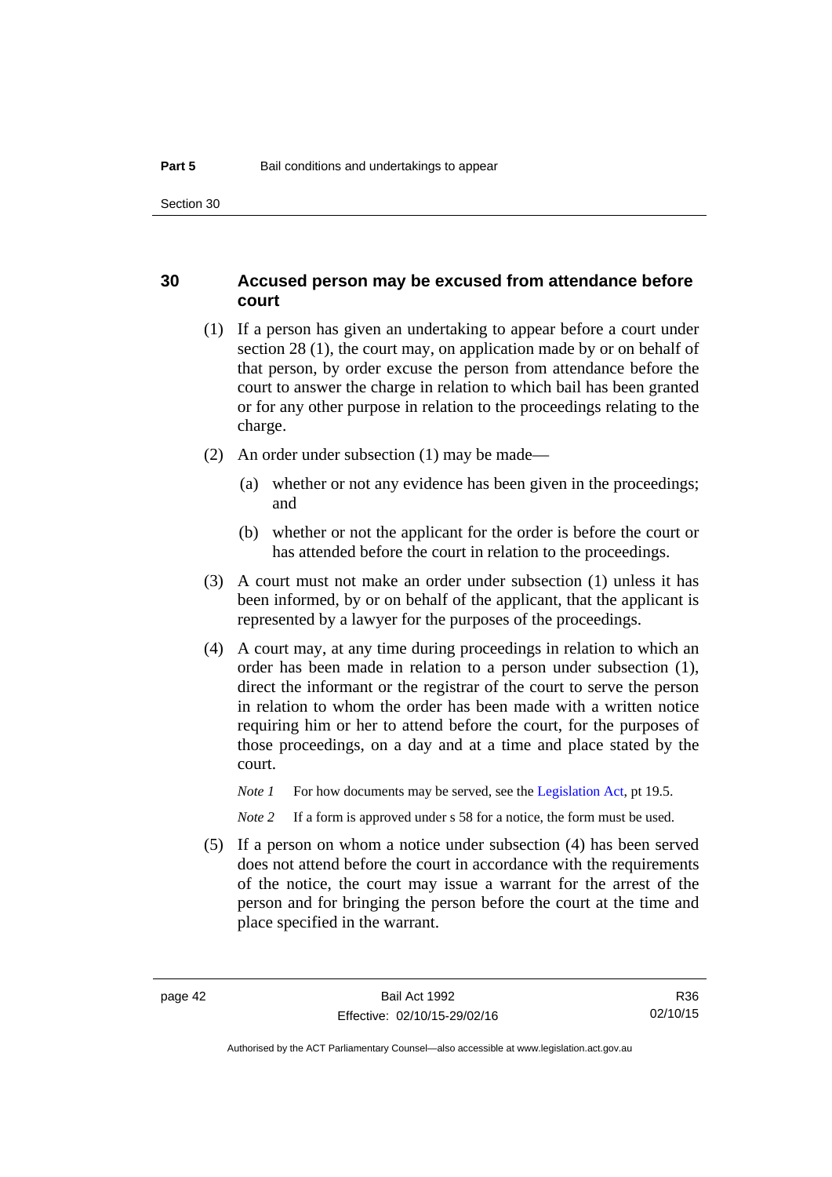## 30 Accused person may be excused from attendance before court

(1) If a person has given an undertaking to appear before a court under section 28 (1), the court may, on application made by or on behalf of that person, by order excuse the person from attendance before the court to answer the charge in relation to which bail has been granted or for any other purpose in relation to the proceedings relating to the charge.

(2) An order under subsection (1) may be made—

(a) whether or not any evidence has been given in the proceedings; and

(b) whether or not the applicant for the order is before the court or has attended before the court in relation to the proceedings.

(3) A court must not make an order under subsection (1) unless it has been informed, by or on behalf of the applicant, that the applicant is represented by a lawyer for the purposes of the proceedings.

(4) A court may, at any time during proceedings in relation to which an order has been made in relation to a person under subsection (1), direct the informant or the registrar of the court to serve the person in relation to whom the order has been made with a written notice requiring him or her to attend before the court, for the purposes of those proceedings, on a day and at a time and place stated by the court.

*Note 1* For how documents may be served, see the Legislation Act, pt 19.5.

*Note 2* If a form is approved under s 58 for a notice, the form must be used.

(5) If a person on whom a notice under subsection (4) has been served does not attend before the court in accordance with the requirements of the notice, the court may issue a warrant for the arrest of the person and for bringing the person before the court at the time and place specified in the warrant.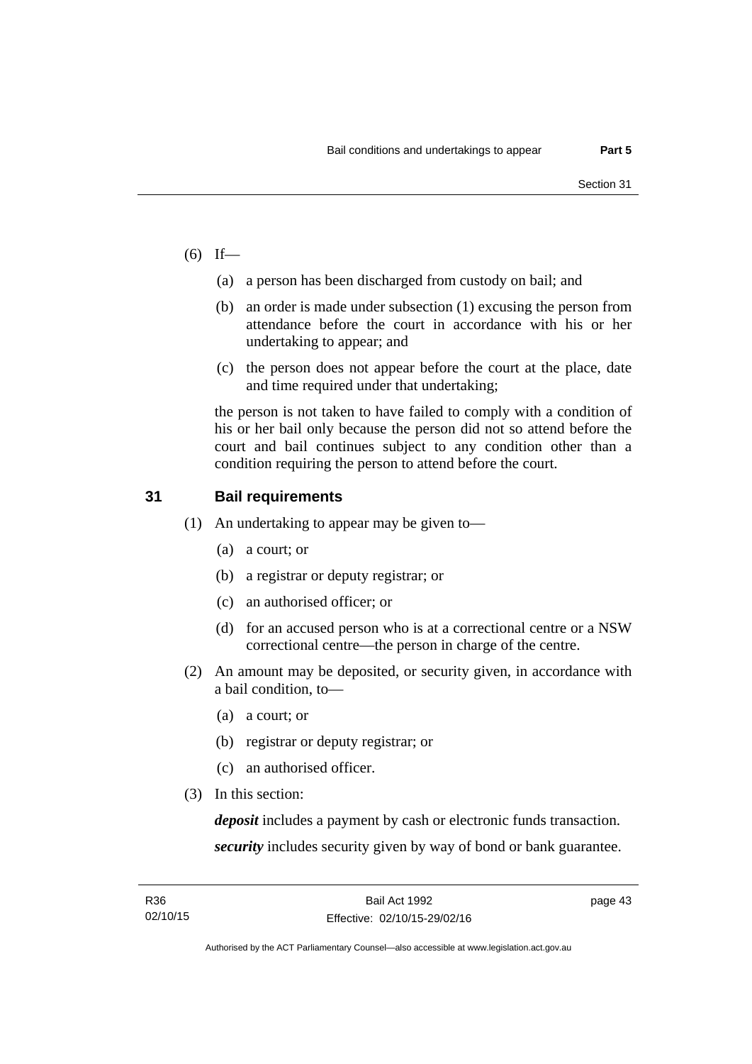(6) If—

(a) a person has been discharged from custody on bail; and

(b) an order is made under subsection (1) excusing the person from attendance before the court in accordance with his or her undertaking to appear; and

(c) the person does not appear before the court at the place, date and time required under that undertaking;

the person is not taken to have failed to comply with a condition of his or her bail only because the person did not so attend before the court and bail continues subject to any condition other than a condition requiring the person to attend before the court.

## 31 Bail requirements

(1) An undertaking to appear may be given to—

(a) a court; or

(b) a registrar or deputy registrar; or

(c) an authorised officer; or

(d) for an accused person who is at a correctional centre or a NSW correctional centre—the person in charge of the centre.

(2) An amount may be deposited, or security given, in accordance with a bail condition, to—

(a) a court; or

(b) registrar or deputy registrar; or

(c) an authorised officer.

(3) In this section:

***deposit*** includes a payment by cash or electronic funds transaction.

***security*** includes security given by way of bond or bank guarantee.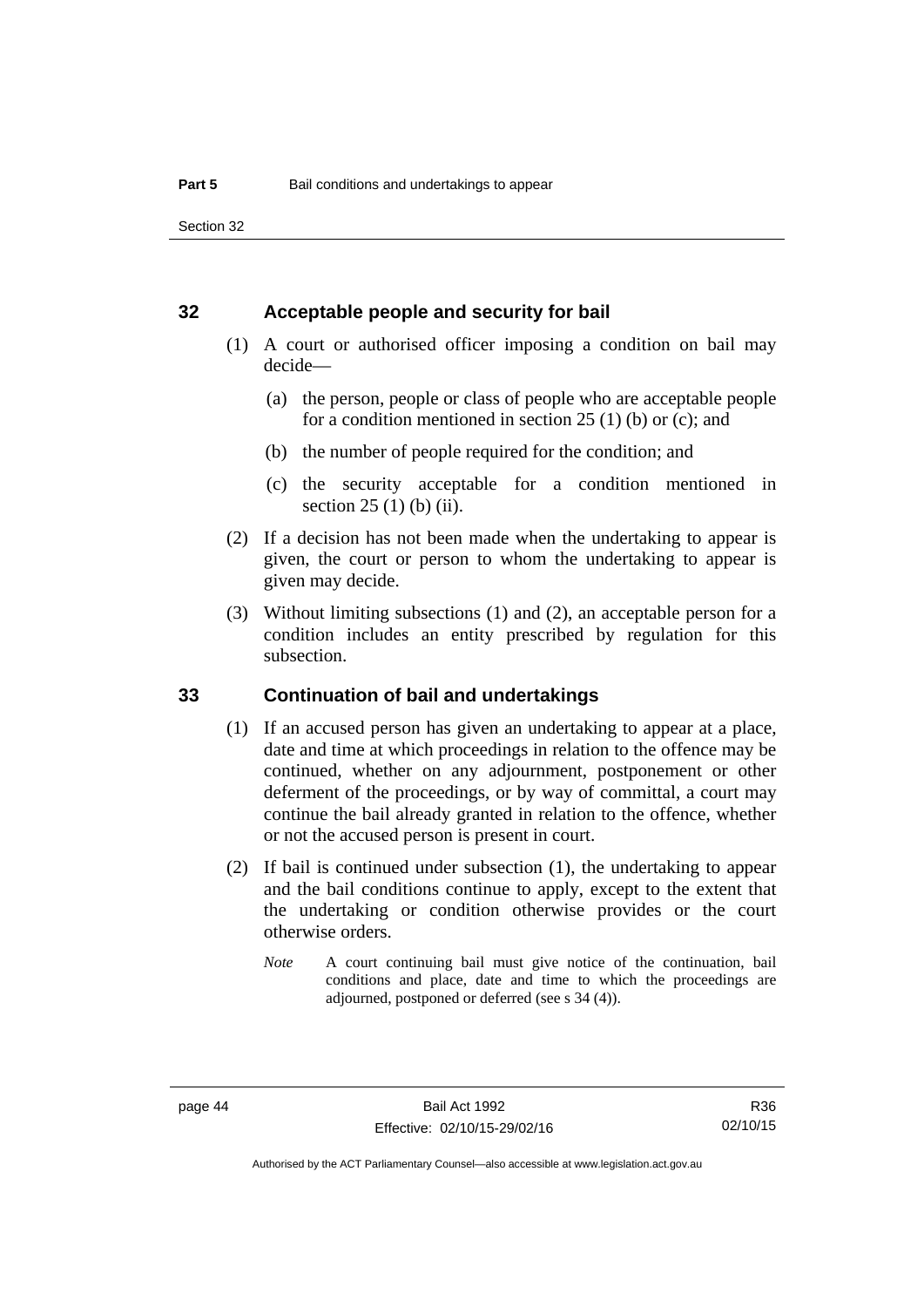## 32 Acceptable people and security for bail

(1) A court or authorised officer imposing a condition on bail may decide—

(a) the person, people or class of people who are acceptable people for a condition mentioned in section 25 (1) (b) or (c); and

(b) the number of people required for the condition; and

(c) the security acceptable for a condition mentioned in section 25 (1) (b) (ii).

(2) If a decision has not been made when the undertaking to appear is given, the court or person to whom the undertaking to appear is given may decide.

(3) Without limiting subsections (1) and (2), an acceptable person for a condition includes an entity prescribed by regulation for this subsection.

## 33 Continuation of bail and undertakings

(1) If an accused person has given an undertaking to appear at a place, date and time at which proceedings in relation to the offence may be continued, whether on any adjournment, postponement or other deferment of the proceedings, or by way of committal, a court may continue the bail already granted in relation to the offence, whether or not the accused person is present in court.

(2) If bail is continued under subsection (1), the undertaking to appear and the bail conditions continue to apply, except to the extent that the undertaking or condition otherwise provides or the court otherwise orders.

*Note* A court continuing bail must give notice of the continuation, bail conditions and place, date and time to which the proceedings are adjourned, postponed or deferred (see s 34 (4)).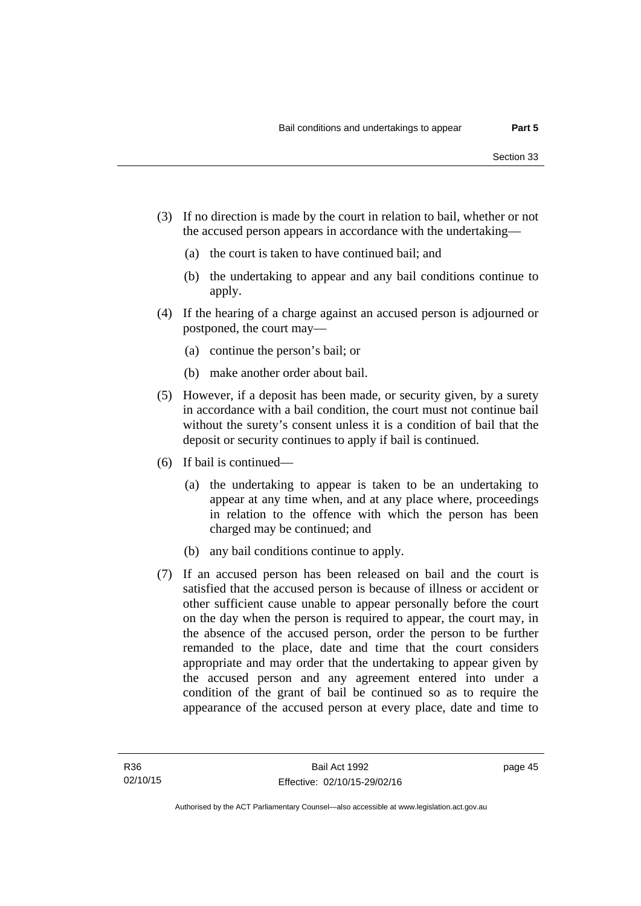(3) If no direction is made by the court in relation to bail, whether or not the accused person appears in accordance with the undertaking—

(a) the court is taken to have continued bail; and

(b) the undertaking to appear and any bail conditions continue to apply.

(4) If the hearing of a charge against an accused person is adjourned or postponed, the court may—

(a) continue the person's bail; or

(b) make another order about bail.

(5) However, if a deposit has been made, or security given, by a surety in accordance with a bail condition, the court must not continue bail without the surety's consent unless it is a condition of bail that the deposit or security continues to apply if bail is continued.

(6) If bail is continued—

(a) the undertaking to appear is taken to be an undertaking to appear at any time when, and at any place where, proceedings in relation to the offence with which the person has been charged may be continued; and

(b) any bail conditions continue to apply.

(7) If an accused person has been released on bail and the court is satisfied that the accused person is because of illness or accident or other sufficient cause unable to appear personally before the court on the day when the person is required to appear, the court may, in the absence of the accused person, order the person to be further remanded to the place, date and time that the court considers appropriate and may order that the undertaking to appear given by the accused person and any agreement entered into under a condition of the grant of bail be continued so as to require the appearance of the accused person at every place, date and time to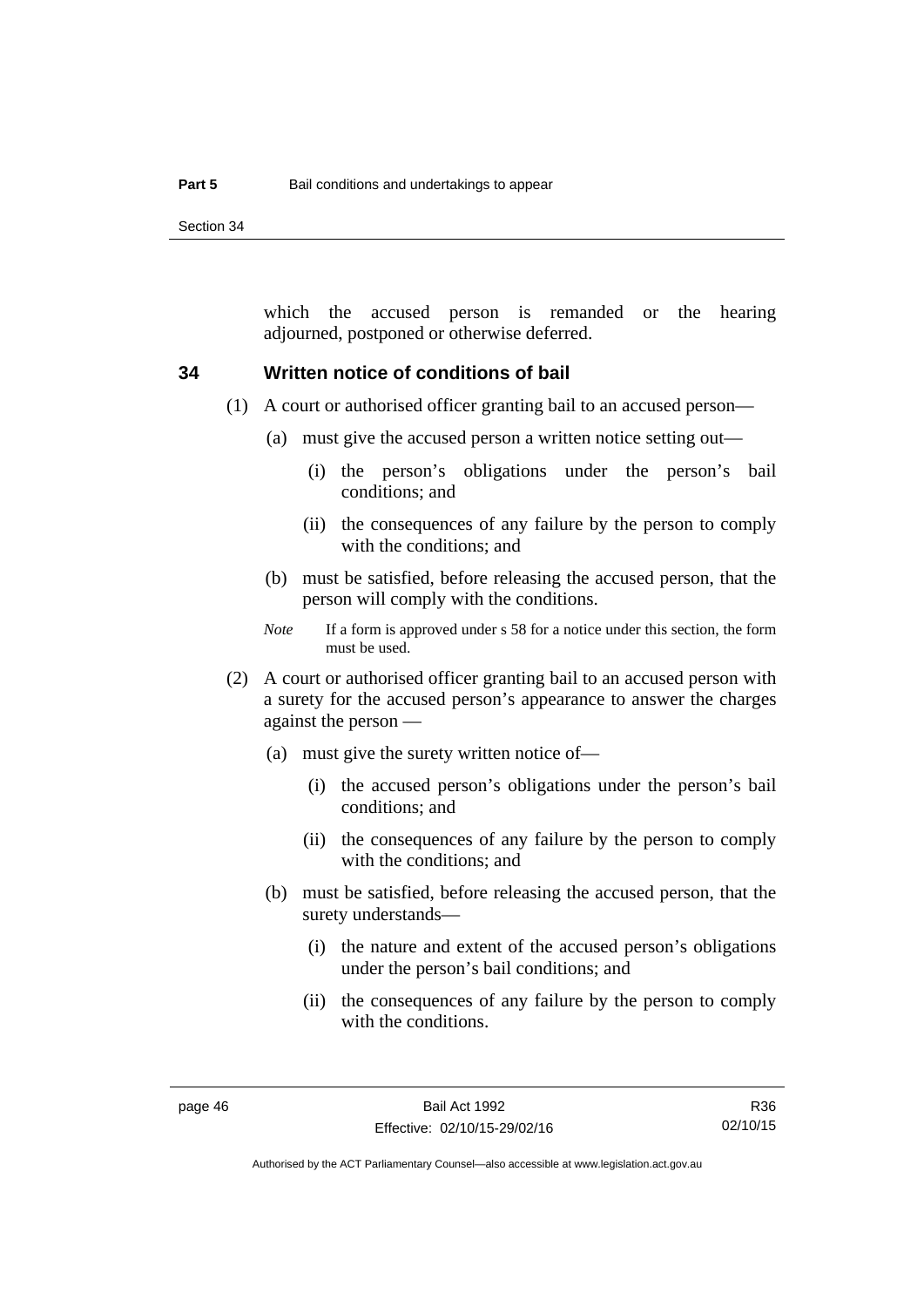which the accused person is remanded or the hearing adjourned, postponed or otherwise deferred.

## 34 Written notice of conditions of bail

(1) A court or authorised officer granting bail to an accused person—

(a) must give the accused person a written notice setting out—

(i) the person's obligations under the person's bail conditions; and

(ii) the consequences of any failure by the person to comply with the conditions; and

(b) must be satisfied, before releasing the accused person, that the person will comply with the conditions.

*Note* If a form is approved under s 58 for a notice under this section, the form must be used.

(2) A court or authorised officer granting bail to an accused person with a surety for the accused person's appearance to answer the charges against the person —

(a) must give the surety written notice of—

(i) the accused person's obligations under the person's bail conditions; and

(ii) the consequences of any failure by the person to comply with the conditions; and

(b) must be satisfied, before releasing the accused person, that the surety understands—

(i) the nature and extent of the accused person's obligations under the person's bail conditions; and

(ii) the consequences of any failure by the person to comply with the conditions.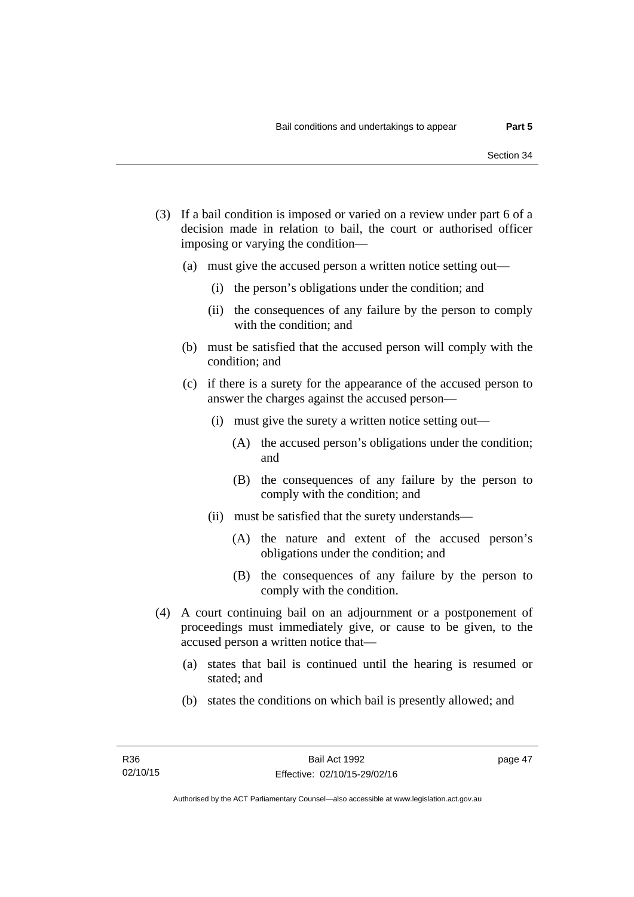(3) If a bail condition is imposed or varied on a review under part 6 of a decision made in relation to bail, the court or authorised officer imposing or varying the condition—

(a) must give the accused person a written notice setting out—

(i) the person's obligations under the condition; and

(ii) the consequences of any failure by the person to comply with the condition; and

(b) must be satisfied that the accused person will comply with the condition; and

(c) if there is a surety for the appearance of the accused person to answer the charges against the accused person—

(i) must give the surety a written notice setting out—

(A) the accused person's obligations under the condition; and

(B) the consequences of any failure by the person to comply with the condition; and

(ii) must be satisfied that the surety understands—

(A) the nature and extent of the accused person's obligations under the condition; and

(B) the consequences of any failure by the person to comply with the condition.

(4) A court continuing bail on an adjournment or a postponement of proceedings must immediately give, or cause to be given, to the accused person a written notice that—

(a) states that bail is continued until the hearing is resumed or stated; and

(b) states the conditions on which bail is presently allowed; and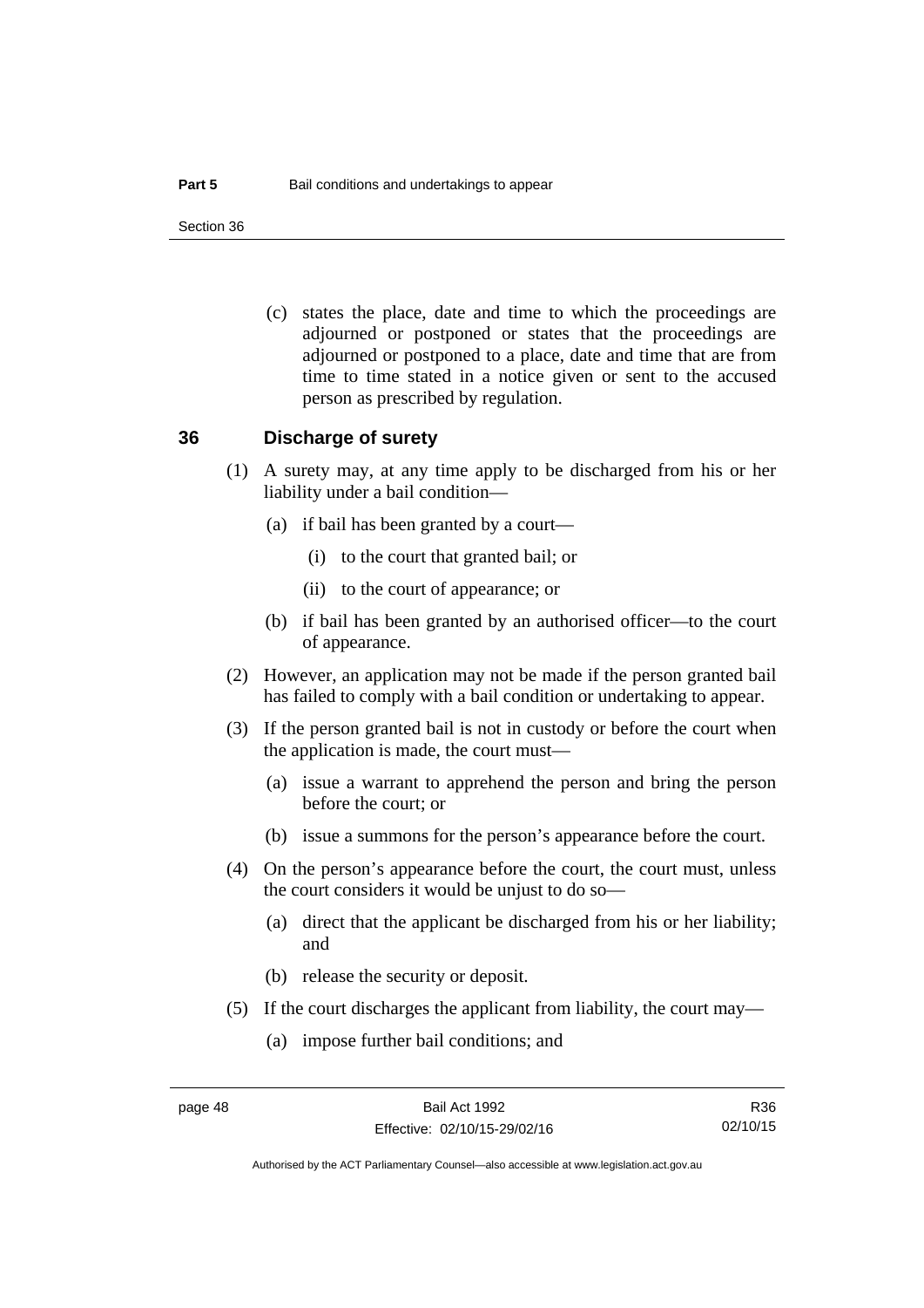(c) states the place, date and time to which the proceedings are adjourned or postponed or states that the proceedings are adjourned or postponed to a place, date and time that are from time to time stated in a notice given or sent to the accused person as prescribed by regulation.

## 36 Discharge of surety

(1) A surety may, at any time apply to be discharged from his or her liability under a bail condition—

(a) if bail has been granted by a court—

(i) to the court that granted bail; or

(ii) to the court of appearance; or

(b) if bail has been granted by an authorised officer—to the court of appearance.

(2) However, an application may not be made if the person granted bail has failed to comply with a bail condition or undertaking to appear.

(3) If the person granted bail is not in custody or before the court when the application is made, the court must—

(a) issue a warrant to apprehend the person and bring the person before the court; or

(b) issue a summons for the person's appearance before the court.

(4) On the person's appearance before the court, the court must, unless the court considers it would be unjust to do so—

(a) direct that the applicant be discharged from his or her liability; and

(b) release the security or deposit.

(5) If the court discharges the applicant from liability, the court may—

(a) impose further bail conditions; and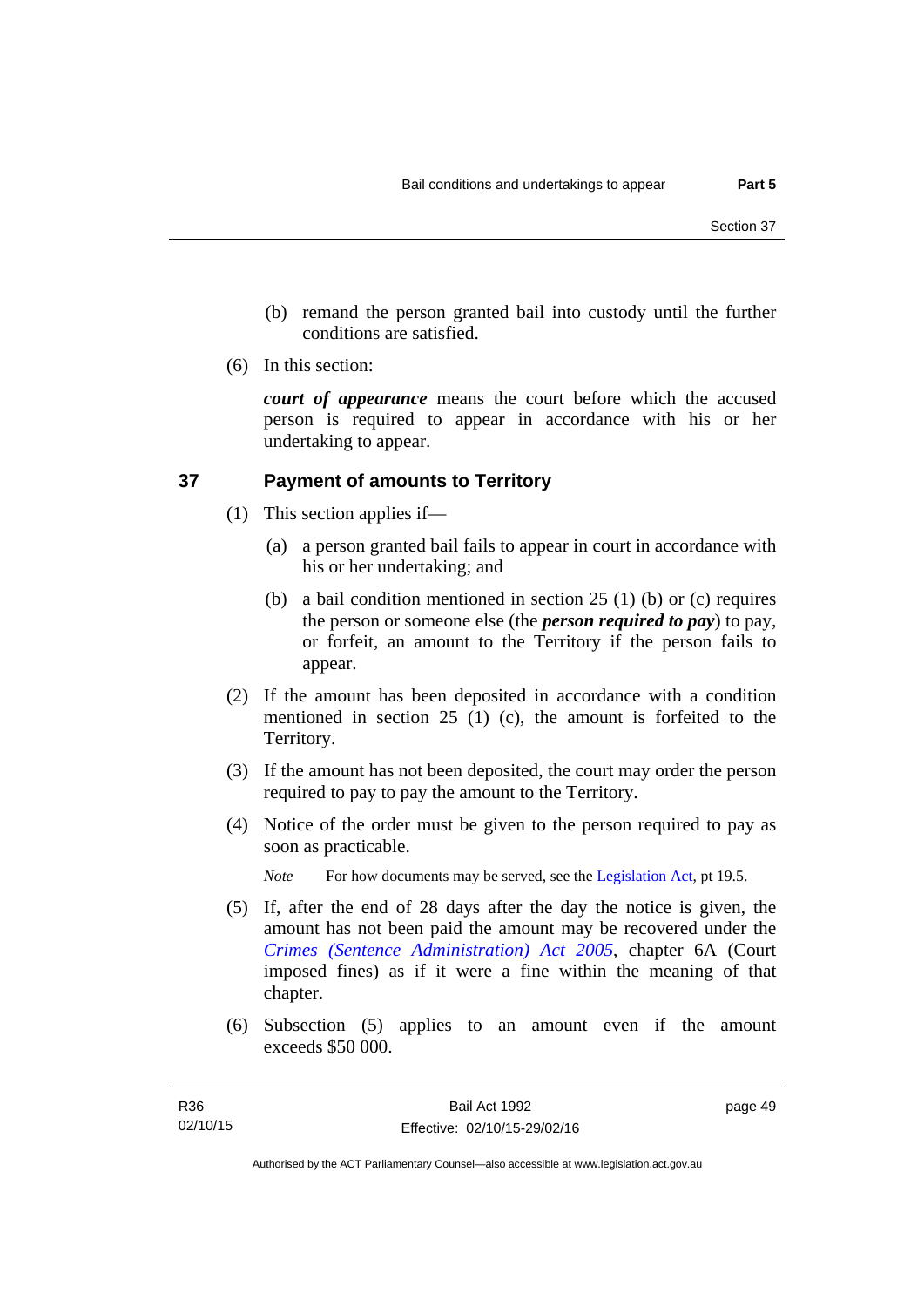(b) remand the person granted bail into custody until the further conditions are satisfied.

(6) In this section:

***court of appearance*** means the court before which the accused person is required to appear in accordance with his or her undertaking to appear.

## 37 Payment of amounts to Territory

(1) This section applies if—

(a) a person granted bail fails to appear in court in accordance with his or her undertaking; and

(b) a bail condition mentioned in section 25 (1) (b) or (c) requires the person or someone else (the ***person required to pay***) to pay, or forfeit, an amount to the Territory if the person fails to appear.

(2) If the amount has been deposited in accordance with a condition mentioned in section 25 (1) (c), the amount is forfeited to the Territory.

(3) If the amount has not been deposited, the court may order the person required to pay to pay the amount to the Territory.

(4) Notice of the order must be given to the person required to pay as soon as practicable.

*Note* For how documents may be served, see the Legislation Act, pt 19.5.

(5) If, after the end of 28 days after the day the notice is given, the amount has not been paid the amount may be recovered under the *Crimes (Sentence Administration) Act 2005*, chapter 6A (Court imposed fines) as if it were a fine within the meaning of that chapter.

(6) Subsection (5) applies to an amount even if the amount exceeds $50 000.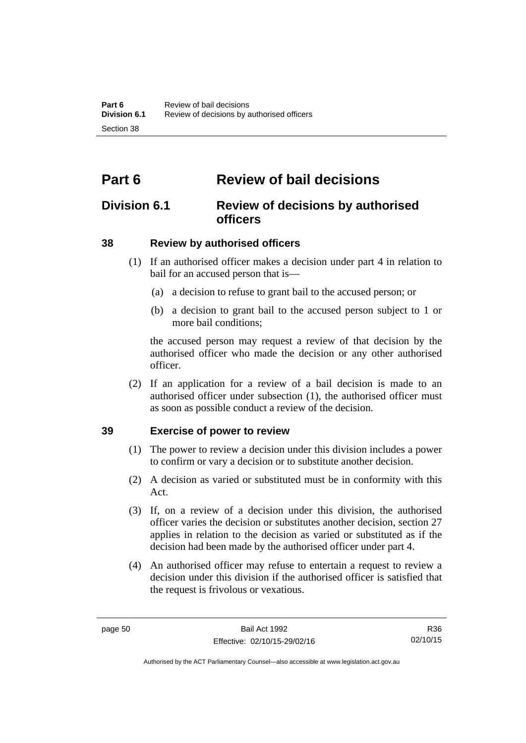# Part 6 Review of bail decisions

## Division 6.1 Review of decisions by authorised officers

### 38 Review by authorised officers

(1) If an authorised officer makes a decision under part 4 in relation to bail for an accused person that is—

(a) a decision to refuse to grant bail to the accused person; or

(b) a decision to grant bail to the accused person subject to 1 or more bail conditions;

the accused person may request a review of that decision by the authorised officer who made the decision or any other authorised officer.

(2) If an application for a review of a bail decision is made to an authorised officer under subsection (1), the authorised officer must as soon as possible conduct a review of the decision.

### 39 Exercise of power to review

(1) The power to review a decision under this division includes a power to confirm or vary a decision or to substitute another decision.

(2) A decision as varied or substituted must be in conformity with this Act.

(3) If, on a review of a decision under this division, the authorised officer varies the decision or substitutes another decision, section 27 applies in relation to the decision as varied or substituted as if the decision had been made by the authorised officer under part 4.

(4) An authorised officer may refuse to entertain a request to review a decision under this division if the authorised officer is satisfied that the request is frivolous or vexatious.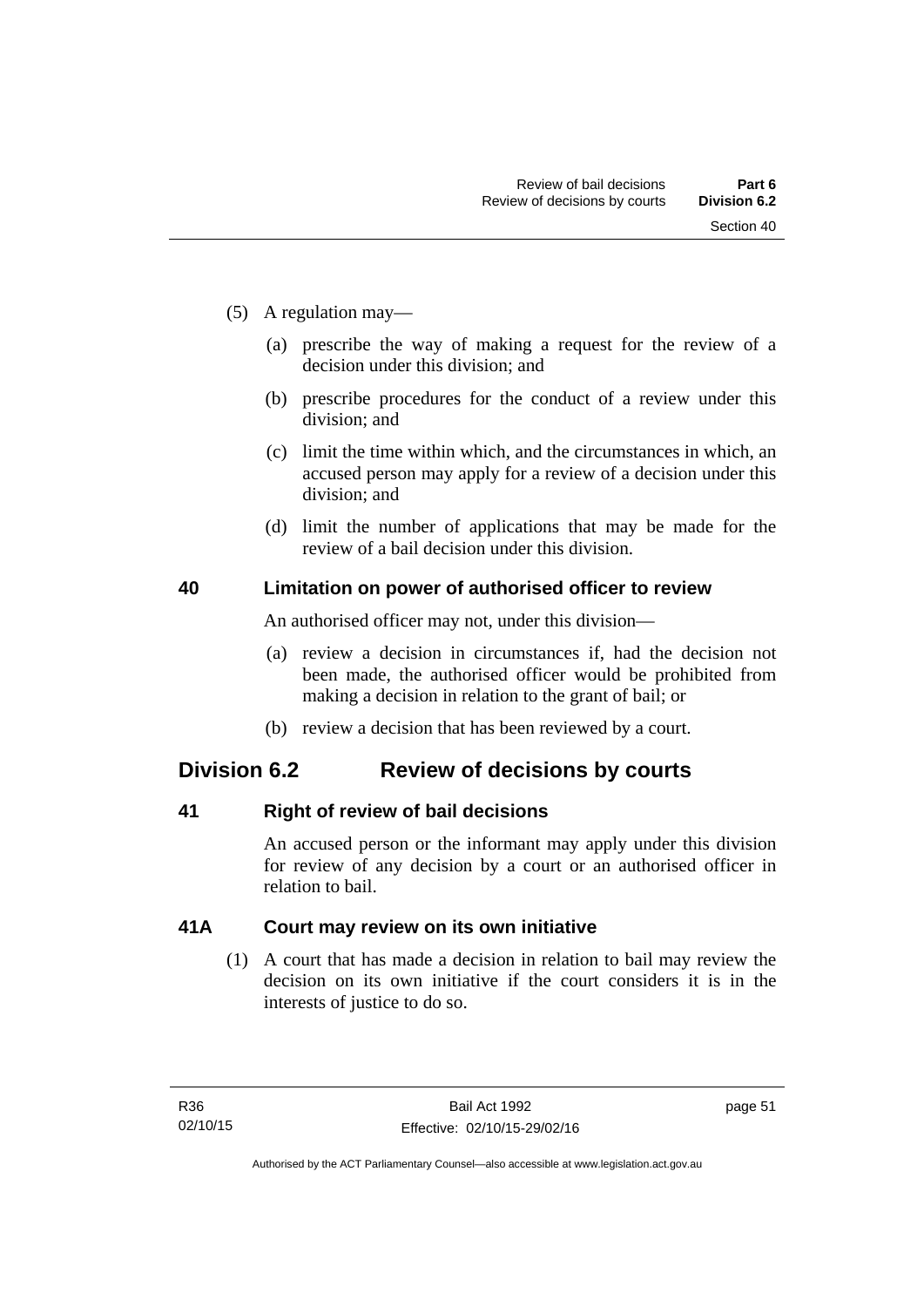(5) A regulation may—

(a) prescribe the way of making a request for the review of a decision under this division; and

(b) prescribe procedures for the conduct of a review under this division; and

(c) limit the time within which, and the circumstances in which, an accused person may apply for a review of a decision under this division; and

(d) limit the number of applications that may be made for the review of a bail decision under this division.

### 40 Limitation on power of authorised officer to review

An authorised officer may not, under this division—

(a) review a decision in circumstances if, had the decision not been made, the authorised officer would be prohibited from making a decision in relation to the grant of bail; or

(b) review a decision that has been reviewed by a court.

## Division 6.2 Review of decisions by courts

### 41 Right of review of bail decisions

An accused person or the informant may apply under this division for review of any decision by a court or an authorised officer in relation to bail.

### 41A Court may review on its own initiative

(1) A court that has made a decision in relation to bail may review the decision on its own initiative if the court considers it is in the interests of justice to do so.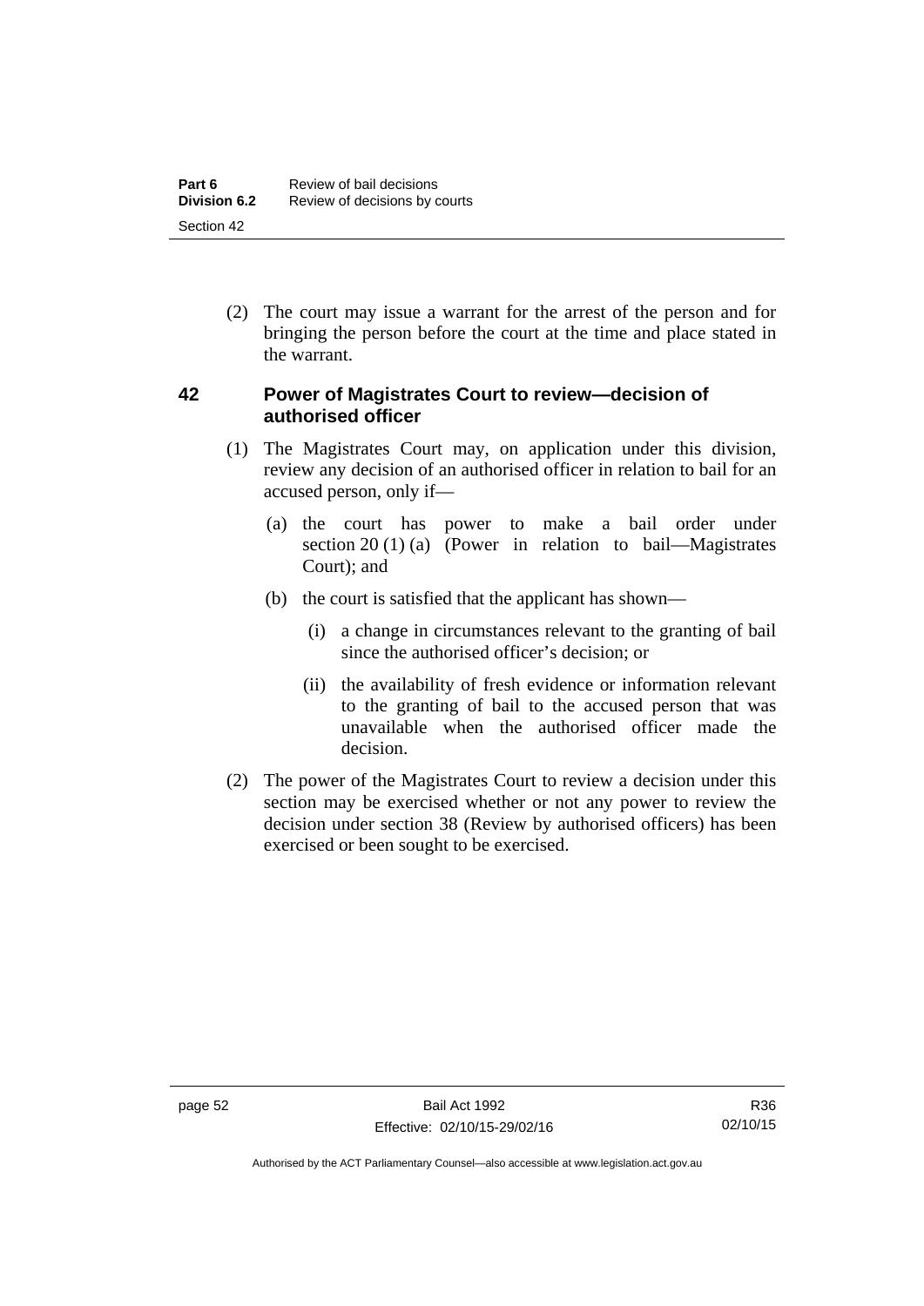(2) The court may issue a warrant for the arrest of the person and for bringing the person before the court at the time and place stated in the warrant.

## 42 Power of Magistrates Court to review—decision of authorised officer

(1) The Magistrates Court may, on application under this division, review any decision of an authorised officer in relation to bail for an accused person, only if—

(a) the court has power to make a bail order under section 20 (1) (a) (Power in relation to bail—Magistrates Court); and

(b) the court is satisfied that the applicant has shown—

(i) a change in circumstances relevant to the granting of bail since the authorised officer's decision; or

(ii) the availability of fresh evidence or information relevant to the granting of bail to the accused person that was unavailable when the authorised officer made the decision.

(2) The power of the Magistrates Court to review a decision under this section may be exercised whether or not any power to review the decision under section 38 (Review by authorised officers) has been exercised or been sought to be exercised.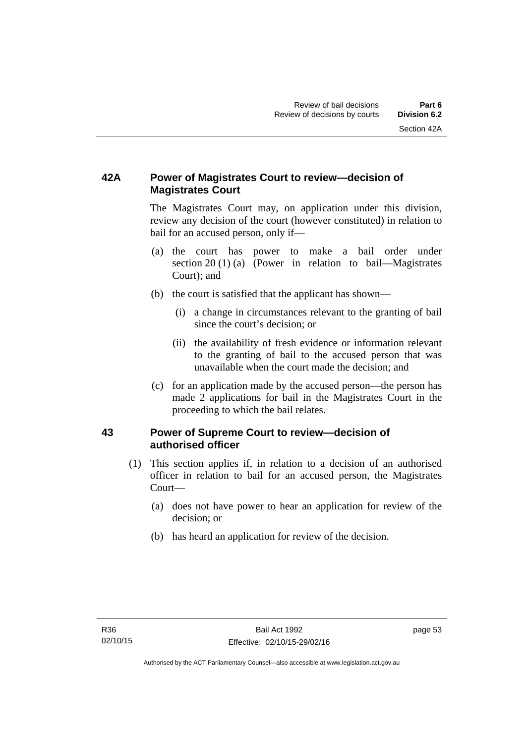## 42A Power of Magistrates Court to review—decision of Magistrates Court

The Magistrates Court may, on application under this division, review any decision of the court (however constituted) in relation to bail for an accused person, only if—

(a) the court has power to make a bail order under section 20 (1) (a) (Power in relation to bail—Magistrates Court); and

(b) the court is satisfied that the applicant has shown—

  (i) a change in circumstances relevant to the granting of bail since the court's decision; or

  (ii) the availability of fresh evidence or information relevant to the granting of bail to the accused person that was unavailable when the court made the decision; and

(c) for an application made by the accused person—the person has made 2 applications for bail in the Magistrates Court in the proceeding to which the bail relates.

## 43 Power of Supreme Court to review—decision of authorised officer

(1) This section applies if, in relation to a decision of an authorised officer in relation to bail for an accused person, the Magistrates Court—

  (a) does not have power to hear an application for review of the decision; or

  (b) has heard an application for review of the decision.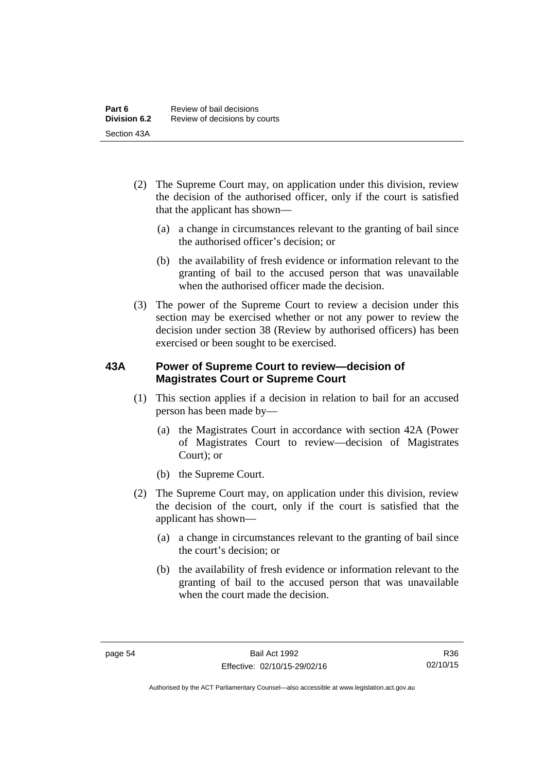(2) The Supreme Court may, on application under this division, review the decision of the authorised officer, only if the court is satisfied that the applicant has shown—

(a) a change in circumstances relevant to the granting of bail since the authorised officer's decision; or

(b) the availability of fresh evidence or information relevant to the granting of bail to the accused person that was unavailable when the authorised officer made the decision.

(3) The power of the Supreme Court to review a decision under this section may be exercised whether or not any power to review the decision under section 38 (Review by authorised officers) has been exercised or been sought to be exercised.

### 43A Power of Supreme Court to review—decision of Magistrates Court or Supreme Court

(1) This section applies if a decision in relation to bail for an accused person has been made by—

(a) the Magistrates Court in accordance with section 42A (Power of Magistrates Court to review—decision of Magistrates Court); or

(b) the Supreme Court.

(2) The Supreme Court may, on application under this division, review the decision of the court, only if the court is satisfied that the applicant has shown—

(a) a change in circumstances relevant to the granting of bail since the court's decision; or

(b) the availability of fresh evidence or information relevant to the granting of bail to the accused person that was unavailable when the court made the decision.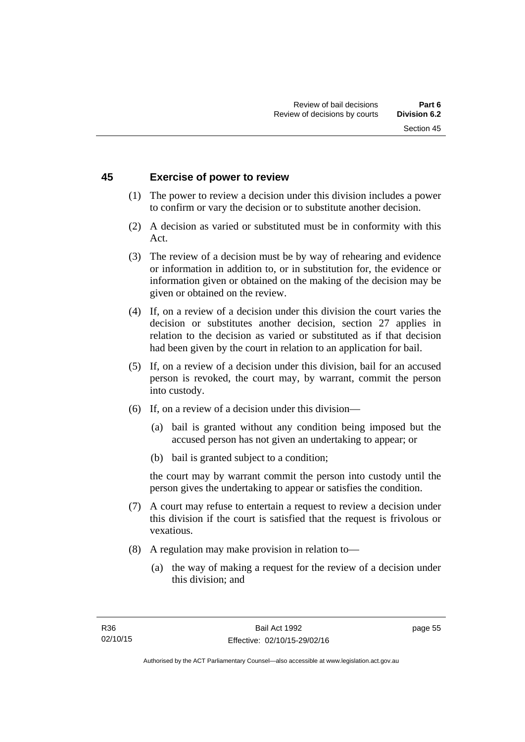## 45 Exercise of power to review

(1) The power to review a decision under this division includes a power to confirm or vary the decision or to substitute another decision.

(2) A decision as varied or substituted must be in conformity with this Act.

(3) The review of a decision must be by way of rehearing and evidence or information in addition to, or in substitution for, the evidence or information given or obtained on the making of the decision may be given or obtained on the review.

(4) If, on a review of a decision under this division the court varies the decision or substitutes another decision, section 27 applies in relation to the decision as varied or substituted as if that decision had been given by the court in relation to an application for bail.

(5) If, on a review of a decision under this division, bail for an accused person is revoked, the court may, by warrant, commit the person into custody.

(6) If, on a review of a decision under this division—

(a) bail is granted without any condition being imposed but the accused person has not given an undertaking to appear; or

(b) bail is granted subject to a condition;

the court may by warrant commit the person into custody until the person gives the undertaking to appear or satisfies the condition.

(7) A court may refuse to entertain a request to review a decision under this division if the court is satisfied that the request is frivolous or vexatious.

(8) A regulation may make provision in relation to—

(a) the way of making a request for the review of a decision under this division; and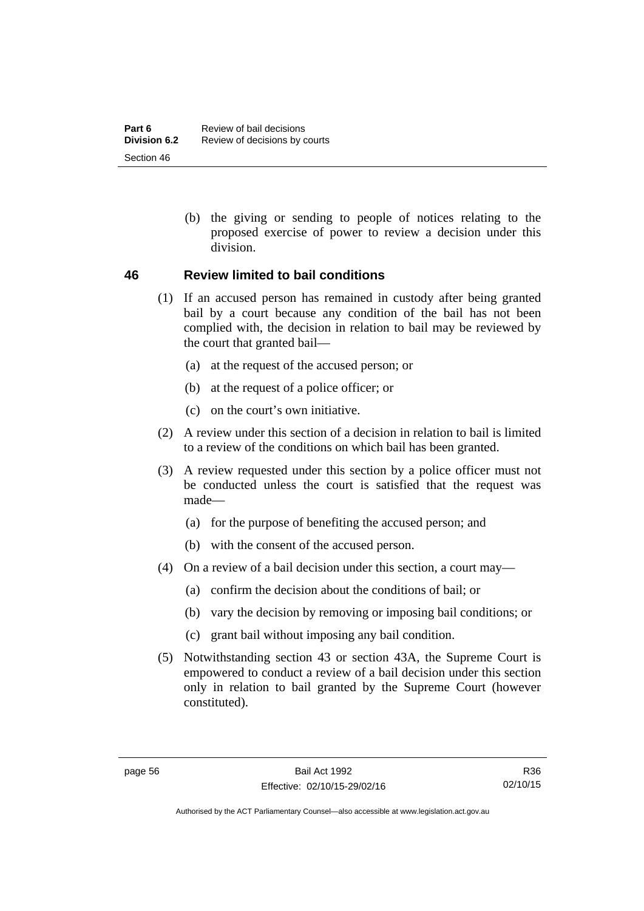(b) the giving or sending to people of notices relating to the proposed exercise of power to review a decision under this division.

## 46 Review limited to bail conditions

(1) If an accused person has remained in custody after being granted bail by a court because any condition of the bail has not been complied with, the decision in relation to bail may be reviewed by the court that granted bail—

(a) at the request of the accused person; or

(b) at the request of a police officer; or

(c) on the court's own initiative.

(2) A review under this section of a decision in relation to bail is limited to a review of the conditions on which bail has been granted.

(3) A review requested under this section by a police officer must not be conducted unless the court is satisfied that the request was made—

(a) for the purpose of benefiting the accused person; and

(b) with the consent of the accused person.

(4) On a review of a bail decision under this section, a court may—

(a) confirm the decision about the conditions of bail; or

(b) vary the decision by removing or imposing bail conditions; or

(c) grant bail without imposing any bail condition.

(5) Notwithstanding section 43 or section 43A, the Supreme Court is empowered to conduct a review of a bail decision under this section only in relation to bail granted by the Supreme Court (however constituted).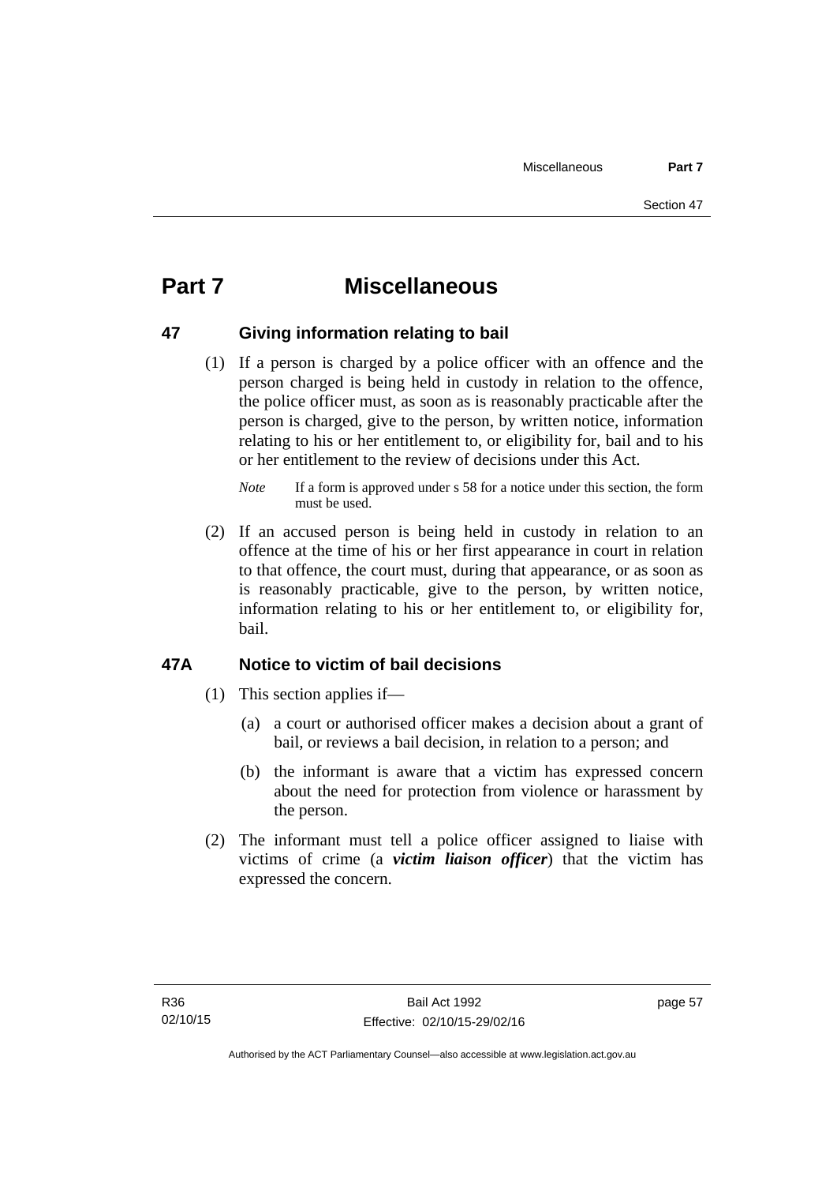# Part 7 Miscellaneous

## 47 Giving information relating to bail

(1) If a person is charged by a police officer with an offence and the person charged is being held in custody in relation to the offence, the police officer must, as soon as is reasonably practicable after the person is charged, give to the person, by written notice, information relating to his or her entitlement to, or eligibility for, bail and to his or her entitlement to the review of decisions under this Act.

*Note* If a form is approved under s 58 for a notice under this section, the form must be used.

(2) If an accused person is being held in custody in relation to an offence at the time of his or her first appearance in court in relation to that offence, the court must, during that appearance, or as soon as is reasonably practicable, give to the person, by written notice, information relating to his or her entitlement to, or eligibility for, bail.

## 47A Notice to victim of bail decisions

(1) This section applies if—

(a) a court or authorised officer makes a decision about a grant of bail, or reviews a bail decision, in relation to a person; and

(b) the informant is aware that a victim has expressed concern about the need for protection from violence or harassment by the person.

(2) The informant must tell a police officer assigned to liaise with victims of crime (a ***victim liaison officer***) that the victim has expressed the concern.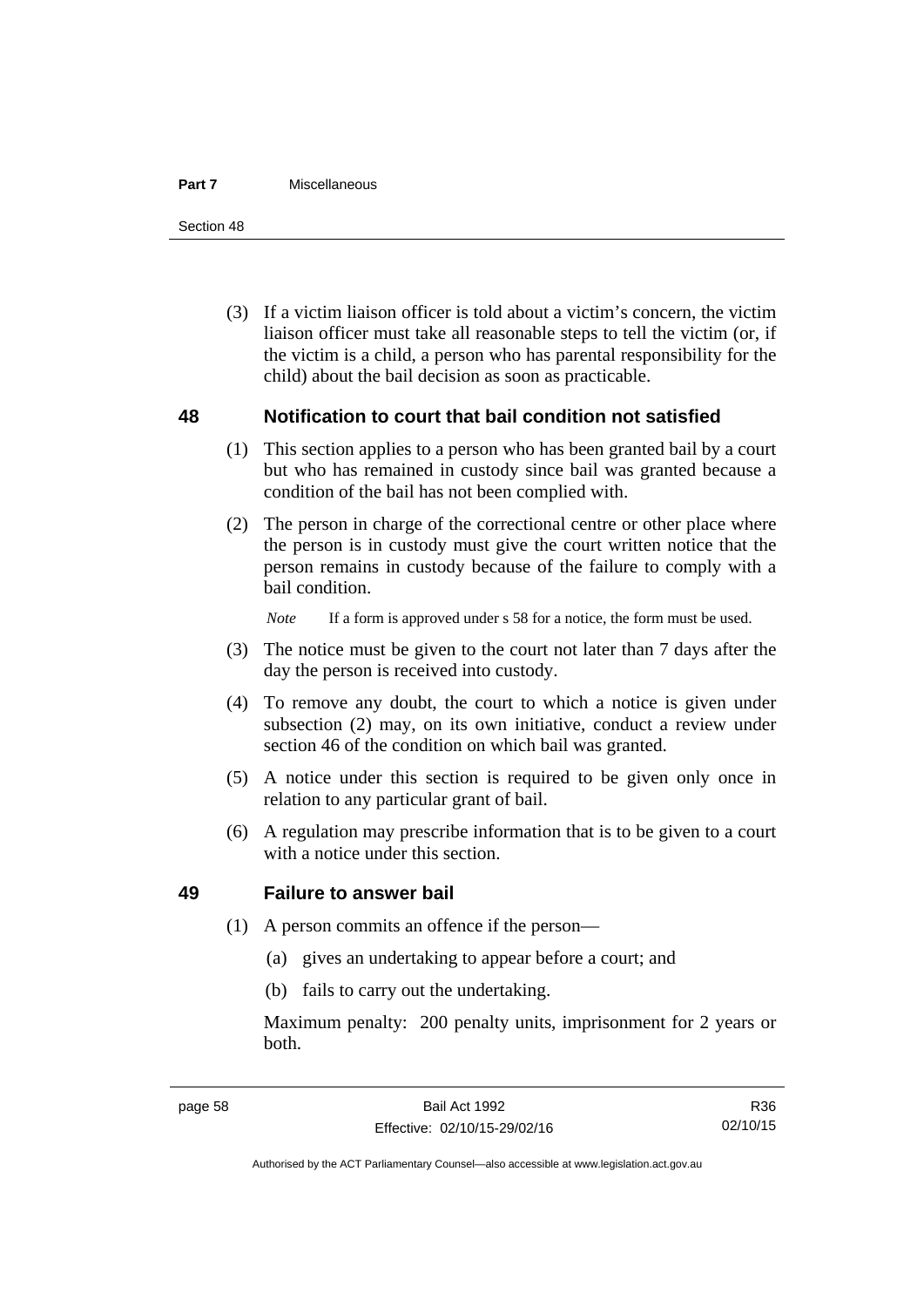(3) If a victim liaison officer is told about a victim's concern, the victim liaison officer must take all reasonable steps to tell the victim (or, if the victim is a child, a person who has parental responsibility for the child) about the bail decision as soon as practicable.

## 48 Notification to court that bail condition not satisfied

(1) This section applies to a person who has been granted bail by a court but who has remained in custody since bail was granted because a condition of the bail has not been complied with.

(2) The person in charge of the correctional centre or other place where the person is in custody must give the court written notice that the person remains in custody because of the failure to comply with a bail condition.

*Note* If a form is approved under s 58 for a notice, the form must be used.

(3) The notice must be given to the court not later than 7 days after the day the person is received into custody.

(4) To remove any doubt, the court to which a notice is given under subsection (2) may, on its own initiative, conduct a review under section 46 of the condition on which bail was granted.

(5) A notice under this section is required to be given only once in relation to any particular grant of bail.

(6) A regulation may prescribe information that is to be given to a court with a notice under this section.

## 49 Failure to answer bail

(1) A person commits an offence if the person—

(a) gives an undertaking to appear before a court; and

(b) fails to carry out the undertaking.

Maximum penalty: 200 penalty units, imprisonment for 2 years or both.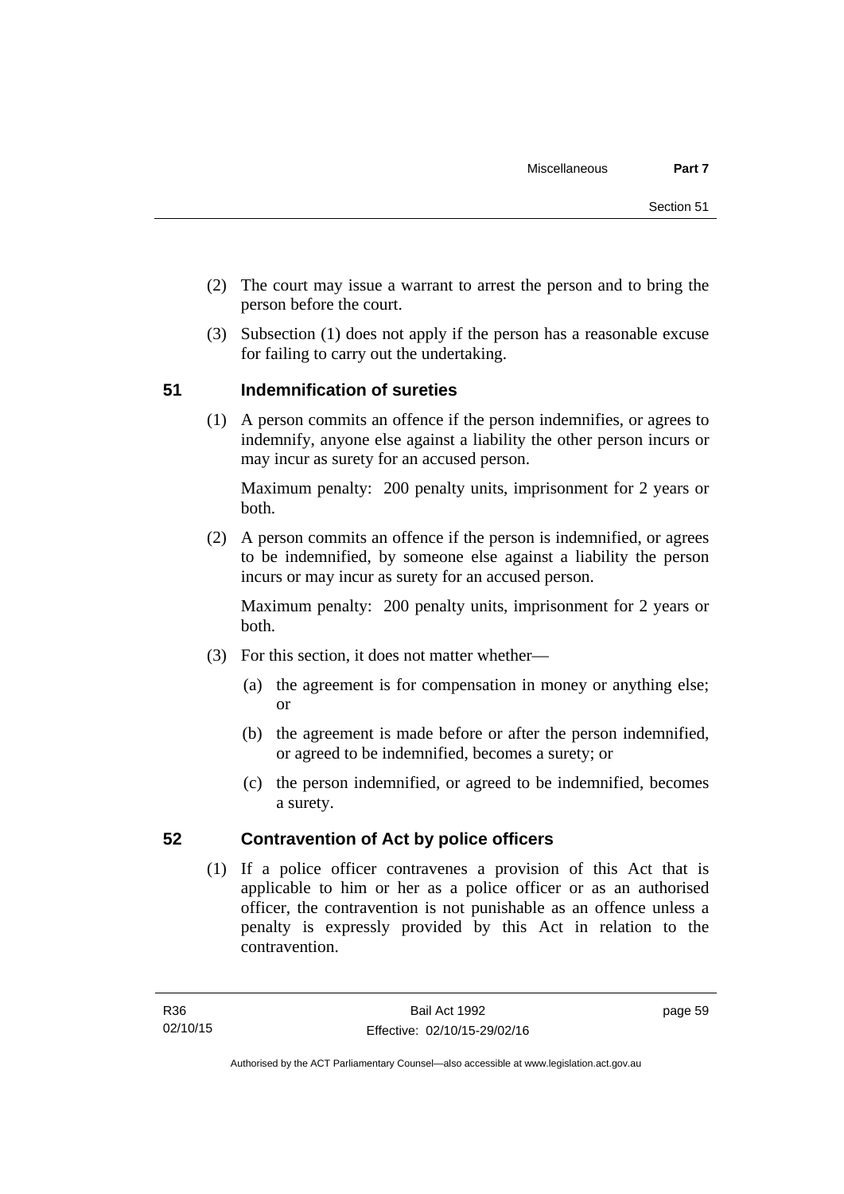(2) The court may issue a warrant to arrest the person and to bring the person before the court.

(3) Subsection (1) does not apply if the person has a reasonable excuse for failing to carry out the undertaking.

## 51 Indemnification of sureties

(1) A person commits an offence if the person indemnifies, or agrees to indemnify, anyone else against a liability the other person incurs or may incur as surety for an accused person.

Maximum penalty: 200 penalty units, imprisonment for 2 years or both.

(2) A person commits an offence if the person is indemnified, or agrees to be indemnified, by someone else against a liability the person incurs or may incur as surety for an accused person.

Maximum penalty: 200 penalty units, imprisonment for 2 years or both.

(3) For this section, it does not matter whether—

(a) the agreement is for compensation in money or anything else; or

(b) the agreement is made before or after the person indemnified, or agreed to be indemnified, becomes a surety; or

(c) the person indemnified, or agreed to be indemnified, becomes a surety.

## 52 Contravention of Act by police officers

(1) If a police officer contravenes a provision of this Act that is applicable to him or her as a police officer or as an authorised officer, the contravention is not punishable as an offence unless a penalty is expressly provided by this Act in relation to the contravention.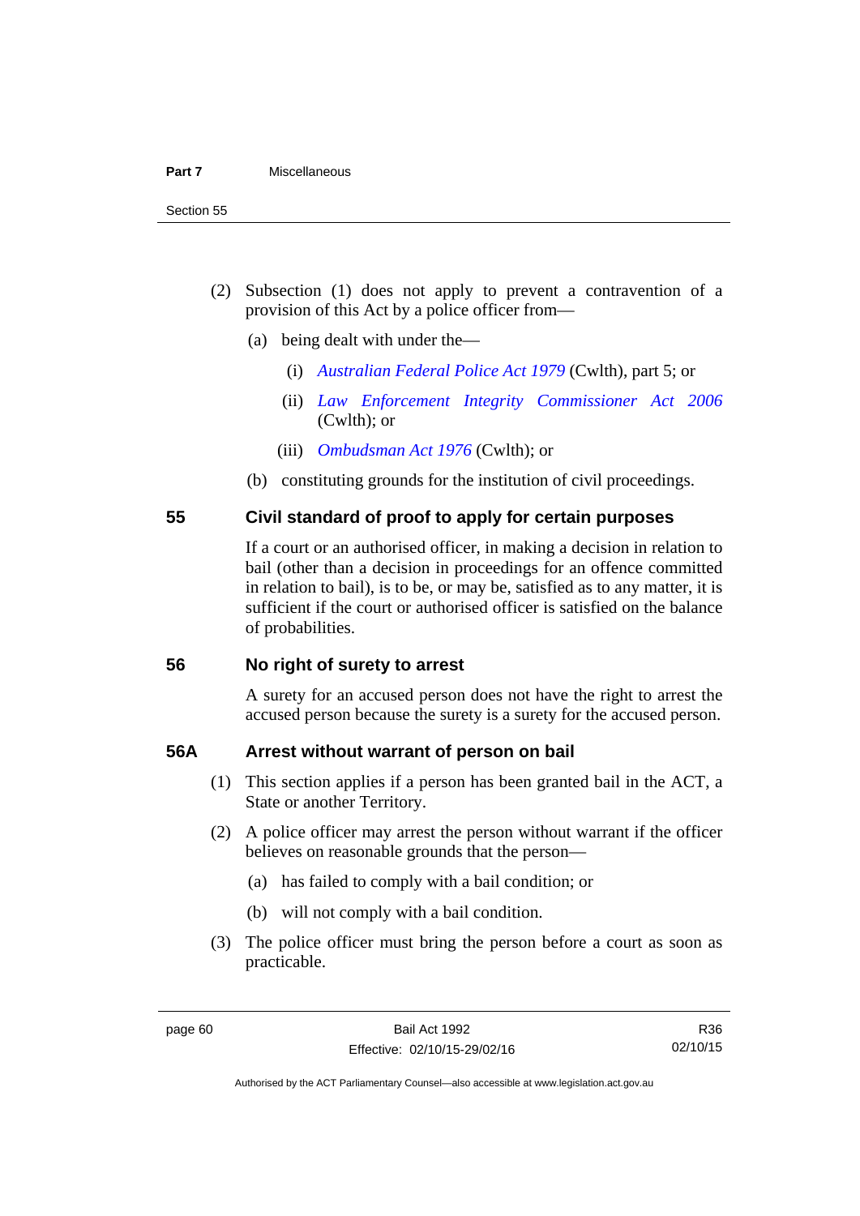(2) Subsection (1) does not apply to prevent a contravention of a provision of this Act by a police officer from—

(a) being dealt with under the—

(i) *Australian Federal Police Act 1979* (Cwlth), part 5; or

(ii) *Law Enforcement Integrity Commissioner Act 2006* (Cwlth); or

(iii) *Ombudsman Act 1976* (Cwlth); or

(b) constituting grounds for the institution of civil proceedings.

## 55 Civil standard of proof to apply for certain purposes

If a court or an authorised officer, in making a decision in relation to bail (other than a decision in proceedings for an offence committed in relation to bail), is to be, or may be, satisfied as to any matter, it is sufficient if the court or authorised officer is satisfied on the balance of probabilities.

## 56 No right of surety to arrest

A surety for an accused person does not have the right to arrest the accused person because the surety is a surety for the accused person.

## 56A Arrest without warrant of person on bail

(1) This section applies if a person has been granted bail in the ACT, a State or another Territory.

(2) A police officer may arrest the person without warrant if the officer believes on reasonable grounds that the person—

(a) has failed to comply with a bail condition; or

(b) will not comply with a bail condition.

(3) The police officer must bring the person before a court as soon as practicable.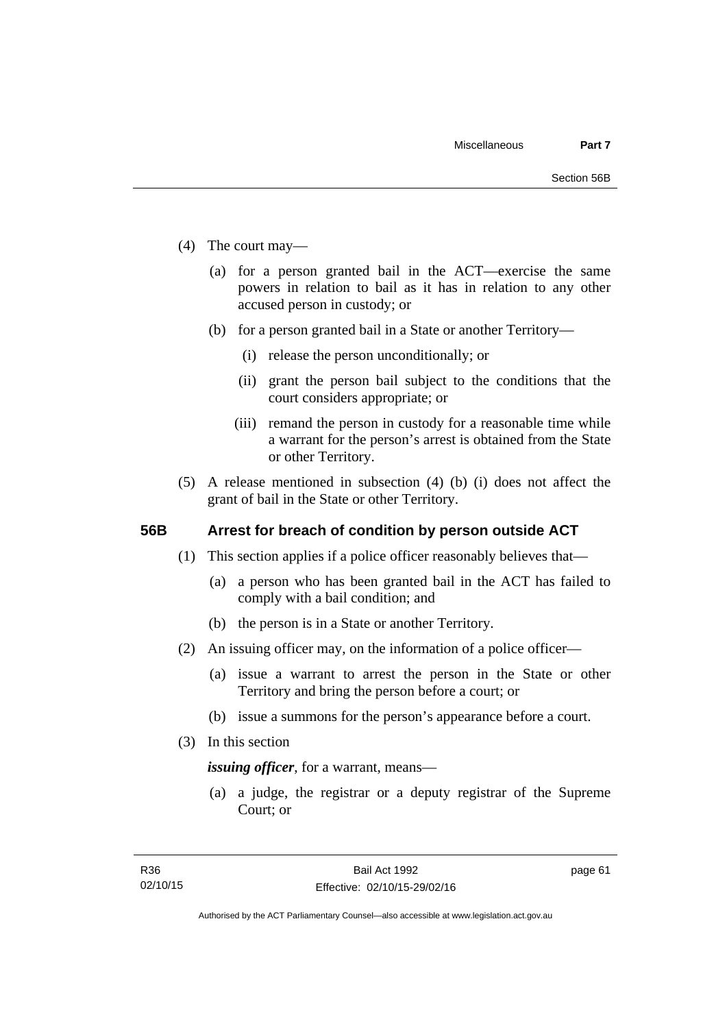(4) The court may—

(a) for a person granted bail in the ACT—exercise the same powers in relation to bail as it has in relation to any other accused person in custody; or

(b) for a person granted bail in a State or another Territory—

(i) release the person unconditionally; or

(ii) grant the person bail subject to the conditions that the court considers appropriate; or

(iii) remand the person in custody for a reasonable time while a warrant for the person's arrest is obtained from the State or other Territory.

(5) A release mentioned in subsection (4) (b) (i) does not affect the grant of bail in the State or other Territory.

## 56B Arrest for breach of condition by person outside ACT

(1) This section applies if a police officer reasonably believes that—

(a) a person who has been granted bail in the ACT has failed to comply with a bail condition; and

(b) the person is in a State or another Territory.

(2) An issuing officer may, on the information of a police officer—

(a) issue a warrant to arrest the person in the State or other Territory and bring the person before a court; or

(b) issue a summons for the person's appearance before a court.

(3) In this section

***issuing officer***, for a warrant, means—

(a) a judge, the registrar or a deputy registrar of the Supreme Court; or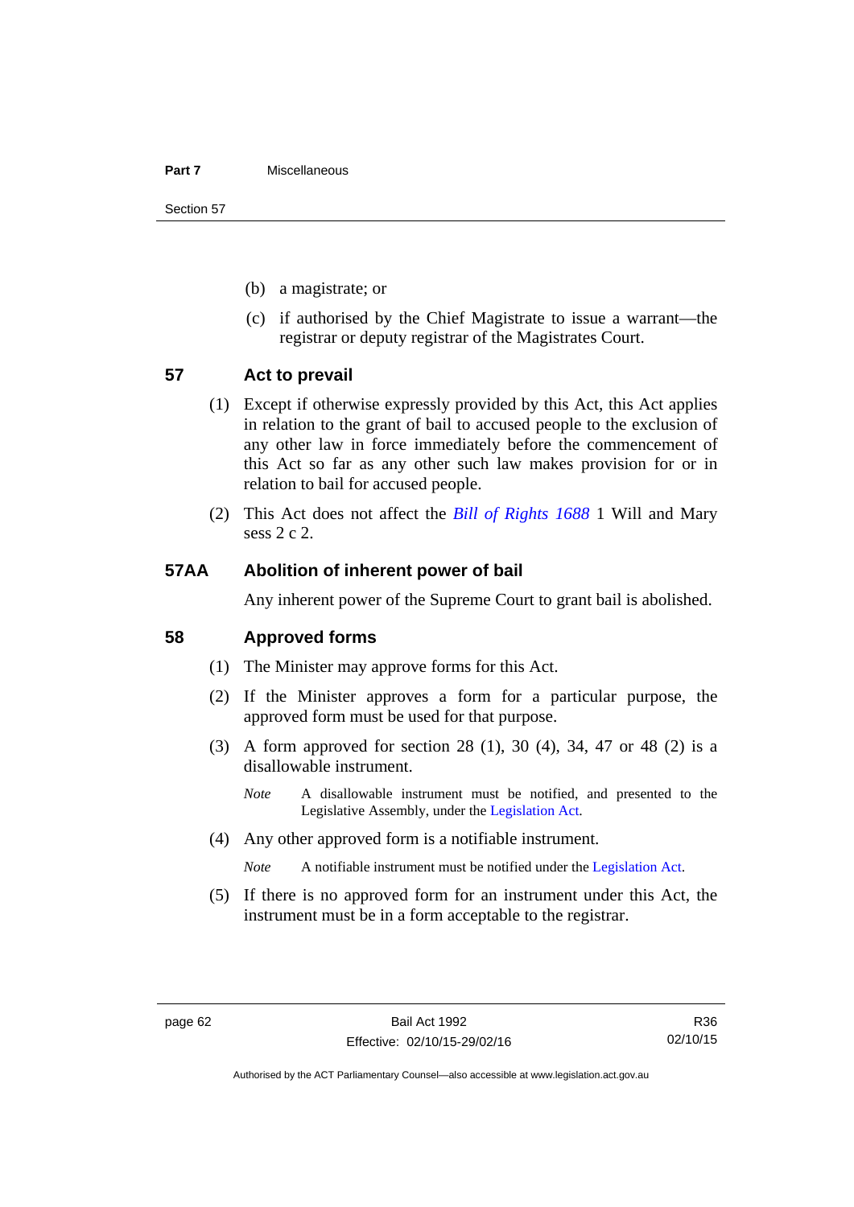(b) a magistrate; or

(c) if authorised by the Chief Magistrate to issue a warrant—the registrar or deputy registrar of the Magistrates Court.

## 57 Act to prevail

(1) Except if otherwise expressly provided by this Act, this Act applies in relation to the grant of bail to accused people to the exclusion of any other law in force immediately before the commencement of this Act so far as any other such law makes provision for or in relation to bail for accused people.

(2) This Act does not affect the *Bill of Rights 1688* 1 Will and Mary sess 2 c 2.

## 57AA Abolition of inherent power of bail

Any inherent power of the Supreme Court to grant bail is abolished.

## 58 Approved forms

(1) The Minister may approve forms for this Act.

(2) If the Minister approves a form for a particular purpose, the approved form must be used for that purpose.

(3) A form approved for section 28 (1), 30 (4), 34, 47 or 48 (2) is a disallowable instrument.

*Note* A disallowable instrument must be notified, and presented to the Legislative Assembly, under the Legislation Act.

(4) Any other approved form is a notifiable instrument.

*Note* A notifiable instrument must be notified under the Legislation Act.

(5) If there is no approved form for an instrument under this Act, the instrument must be in a form acceptable to the registrar.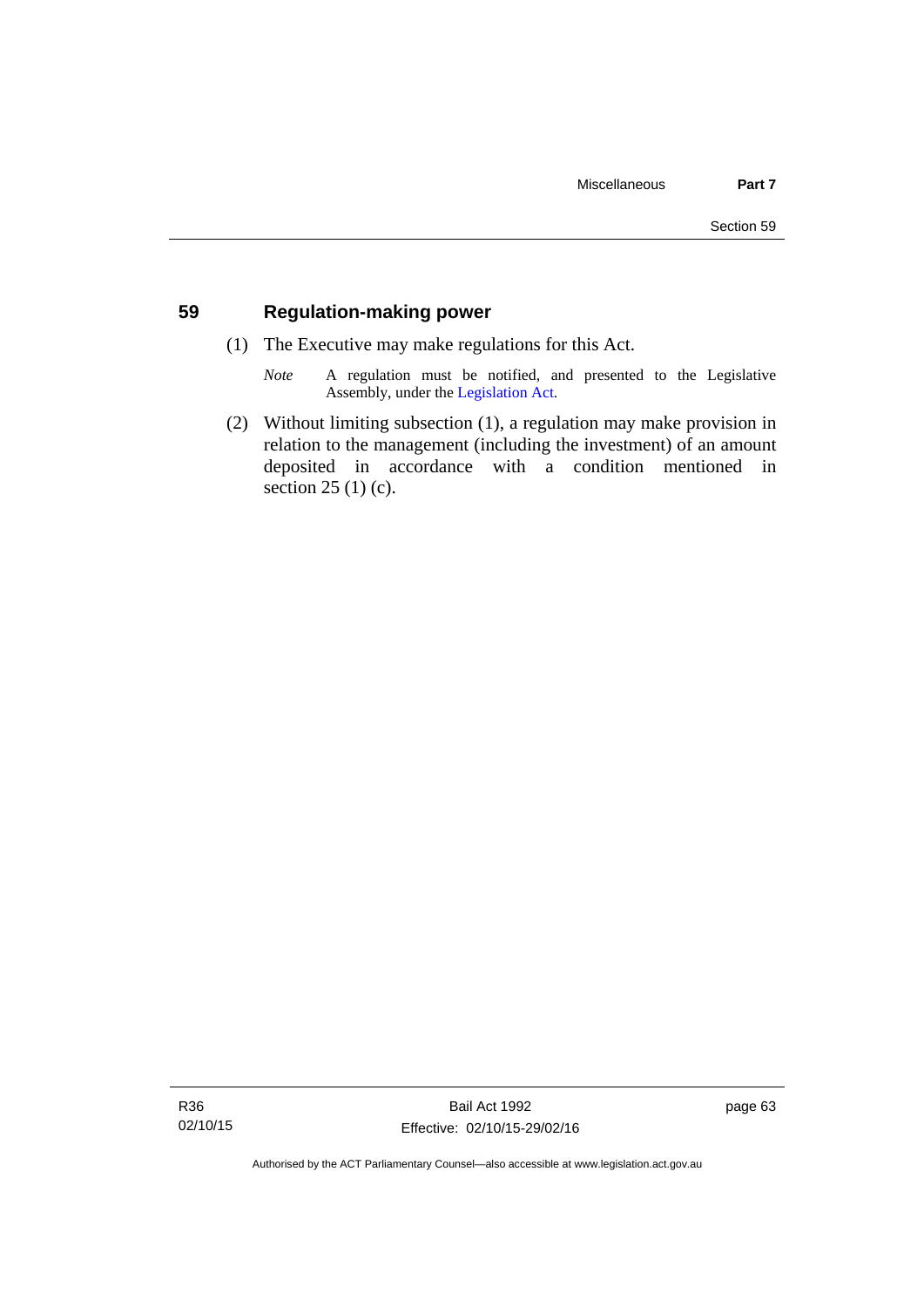## 59 Regulation-making power

(1) The Executive may make regulations for this Act.

*Note* A regulation must be notified, and presented to the Legislative Assembly, under the Legislation Act.

(2) Without limiting subsection (1), a regulation may make provision in relation to the management (including the investment) of an amount deposited in accordance with a condition mentioned in section 25 (1) (c).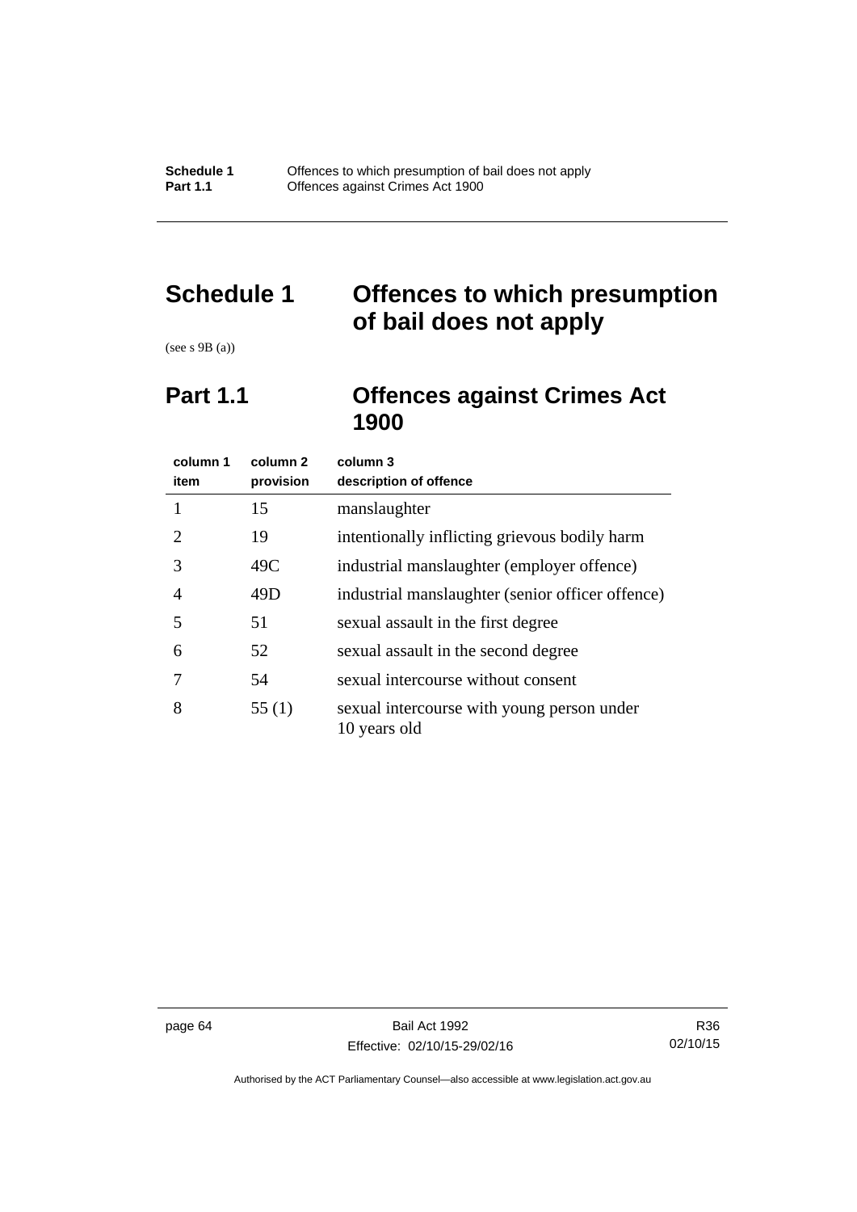# Schedule 1 Offences to which presumption of bail does not apply

(see s 9B (a))

## Part 1.1 Offences against Crimes Act 1900

| column 1 item | column 2 provision | column 3 description of offence |
|---|---|---|
| 1 | 15 | manslaughter |
| 2 | 19 | intentionally inflicting grievous bodily harm |
| 3 | 49C | industrial manslaughter (employer offence) |
| 4 | 49D | industrial manslaughter (senior officer offence) |
| 5 | 51 | sexual assault in the first degree |
| 6 | 52 | sexual assault in the second degree |
| 7 | 54 | sexual intercourse without consent |
| 8 | 55 (1) | sexual intercourse with young person under 10 years old |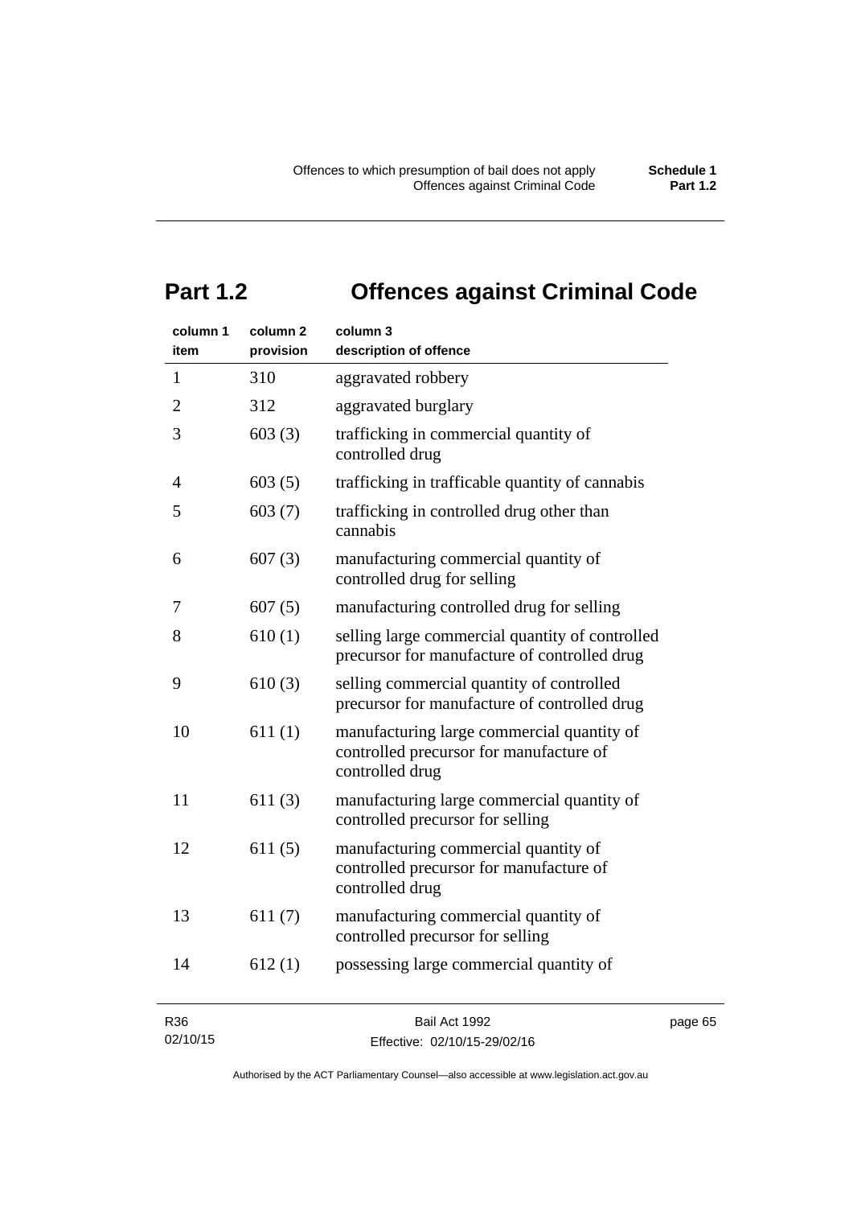# Part 1.2 Offences against Criminal Code

| column 1 item | column 2 provision | column 3 description of offence |
|---|---|---|
| 1 | 310 | aggravated robbery |
| 2 | 312 | aggravated burglary |
| 3 | 603 (3) | trafficking in commercial quantity of controlled drug |
| 4 | 603 (5) | trafficking in trafficable quantity of cannabis |
| 5 | 603 (7) | trafficking in controlled drug other than cannabis |
| 6 | 607 (3) | manufacturing commercial quantity of controlled drug for selling |
| 7 | 607 (5) | manufacturing controlled drug for selling |
| 8 | 610 (1) | selling large commercial quantity of controlled precursor for manufacture of controlled drug |
| 9 | 610 (3) | selling commercial quantity of controlled precursor for manufacture of controlled drug |
| 10 | 611 (1) | manufacturing large commercial quantity of controlled precursor for manufacture of controlled drug |
| 11 | 611 (3) | manufacturing large commercial quantity of controlled precursor for selling |
| 12 | 611 (5) | manufacturing commercial quantity of controlled precursor for manufacture of controlled drug |
| 13 | 611 (7) | manufacturing commercial quantity of controlled precursor for selling |
| 14 | 612 (1) | possessing large commercial quantity of |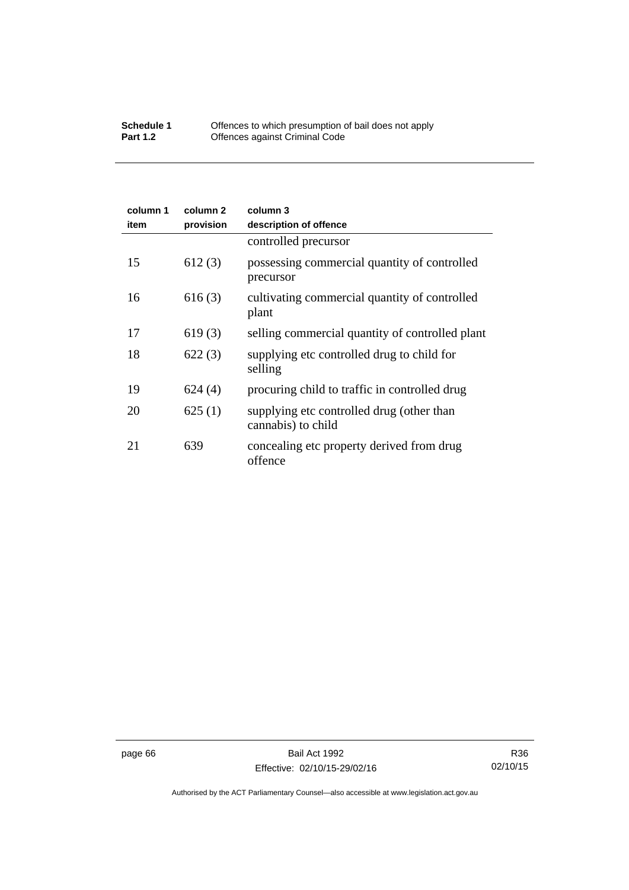| column 1 item | column 2 provision | column 3 description of offence |
|---|---|---|
| | | controlled precursor |
| 15 | 612 (3) | possessing commercial quantity of controlled precursor |
| 16 | 616 (3) | cultivating commercial quantity of controlled plant |
| 17 | 619 (3) | selling commercial quantity of controlled plant |
| 18 | 622 (3) | supplying etc controlled drug to child for selling |
| 19 | 624 (4) | procuring child to traffic in controlled drug |
| 20 | 625 (1) | supplying etc controlled drug (other than cannabis) to child |
| 21 | 639 | concealing etc property derived from drug offence |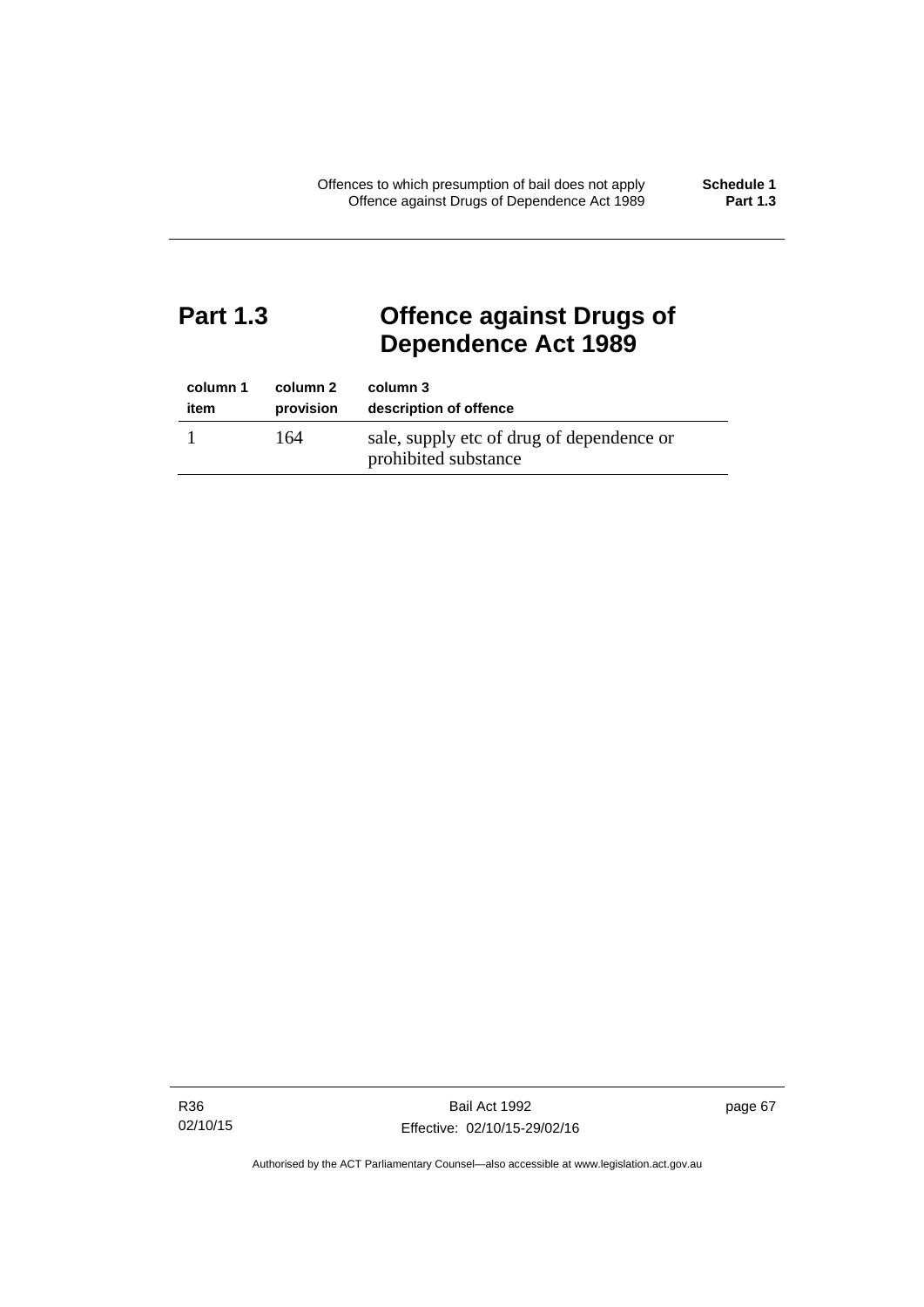## Part 1.3 Offence against Drugs of Dependence Act 1989

| column 1<br>item | column 2<br>provision | column 3<br>description of offence |
|---|---|---|
| 1 | 164 | sale, supply etc of drug of dependence or prohibited substance |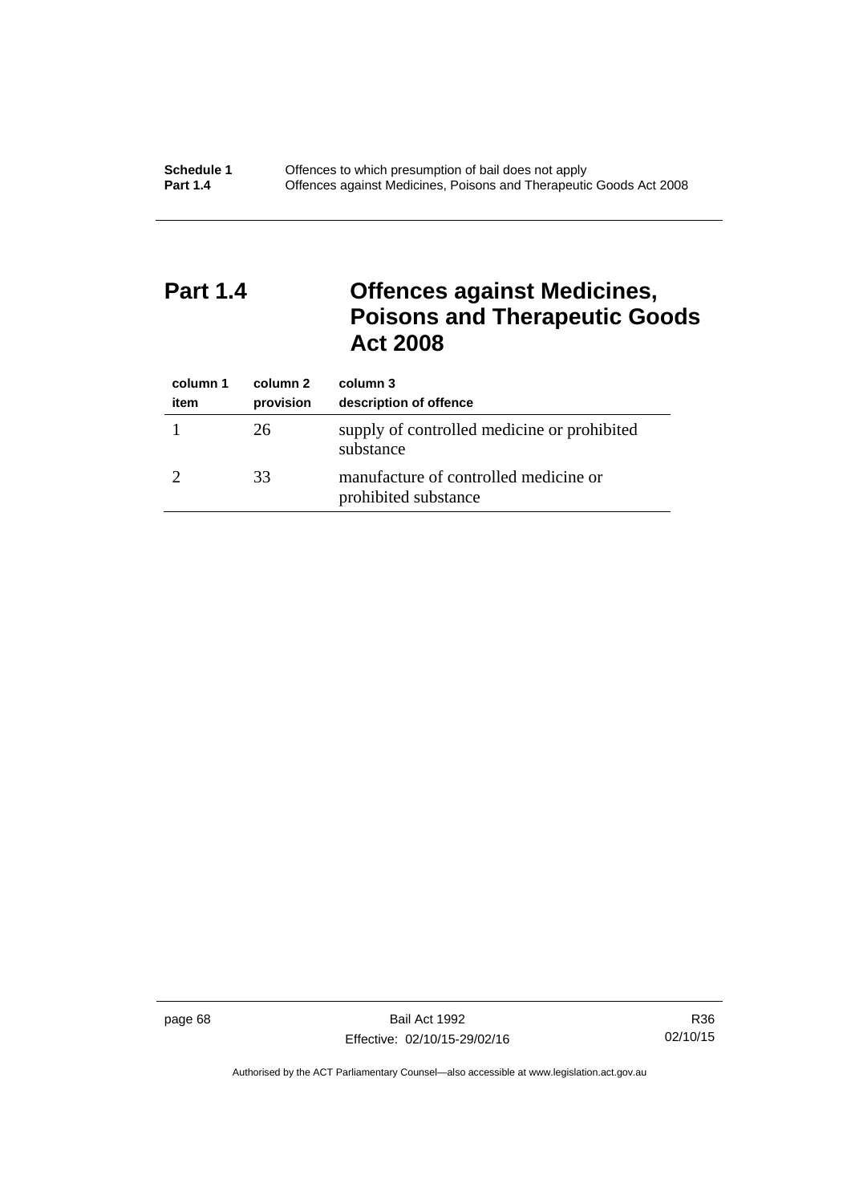## Part 1.4 Offences against Medicines, Poisons and Therapeutic Goods Act 2008

| column 1<br>item | column 2<br>provision | column 3<br>description of offence |
|---|---|---|
| 1 | 26 | supply of controlled medicine or prohibited substance |
| 2 | 33 | manufacture of controlled medicine or prohibited substance |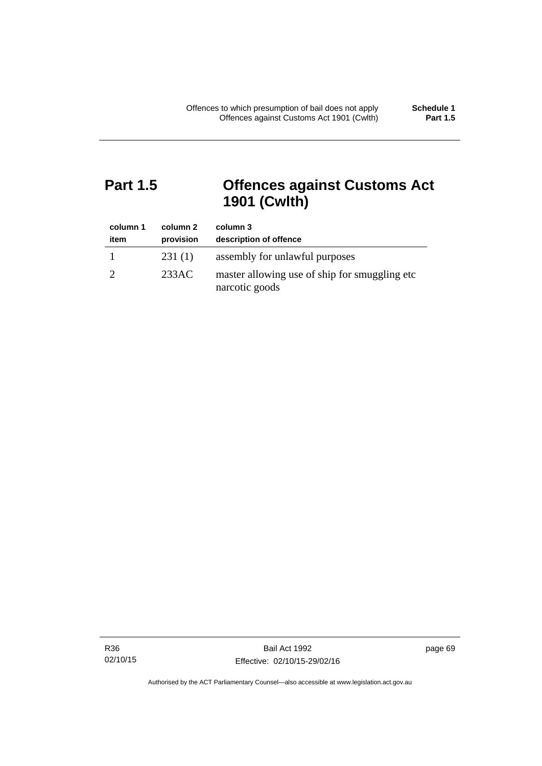# Part 1.5 Offences against Customs Act 1901 (Cwlth)

| column 1<br>item | column 2<br>provision | column 3<br>description of offence |
|---|---|---|
| 1 | 231 (1) | assembly for unlawful purposes |
| 2 | 233AC | master allowing use of ship for smuggling etc narcotic goods |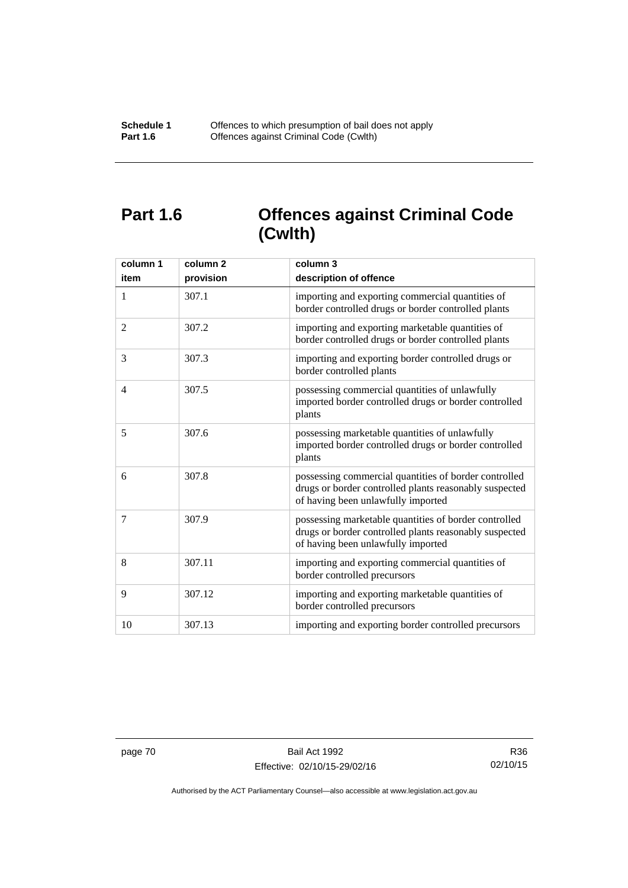# Part 1.6 Offences against Criminal Code (Cwlth)

| column 1<br>item | column 2<br>provision | column 3<br>description of offence |
|---|---|---|
| 1 | 307.1 | importing and exporting commercial quantities of border controlled drugs or border controlled plants |
| 2 | 307.2 | importing and exporting marketable quantities of border controlled drugs or border controlled plants |
| 3 | 307.3 | importing and exporting border controlled drugs or border controlled plants |
| 4 | 307.5 | possessing commercial quantities of unlawfully imported border controlled drugs or border controlled plants |
| 5 | 307.6 | possessing marketable quantities of unlawfully imported border controlled drugs or border controlled plants |
| 6 | 307.8 | possessing commercial quantities of border controlled drugs or border controlled plants reasonably suspected of having been unlawfully imported |
| 7 | 307.9 | possessing marketable quantities of border controlled drugs or border controlled plants reasonably suspected of having been unlawfully imported |
| 8 | 307.11 | importing and exporting commercial quantities of border controlled precursors |
| 9 | 307.12 | importing and exporting marketable quantities of border controlled precursors |
| 10 | 307.13 | importing and exporting border controlled precursors |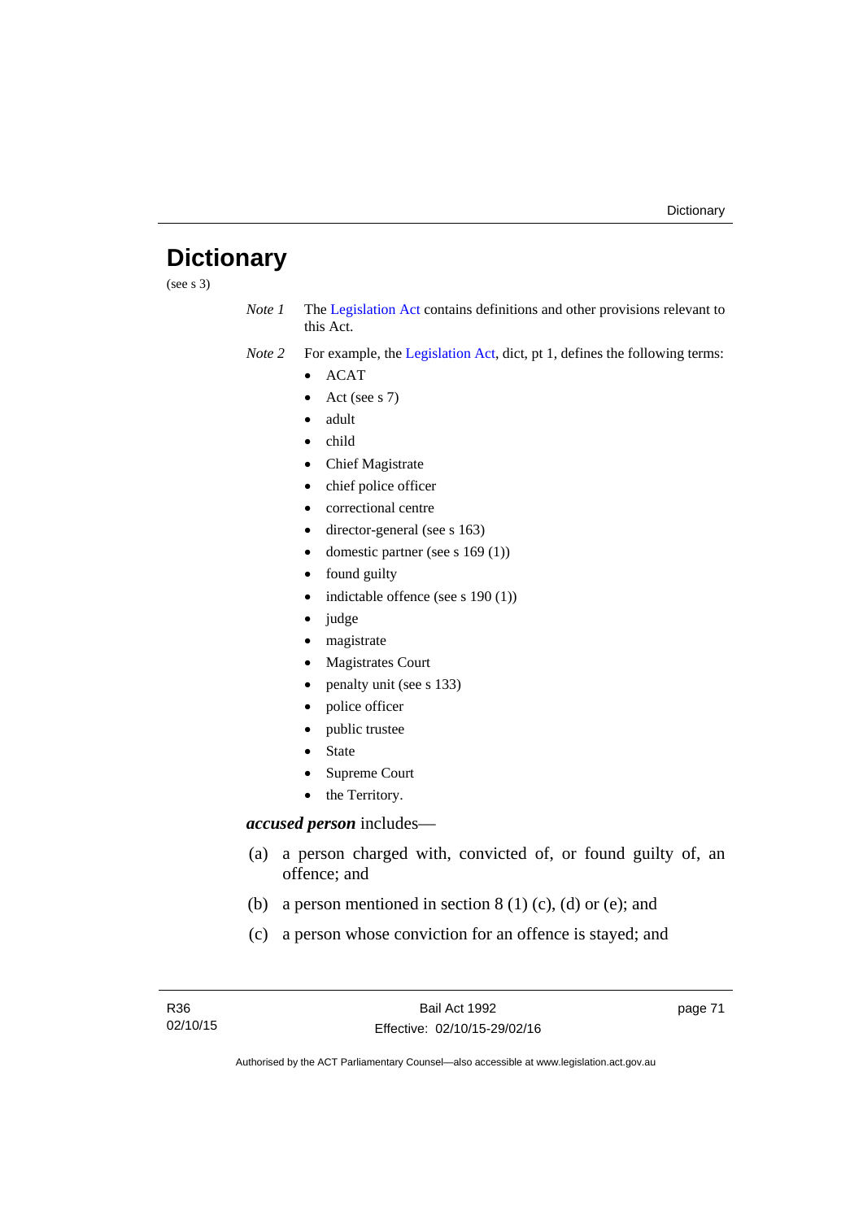# Dictionary

(see s 3)

*Note 1* The Legislation Act contains definitions and other provisions relevant to this Act.

*Note 2* For example, the Legislation Act, dict, pt 1, defines the following terms:

- ACAT
- Act (see s 7)
- adult
- child
- Chief Magistrate
- chief police officer
- correctional centre
- director-general (see s 163)
- domestic partner (see s 169 (1))
- found guilty
- indictable offence (see s 190 (1))
- judge
- magistrate
- Magistrates Court
- penalty unit (see s 133)
- police officer
- public trustee
- State
- Supreme Court
- the Territory.

***accused person*** includes—

(a) a person charged with, convicted of, or found guilty of, an offence; and

(b) a person mentioned in section 8 (1) (c), (d) or (e); and

(c) a person whose conviction for an offence is stayed; and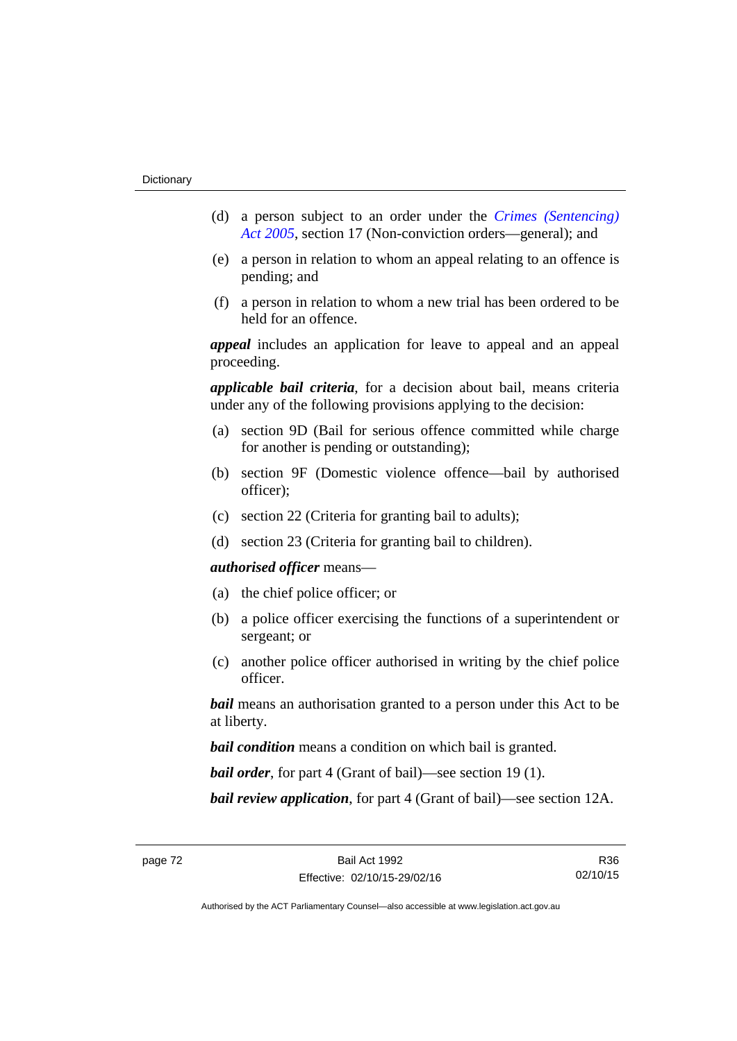(d) a person subject to an order under the *Crimes (Sentencing) Act 2005*, section 17 (Non-conviction orders—general); and

(e) a person in relation to whom an appeal relating to an offence is pending; and

(f) a person in relation to whom a new trial has been ordered to be held for an offence.

***appeal*** includes an application for leave to appeal and an appeal proceeding.

***applicable bail criteria***, for a decision about bail, means criteria under any of the following provisions applying to the decision:

(a) section 9D (Bail for serious offence committed while charge for another is pending or outstanding);

(b) section 9F (Domestic violence offence—bail by authorised officer);

(c) section 22 (Criteria for granting bail to adults);

(d) section 23 (Criteria for granting bail to children).

***authorised officer*** means—

(a) the chief police officer; or

(b) a police officer exercising the functions of a superintendent or sergeant; or

(c) another police officer authorised in writing by the chief police officer.

***bail*** means an authorisation granted to a person under this Act to be at liberty.

***bail condition*** means a condition on which bail is granted.

***bail order***, for part 4 (Grant of bail)—see section 19 (1).

***bail review application***, for part 4 (Grant of bail)—see section 12A.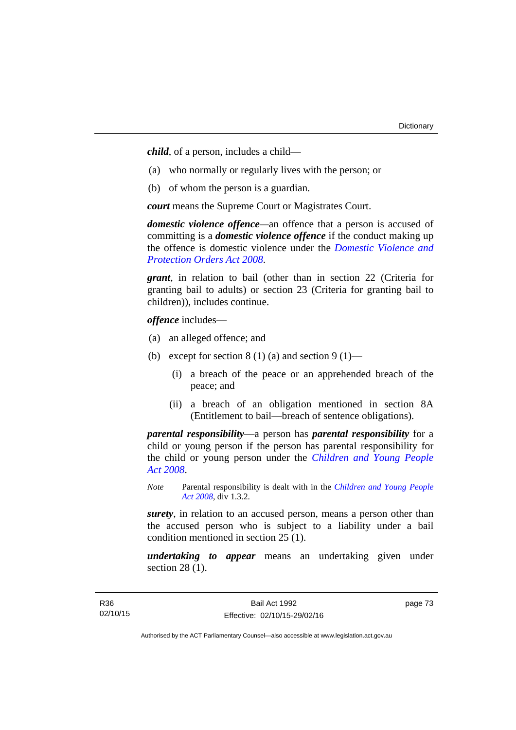***child***, of a person, includes a child—

(a) who normally or regularly lives with the person; or

(b) of whom the person is a guardian.

***court*** means the Supreme Court or Magistrates Court.

***domestic violence offence***—an offence that a person is accused of committing is a ***domestic violence offence*** if the conduct making up the offence is domestic violence under the *Domestic Violence and Protection Orders Act 2008*.

***grant***, in relation to bail (other than in section 22 (Criteria for granting bail to adults) or section 23 (Criteria for granting bail to children)), includes continue.

***offence*** includes—

(a) an alleged offence; and

(b) except for section 8 (1) (a) and section 9 (1)—

  (i) a breach of the peace or an apprehended breach of the peace; and

  (ii) a breach of an obligation mentioned in section 8A (Entitlement to bail—breach of sentence obligations).

***parental responsibility***—a person has ***parental responsibility*** for a child or young person if the person has parental responsibility for the child or young person under the *Children and Young People Act 2008*.

*Note* Parental responsibility is dealt with in the *Children and Young People Act 2008*, div 1.3.2.

***surety***, in relation to an accused person, means a person other than the accused person who is subject to a liability under a bail condition mentioned in section 25 (1).

***undertaking to appear*** means an undertaking given under section 28 (1).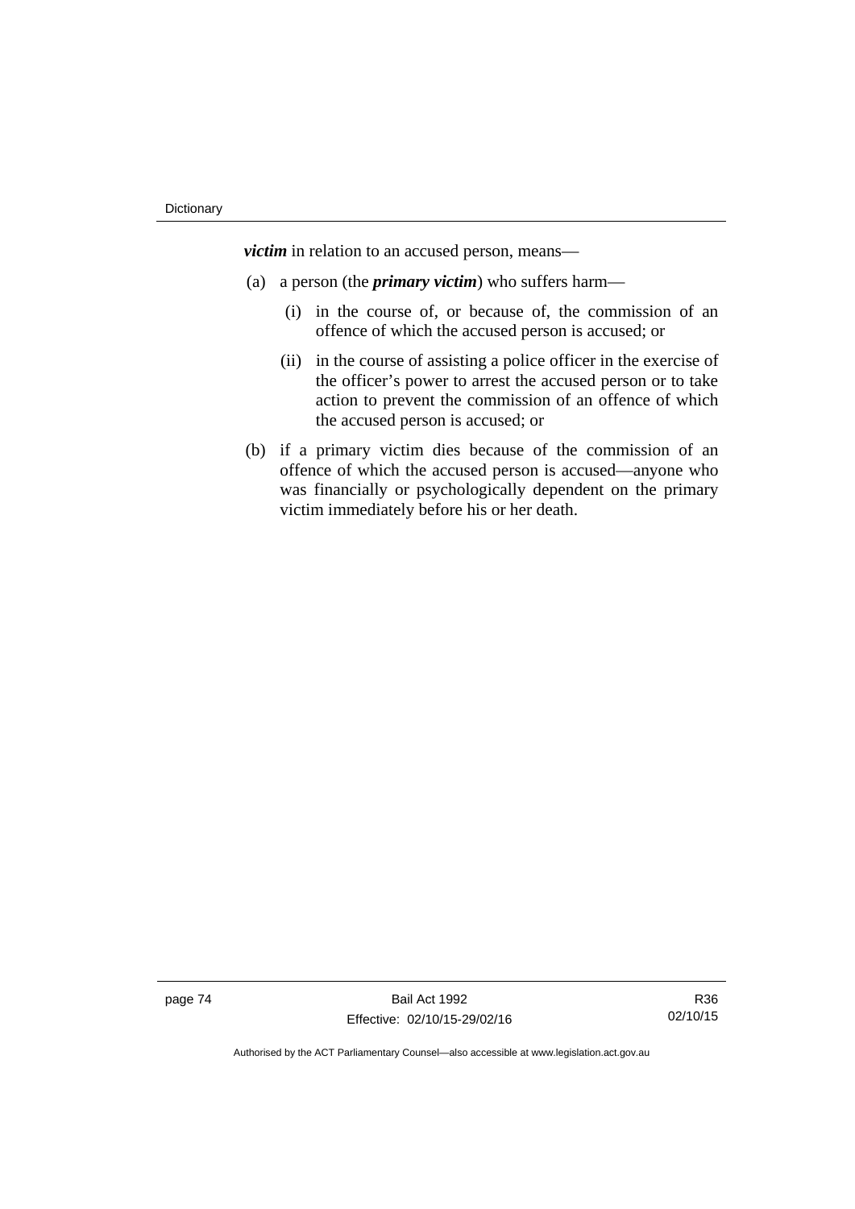***victim*** in relation to an accused person, means—

(a) a person (the ***primary victim***) who suffers harm—

(i) in the course of, or because of, the commission of an offence of which the accused person is accused; or

(ii) in the course of assisting a police officer in the exercise of the officer's power to arrest the accused person or to take action to prevent the commission of an offence of which the accused person is accused; or

(b) if a primary victim dies because of the commission of an offence of which the accused person is accused—anyone who was financially or psychologically dependent on the primary victim immediately before his or her death.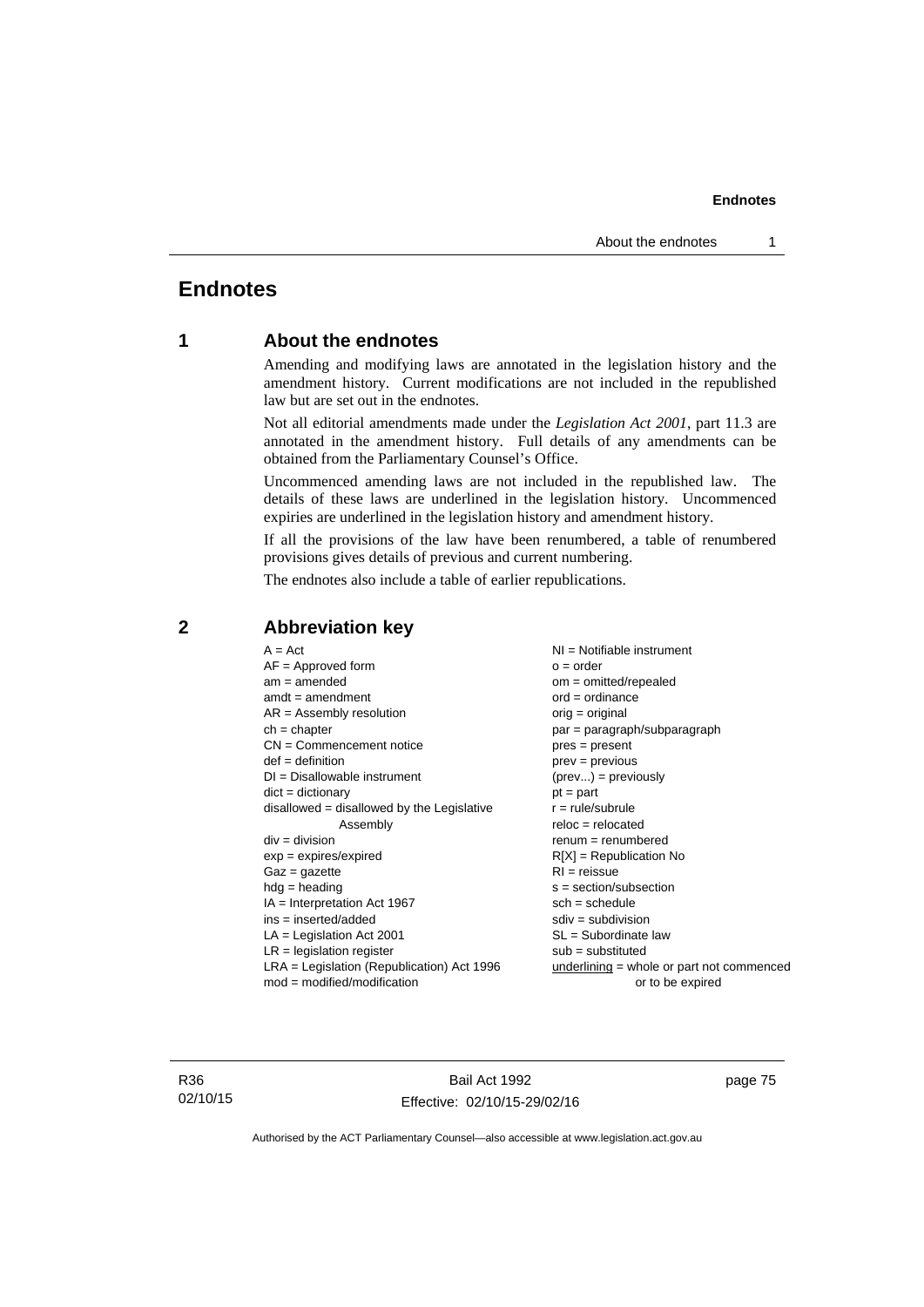# Endnotes

## 1 About the endnotes

Amending and modifying laws are annotated in the legislation history and the amendment history. Current modifications are not included in the republished law but are set out in the endnotes.

Not all editorial amendments made under the *Legislation Act 2001*, part 11.3 are annotated in the amendment history. Full details of any amendments can be obtained from the Parliamentary Counsel's Office.

Uncommenced amending laws are not included in the republished law. The details of these laws are underlined in the legislation history. Uncommenced expiries are underlined in the legislation history and amendment history.

If all the provisions of the law have been renumbered, a table of renumbered provisions gives details of previous and current numbering.

The endnotes also include a table of earlier republications.

## 2 Abbreviation key

A = Act
AF = Approved form
am = amended
amdt = amendment
AR = Assembly resolution
ch = chapter
CN = Commencement notice
def = definition
DI = Disallowable instrument
dict = dictionary
disallowed = disallowed by the Legislative Assembly
div = division
exp = expires/expired
Gaz = gazette
hdg = heading
IA = Interpretation Act 1967
ins = inserted/added
LA = Legislation Act 2001
LR = legislation register
LRA = Legislation (Republication) Act 1996
mod = modified/modification
NI = Notifiable instrument
o = order
om = omitted/repealed
ord = ordinance
orig = original
par = paragraph/subparagraph
pres = present
prev = previous
(prev...) = previously
pt = part
r = rule/subrule
reloc = relocated
renum = renumbered
R[X] = Republication No
RI = reissue
s = section/subsection
sch = schedule
sdiv = subdivision
SL = Subordinate law
sub = substituted
underlining = whole or part not commenced or to be expired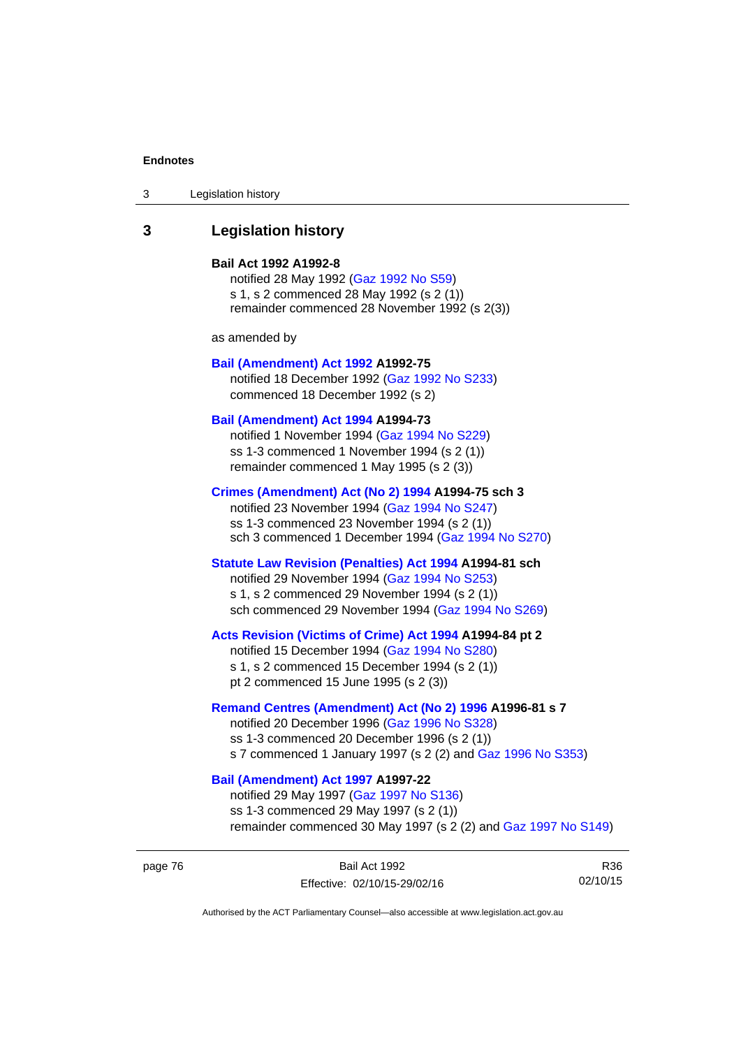## 3 Legislation history

**Bail Act 1992 A1992-8**

notified 28 May 1992 (Gaz 1992 No S59)
s 1, s 2 commenced 28 May 1992 (s 2 (1))
remainder commenced 28 November 1992 (s 2(3))

as amended by

**Bail (Amendment) Act 1992 A1992-75**

notified 18 December 1992 (Gaz 1992 No S233)
commenced 18 December 1992 (s 2)

**Bail (Amendment) Act 1994 A1994-73**

notified 1 November 1994 (Gaz 1994 No S229)
ss 1-3 commenced 1 November 1994 (s 2 (1))
remainder commenced 1 May 1995 (s 2 (3))

**Crimes (Amendment) Act (No 2) 1994 A1994-75 sch 3**

notified 23 November 1994 (Gaz 1994 No S247)
ss 1-3 commenced 23 November 1994 (s 2 (1))
sch 3 commenced 1 December 1994 (Gaz 1994 No S270)

**Statute Law Revision (Penalties) Act 1994 A1994-81 sch**

notified 29 November 1994 (Gaz 1994 No S253)
s 1, s 2 commenced 29 November 1994 (s 2 (1))
sch commenced 29 November 1994 (Gaz 1994 No S269)

**Acts Revision (Victims of Crime) Act 1994 A1994-84 pt 2**

notified 15 December 1994 (Gaz 1994 No S280)
s 1, s 2 commenced 15 December 1994 (s 2 (1))
pt 2 commenced 15 June 1995 (s 2 (3))

**Remand Centres (Amendment) Act (No 2) 1996 A1996-81 s 7**

notified 20 December 1996 (Gaz 1996 No S328)
ss 1-3 commenced 20 December 1996 (s 2 (1))
s 7 commenced 1 January 1997 (s 2 (2) and Gaz 1996 No S353)

**Bail (Amendment) Act 1997 A1997-22**

notified 29 May 1997 (Gaz 1997 No S136)
ss 1-3 commenced 29 May 1997 (s 2 (1))
remainder commenced 30 May 1997 (s 2 (2) and Gaz 1997 No S149)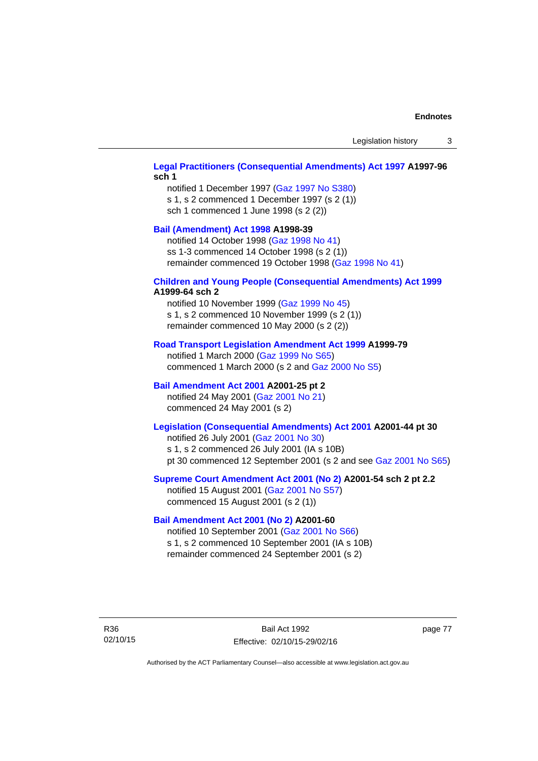**Legal Practitioners (Consequential Amendments) Act 1997 A1997-96 sch 1**

notified 1 December 1997 (Gaz 1997 No S380)
s 1, s 2 commenced 1 December 1997 (s 2 (1))
sch 1 commenced 1 June 1998 (s 2 (2))

**Bail (Amendment) Act 1998 A1998-39**

notified 14 October 1998 (Gaz 1998 No 41)
ss 1-3 commenced 14 October 1998 (s 2 (1))
remainder commenced 19 October 1998 (Gaz 1998 No 41)

**Children and Young People (Consequential Amendments) Act 1999 A1999-64 sch 2**

notified 10 November 1999 (Gaz 1999 No 45)
s 1, s 2 commenced 10 November 1999 (s 2 (1))
remainder commenced 10 May 2000 (s 2 (2))

**Road Transport Legislation Amendment Act 1999 A1999-79**

notified 1 March 2000 (Gaz 1999 No S65)
commenced 1 March 2000 (s 2 and Gaz 2000 No S5)

**Bail Amendment Act 2001 A2001-25 pt 2**

notified 24 May 2001 (Gaz 2001 No 21)
commenced 24 May 2001 (s 2)

**Legislation (Consequential Amendments) Act 2001 A2001-44 pt 30**

notified 26 July 2001 (Gaz 2001 No 30)
s 1, s 2 commenced 26 July 2001 (IA s 10B)
pt 30 commenced 12 September 2001 (s 2 and see Gaz 2001 No S65)

**Supreme Court Amendment Act 2001 (No 2) A2001-54 sch 2 pt 2.2**

notified 15 August 2001 (Gaz 2001 No S57)
commenced 15 August 2001 (s 2 (1))

**Bail Amendment Act 2001 (No 2) A2001-60**

notified 10 September 2001 (Gaz 2001 No S66)
s 1, s 2 commenced 10 September 2001 (IA s 10B)
remainder commenced 24 September 2001 (s 2)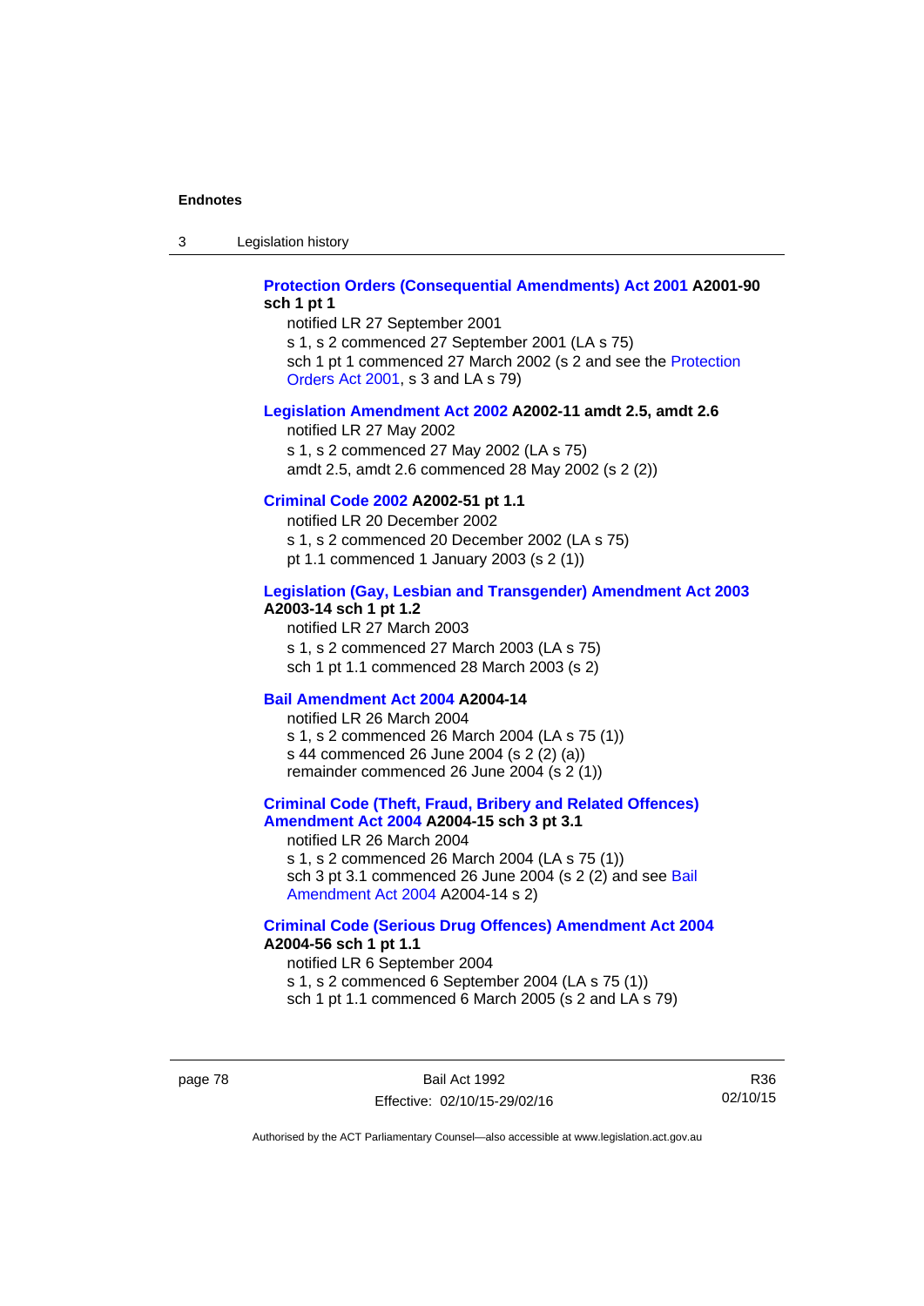**Protection Orders (Consequential Amendments) Act 2001 A2001-90 sch 1 pt 1**

notified LR 27 September 2001

s 1, s 2 commenced 27 September 2001 (LA s 75)

sch 1 pt 1 commenced 27 March 2002 (s 2 and see the Protection Orders Act 2001, s 3 and LA s 79)

**Legislation Amendment Act 2002 A2002-11 amdt 2.5, amdt 2.6**

notified LR 27 May 2002

s 1, s 2 commenced 27 May 2002 (LA s 75)

amdt 2.5, amdt 2.6 commenced 28 May 2002 (s 2 (2))

**Criminal Code 2002 A2002-51 pt 1.1**

notified LR 20 December 2002

s 1, s 2 commenced 20 December 2002 (LA s 75)

pt 1.1 commenced 1 January 2003 (s 2 (1))

**Legislation (Gay, Lesbian and Transgender) Amendment Act 2003 A2003-14 sch 1 pt 1.2**

notified LR 27 March 2003

s 1, s 2 commenced 27 March 2003 (LA s 75)

sch 1 pt 1.1 commenced 28 March 2003 (s 2)

**Bail Amendment Act 2004 A2004-14**

notified LR 26 March 2004

s 1, s 2 commenced 26 March 2004 (LA s 75 (1))

s 44 commenced 26 June 2004 (s 2 (2) (a))

remainder commenced 26 June 2004 (s 2 (1))

**Criminal Code (Theft, Fraud, Bribery and Related Offences) Amendment Act 2004 A2004-15 sch 3 pt 3.1**

notified LR 26 March 2004

s 1, s 2 commenced 26 March 2004 (LA s 75 (1))

sch 3 pt 3.1 commenced 26 June 2004 (s 2 (2) and see Bail Amendment Act 2004 A2004-14 s 2)

**Criminal Code (Serious Drug Offences) Amendment Act 2004 A2004-56 sch 1 pt 1.1**

notified LR 6 September 2004

s 1, s 2 commenced 6 September 2004 (LA s 75 (1))

sch 1 pt 1.1 commenced 6 March 2005 (s 2 and LA s 79)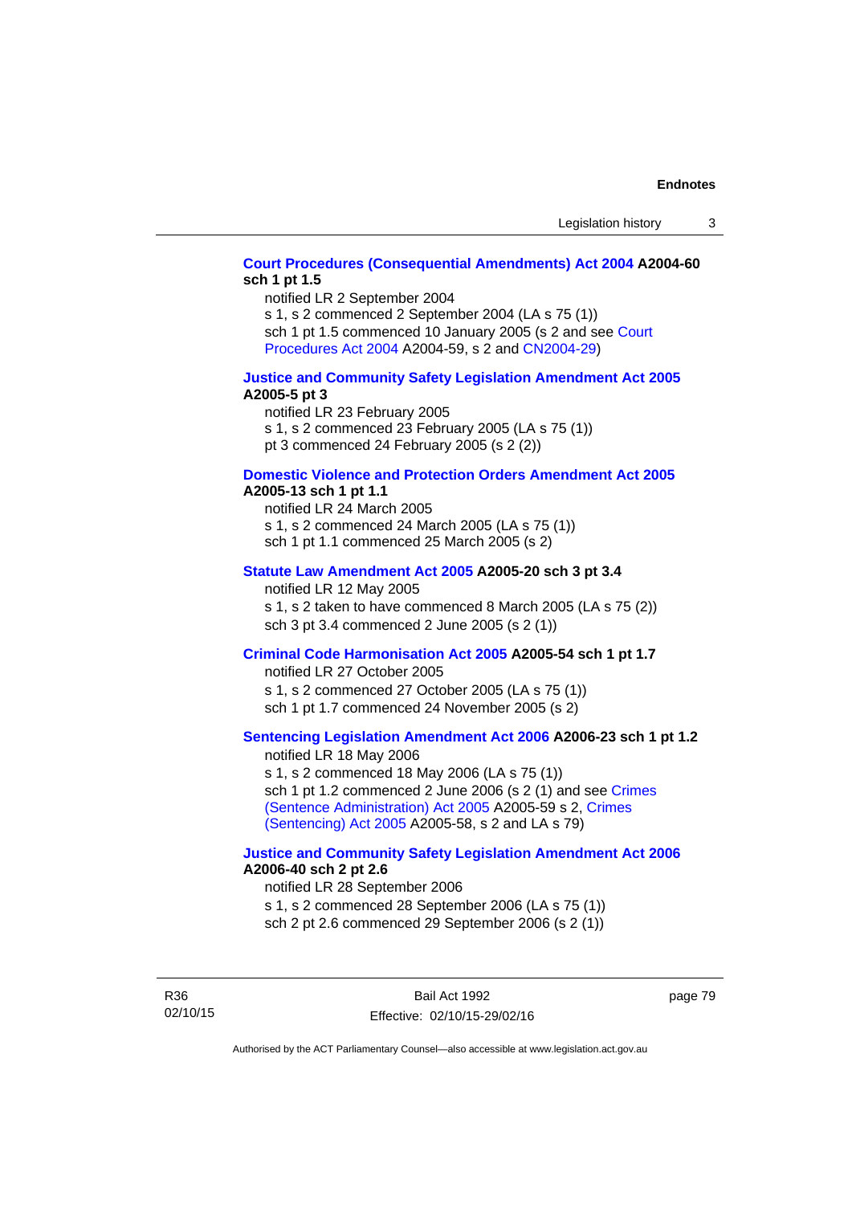**Court Procedures (Consequential Amendments) Act 2004 A2004-60 sch 1 pt 1.5**

notified LR 2 September 2004
s 1, s 2 commenced 2 September 2004 (LA s 75 (1))
sch 1 pt 1.5 commenced 10 January 2005 (s 2 and see Court Procedures Act 2004 A2004-59, s 2 and CN2004-29)

**Justice and Community Safety Legislation Amendment Act 2005 A2005-5 pt 3**

notified LR 23 February 2005
s 1, s 2 commenced 23 February 2005 (LA s 75 (1))
pt 3 commenced 24 February 2005 (s 2 (2))

**Domestic Violence and Protection Orders Amendment Act 2005 A2005-13 sch 1 pt 1.1**

notified LR 24 March 2005
s 1, s 2 commenced 24 March 2005 (LA s 75 (1))
sch 1 pt 1.1 commenced 25 March 2005 (s 2)

**Statute Law Amendment Act 2005 A2005-20 sch 3 pt 3.4**

notified LR 12 May 2005
s 1, s 2 taken to have commenced 8 March 2005 (LA s 75 (2))
sch 3 pt 3.4 commenced 2 June 2005 (s 2 (1))

**Criminal Code Harmonisation Act 2005 A2005-54 sch 1 pt 1.7**

notified LR 27 October 2005
s 1, s 2 commenced 27 October 2005 (LA s 75 (1))
sch 1 pt 1.7 commenced 24 November 2005 (s 2)

**Sentencing Legislation Amendment Act 2006 A2006-23 sch 1 pt 1.2**

notified LR 18 May 2006
s 1, s 2 commenced 18 May 2006 (LA s 75 (1))
sch 1 pt 1.2 commenced 2 June 2006 (s 2 (1) and see Crimes (Sentence Administration) Act 2005 A2005-59 s 2, Crimes (Sentencing) Act 2005 A2005-58, s 2 and LA s 79)

**Justice and Community Safety Legislation Amendment Act 2006 A2006-40 sch 2 pt 2.6**

notified LR 28 September 2006
s 1, s 2 commenced 28 September 2006 (LA s 75 (1))
sch 2 pt 2.6 commenced 29 September 2006 (s 2 (1))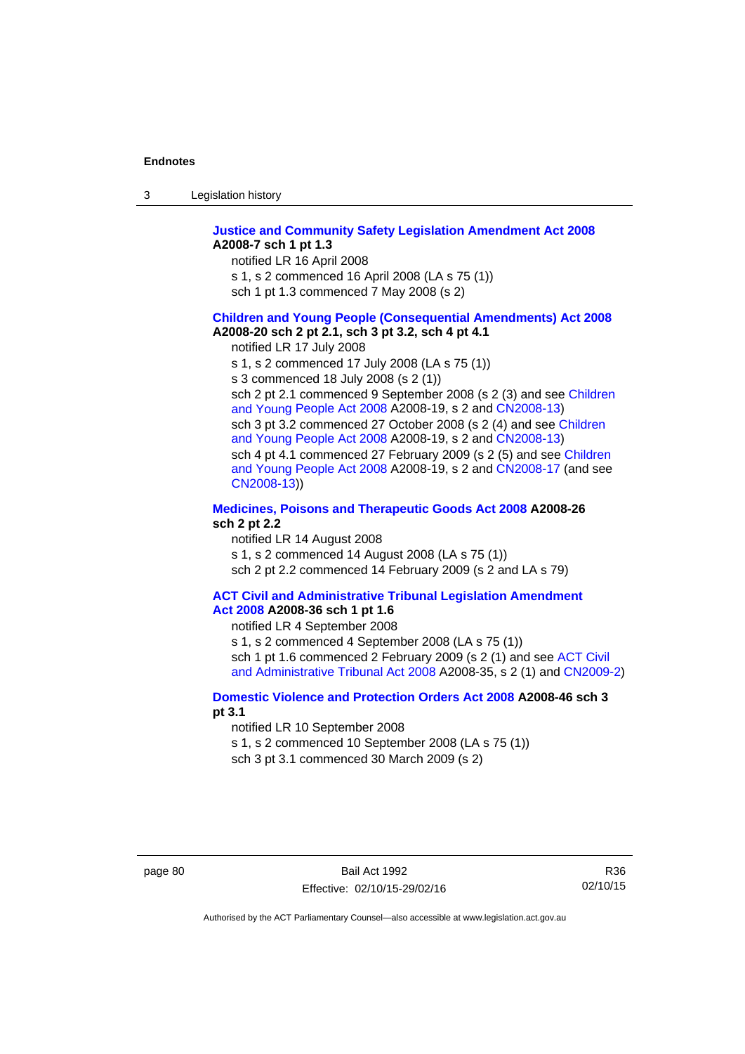**Justice and Community Safety Legislation Amendment Act 2008**
**A2008-7 sch 1 pt 1.3**

notified LR 16 April 2008
s 1, s 2 commenced 16 April 2008 (LA s 75 (1))
sch 1 pt 1.3 commenced 7 May 2008 (s 2)

**Children and Young People (Consequential Amendments) Act 2008**
**A2008-20 sch 2 pt 2.1, sch 3 pt 3.2, sch 4 pt 4.1**

notified LR 17 July 2008
s 1, s 2 commenced 17 July 2008 (LA s 75 (1))
s 3 commenced 18 July 2008 (s 2 (1))
sch 2 pt 2.1 commenced 9 September 2008 (s 2 (3) and see Children and Young People Act 2008 A2008-19, s 2 and CN2008-13)
sch 3 pt 3.2 commenced 27 October 2008 (s 2 (4) and see Children and Young People Act 2008 A2008-19, s 2 and CN2008-13)
sch 4 pt 4.1 commenced 27 February 2009 (s 2 (5) and see Children and Young People Act 2008 A2008-19, s 2 and CN2008-17 (and see CN2008-13))

**Medicines, Poisons and Therapeutic Goods Act 2008 A2008-26 sch 2 pt 2.2**

notified LR 14 August 2008
s 1, s 2 commenced 14 August 2008 (LA s 75 (1))
sch 2 pt 2.2 commenced 14 February 2009 (s 2 and LA s 79)

**ACT Civil and Administrative Tribunal Legislation Amendment Act 2008 A2008-36 sch 1 pt 1.6**

notified LR 4 September 2008
s 1, s 2 commenced 4 September 2008 (LA s 75 (1))
sch 1 pt 1.6 commenced 2 February 2009 (s 2 (1) and see ACT Civil and Administrative Tribunal Act 2008 A2008-35, s 2 (1) and CN2009-2)

**Domestic Violence and Protection Orders Act 2008 A2008-46 sch 3 pt 3.1**

notified LR 10 September 2008
s 1, s 2 commenced 10 September 2008 (LA s 75 (1))
sch 3 pt 3.1 commenced 30 March 2009 (s 2)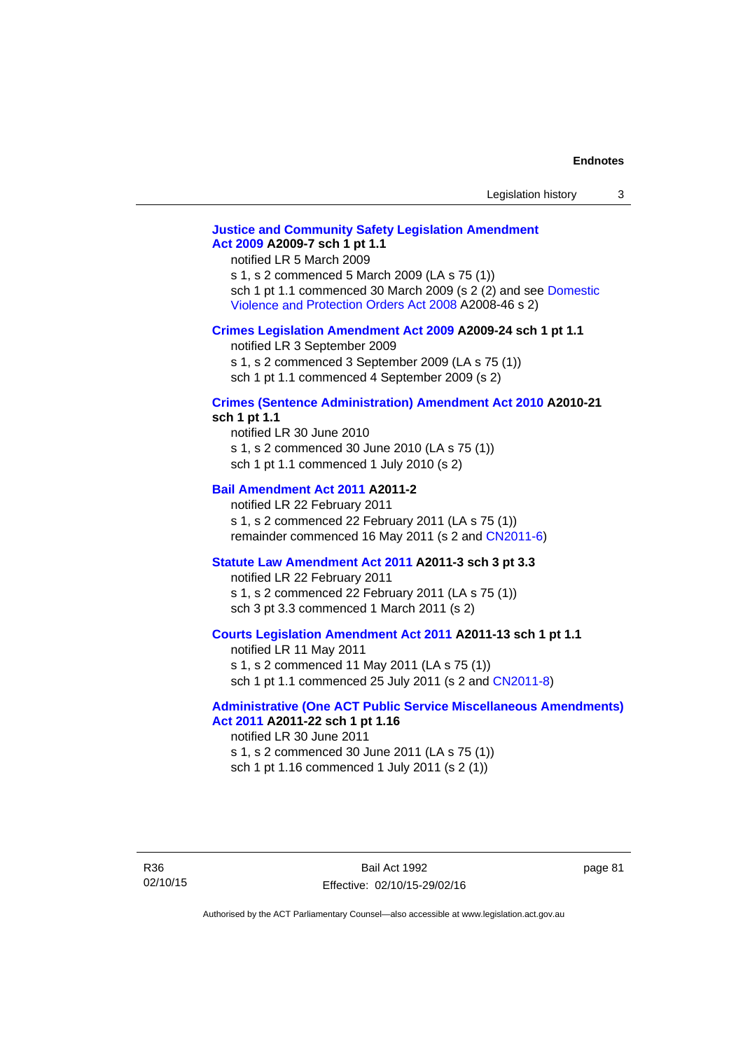**Justice and Community Safety Legislation Amendment Act 2009 A2009-7 sch 1 pt 1.1**

notified LR 5 March 2009

s 1, s 2 commenced 5 March 2009 (LA s 75 (1))

sch 1 pt 1.1 commenced 30 March 2009 (s 2 (2) and see Domestic Violence and Protection Orders Act 2008 A2008-46 s 2)

**Crimes Legislation Amendment Act 2009 A2009-24 sch 1 pt 1.1**

notified LR 3 September 2009

s 1, s 2 commenced 3 September 2009 (LA s 75 (1))

sch 1 pt 1.1 commenced 4 September 2009 (s 2)

**Crimes (Sentence Administration) Amendment Act 2010 A2010-21 sch 1 pt 1.1**

notified LR 30 June 2010

s 1, s 2 commenced 30 June 2010 (LA s 75 (1))

sch 1 pt 1.1 commenced 1 July 2010 (s 2)

**Bail Amendment Act 2011 A2011-2**

notified LR 22 February 2011

s 1, s 2 commenced 22 February 2011 (LA s 75 (1))

remainder commenced 16 May 2011 (s 2 and CN2011-6)

**Statute Law Amendment Act 2011 A2011-3 sch 3 pt 3.3**

notified LR 22 February 2011

s 1, s 2 commenced 22 February 2011 (LA s 75 (1))

sch 3 pt 3.3 commenced 1 March 2011 (s 2)

**Courts Legislation Amendment Act 2011 A2011-13 sch 1 pt 1.1**

notified LR 11 May 2011

s 1, s 2 commenced 11 May 2011 (LA s 75 (1))

sch 1 pt 1.1 commenced 25 July 2011 (s 2 and CN2011-8)

**Administrative (One ACT Public Service Miscellaneous Amendments) Act 2011 A2011-22 sch 1 pt 1.16**

notified LR 30 June 2011

s 1, s 2 commenced 30 June 2011 (LA s 75 (1))

sch 1 pt 1.16 commenced 1 July 2011 (s 2 (1))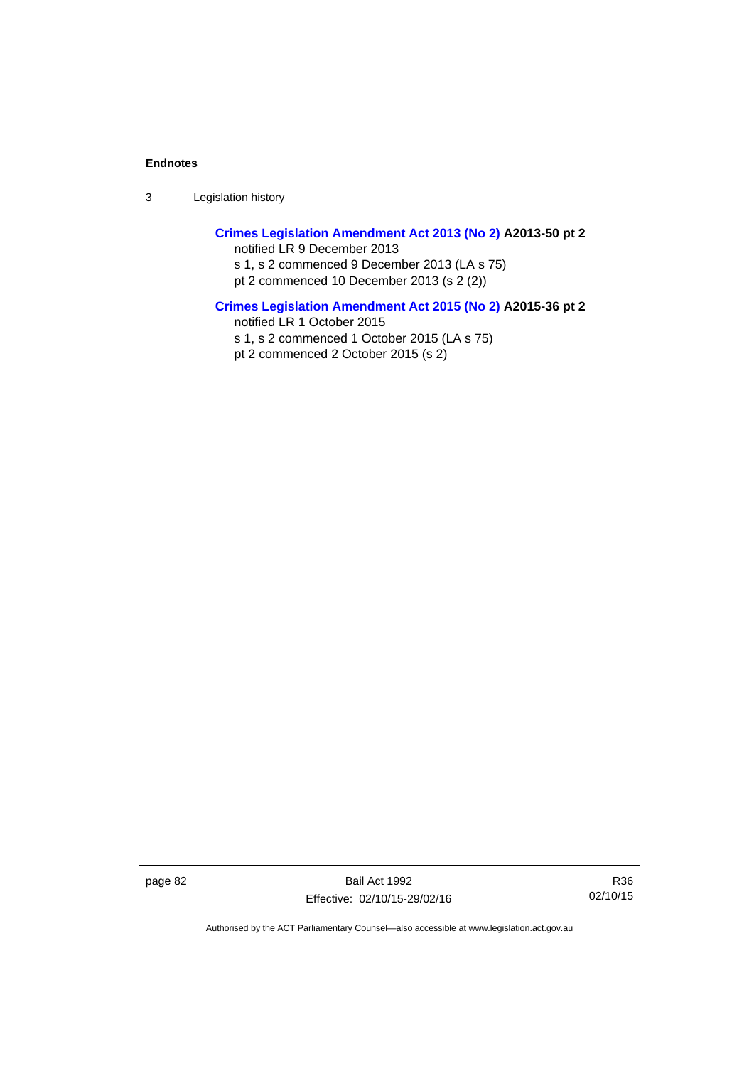**Crimes Legislation Amendment Act 2013 (No 2)** **A2013-50 pt 2**

notified LR 9 December 2013

s 1, s 2 commenced 9 December 2013 (LA s 75)

pt 2 commenced 10 December 2013 (s 2 (2))

**Crimes Legislation Amendment Act 2015 (No 2)** **A2015-36 pt 2**

notified LR 1 October 2015

s 1, s 2 commenced 1 October 2015 (LA s 75)

pt 2 commenced 2 October 2015 (s 2)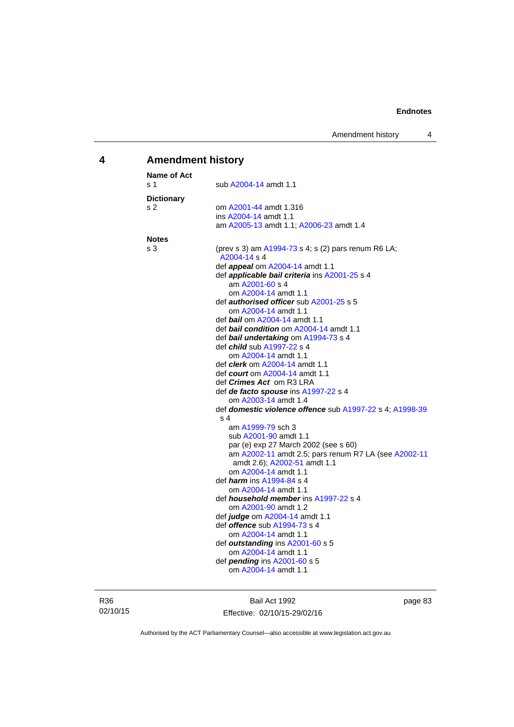# 4 Amendment history

**Name of Act**
s 1 sub A2004-14 amdt 1.1

**Dictionary**
s 2 om A2001-44 amdt 1.316
ins A2004-14 amdt 1.1
am A2005-13 amdt 1.1; A2006-23 amdt 1.4

**Notes**
s 3 (prev s 3) am A1994-73 s 4; s (2) pars renum R6 LA; A2004-14 s 4
def ***appeal*** om A2004-14 amdt 1.1
def ***applicable bail criteria*** ins A2001-25 s 4
 am A2001-60 s 4
 om A2004-14 amdt 1.1
def ***authorised officer*** sub A2001-25 s 5
 om A2004-14 amdt 1.1
def ***bail*** om A2004-14 amdt 1.1
def ***bail condition*** om A2004-14 amdt 1.1
def ***bail undertaking*** om A1994-73 s 4
def ***child*** sub A1997-22 s 4
 om A2004-14 amdt 1.1
def ***clerk*** om A2004-14 amdt 1.1
def ***court*** om A2004-14 amdt 1.1
def ***Crimes Act*** om R3 LRA
def ***de facto spouse*** ins A1997-22 s 4
 om A2003-14 amdt 1.4
def ***domestic violence offence*** sub A1997-22 s 4; A1998-39 s 4
 am A1999-79 sch 3
 sub A2001-90 amdt 1.1
 par (e) exp 27 March 2002 (see s 60)
 am A2002-11 amdt 2.5; pars renum R7 LA (see A2002-11 amdt 2.6); A2002-51 amdt 1.1
 om A2004-14 amdt 1.1
def ***harm*** ins A1994-84 s 4
 om A2004-14 amdt 1.1
def ***household member*** ins A1997-22 s 4
 om A2001-90 amdt 1.2
def ***judge*** om A2004-14 amdt 1.1
def ***offence*** sub A1994-73 s 4
 om A2004-14 amdt 1.1
def ***outstanding*** ins A2001-60 s 5
 om A2004-14 amdt 1.1
def ***pending*** ins A2001-60 s 5
 om A2004-14 amdt 1.1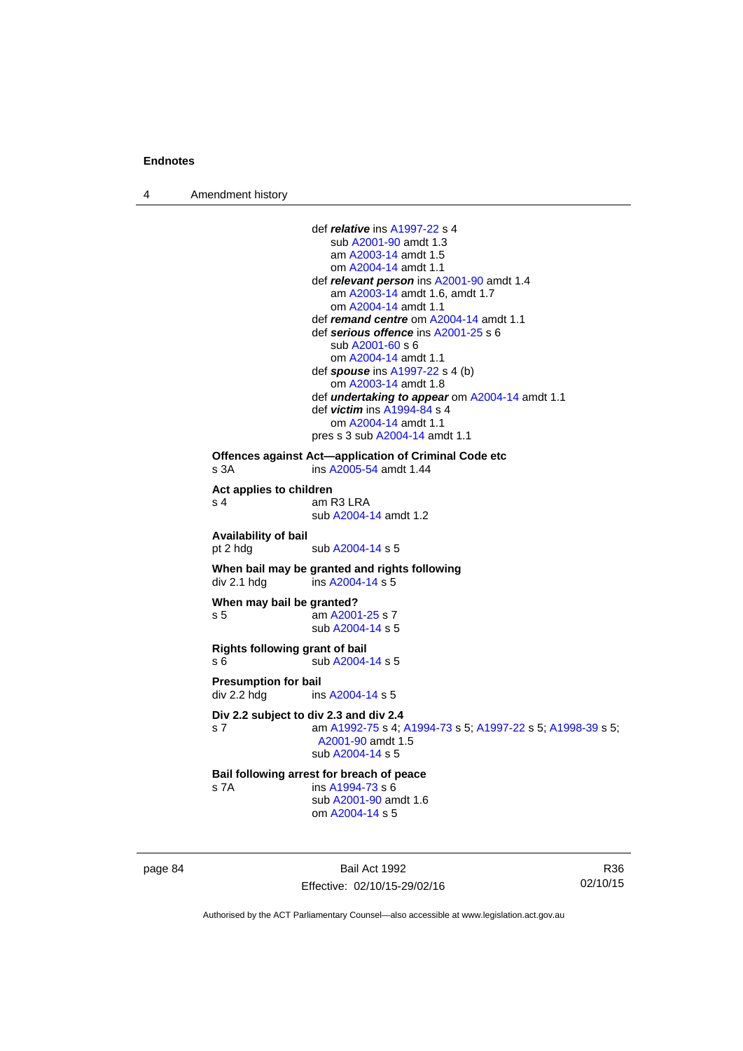def ***relative*** ins A1997-22 s 4
sub A2001-90 amdt 1.3
am A2003-14 amdt 1.5
om A2004-14 amdt 1.1

def ***relevant person*** ins A2001-90 amdt 1.4
am A2003-14 amdt 1.6, amdt 1.7
om A2004-14 amdt 1.1

def ***remand centre*** om A2004-14 amdt 1.1

def ***serious offence*** ins A2001-25 s 6
sub A2001-60 s 6
om A2004-14 amdt 1.1

def ***spouse*** ins A1997-22 s 4 (b)
om A2003-14 amdt 1.8

def ***undertaking to appear*** om A2004-14 amdt 1.1

def ***victim*** ins A1994-84 s 4
om A2004-14 amdt 1.1

pres s 3 sub A2004-14 amdt 1.1

**Offences against Act—application of Criminal Code etc**
s 3A ins A2005-54 amdt 1.44

**Act applies to children**
s 4 am R3 LRA
sub A2004-14 amdt 1.2

**Availability of bail**
pt 2 hdg sub A2004-14 s 5

**When bail may be granted and rights following**
div 2.1 hdg ins A2004-14 s 5

**When may bail be granted?**
s 5 am A2001-25 s 7
sub A2004-14 s 5

**Rights following grant of bail**
s 6 sub A2004-14 s 5

**Presumption for bail**
div 2.2 hdg ins A2004-14 s 5

**Div 2.2 subject to div 2.3 and div 2.4**
s 7 am A1992-75 s 4; A1994-73 s 5; A1997-22 s 5; A1998-39 s 5; A2001-90 amdt 1.5
sub A2004-14 s 5

**Bail following arrest for breach of peace**
s 7A ins A1994-73 s 6
sub A2001-90 amdt 1.6
om A2004-14 s 5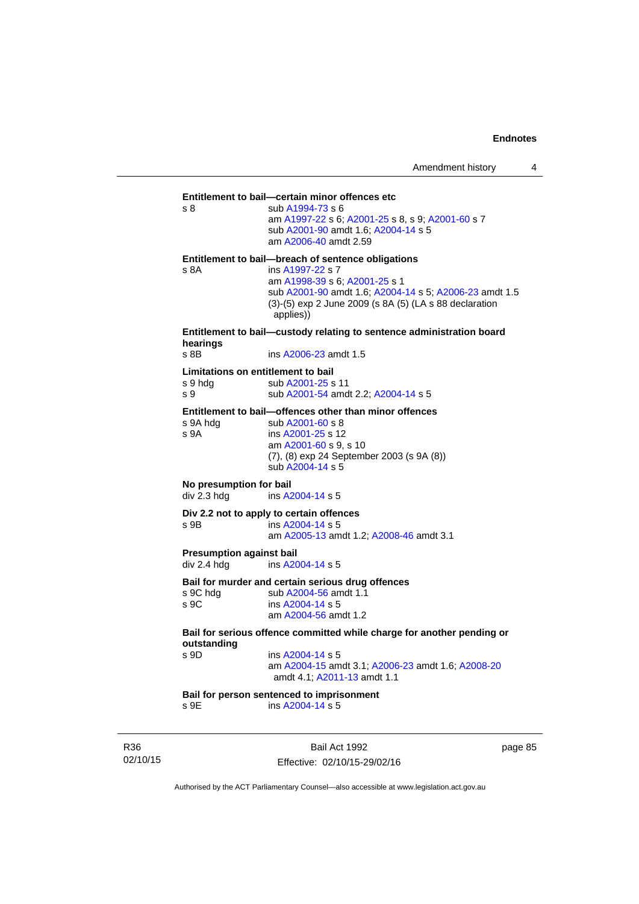**Entitlement to bail—certain minor offences etc**

s 8 sub A1994-73 s 6
am A1997-22 s 6; A2001-25 s 8, s 9; A2001-60 s 7
sub A2001-90 amdt 1.6; A2004-14 s 5
am A2006-40 amdt 2.59

**Entitlement to bail—breach of sentence obligations**

s 8A ins A1997-22 s 7
am A1998-39 s 6; A2001-25 s 1
sub A2001-90 amdt 1.6; A2004-14 s 5; A2006-23 amdt 1.5
(3)-(5) exp 2 June 2009 (s 8A (5) (LA s 88 declaration applies))

**Entitlement to bail—custody relating to sentence administration board hearings**

s 8B ins A2006-23 amdt 1.5

**Limitations on entitlement to bail**

s 9 hdg sub A2001-25 s 11
s 9 sub A2001-54 amdt 2.2; A2004-14 s 5

**Entitlement to bail—offences other than minor offences**

s 9A hdg sub A2001-60 s 8
s 9A ins A2001-25 s 12
am A2001-60 s 9, s 10
(7), (8) exp 24 September 2003 (s 9A (8))
sub A2004-14 s 5

**No presumption for bail**

div 2.3 hdg ins A2004-14 s 5

**Div 2.2 not to apply to certain offences**

s 9B ins A2004-14 s 5
am A2005-13 amdt 1.2; A2008-46 amdt 3.1

**Presumption against bail**

div 2.4 hdg ins A2004-14 s 5

**Bail for murder and certain serious drug offences**

s 9C hdg sub A2004-56 amdt 1.1
s 9C ins A2004-14 s 5
am A2004-56 amdt 1.2

**Bail for serious offence committed while charge for another pending or outstanding**

s 9D ins A2004-14 s 5
am A2004-15 amdt 3.1; A2006-23 amdt 1.6; A2008-20 amdt 4.1; A2011-13 amdt 1.1

**Bail for person sentenced to imprisonment**

s 9E ins A2004-14 s 5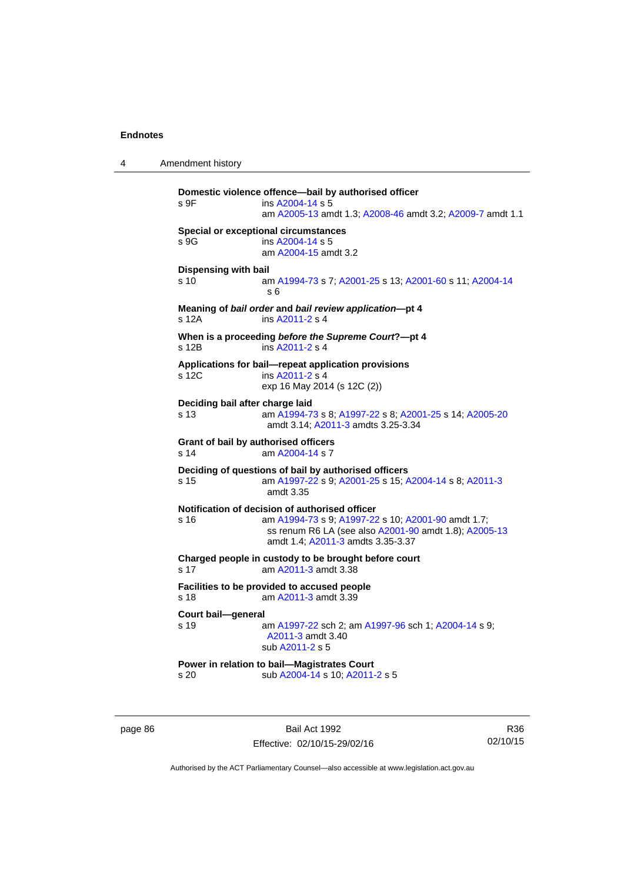**Domestic violence offence—bail by authorised officer**

s 9F ins A2004-14 s 5
am A2005-13 amdt 1.3; A2008-46 amdt 3.2; A2009-7 amdt 1.1

**Special or exceptional circumstances**

s 9G ins A2004-14 s 5
am A2004-15 amdt 3.2

**Dispensing with bail**

s 10 am A1994-73 s 7; A2001-25 s 13; A2001-60 s 11; A2004-14 s 6

**Meaning of *bail order* and *bail review application*—pt 4**

s 12A ins A2011-2 s 4

**When is a proceeding *before the Supreme Court*?—pt 4**

s 12B ins A2011-2 s 4

**Applications for bail—repeat application provisions**

s 12C ins A2011-2 s 4
exp 16 May 2014 (s 12C (2))

**Deciding bail after charge laid**

s 13 am A1994-73 s 8; A1997-22 s 8; A2001-25 s 14; A2005-20 amdt 3.14; A2011-3 amdts 3.25-3.34

**Grant of bail by authorised officers**

s 14 am A2004-14 s 7

**Deciding of questions of bail by authorised officers**

s 15 am A1997-22 s 9; A2001-25 s 15; A2004-14 s 8; A2011-3 amdt 3.35

**Notification of decision of authorised officer**

s 16 am A1994-73 s 9; A1997-22 s 10; A2001-90 amdt 1.7; ss renum R6 LA (see also A2001-90 amdt 1.8); A2005-13 amdt 1.4; A2011-3 amdts 3.35-3.37

**Charged people in custody to be brought before court**

s 17 am A2011-3 amdt 3.38

**Facilities to be provided to accused people**

s 18 am A2011-3 amdt 3.39

**Court bail—general**

s 19 am A1997-22 sch 2; am A1997-96 sch 1; A2004-14 s 9; A2011-3 amdt 3.40
sub A2011-2 s 5

**Power in relation to bail—Magistrates Court**

s 20 sub A2004-14 s 10; A2011-2 s 5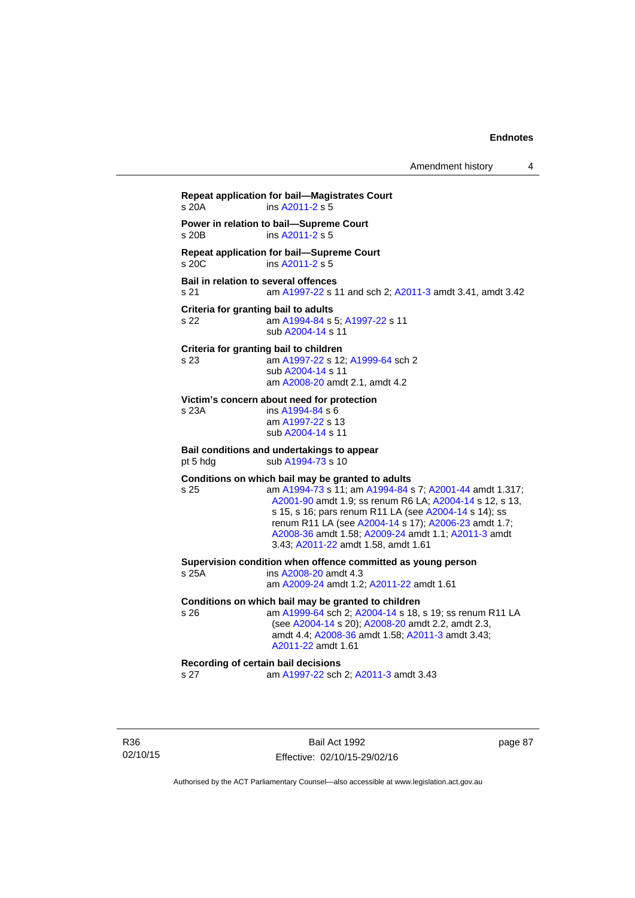**Repeat application for bail—Magistrates Court**
s 20A ins A2011-2 s 5

**Power in relation to bail—Supreme Court**
s 20B ins A2011-2 s 5

**Repeat application for bail—Supreme Court**
s 20C ins A2011-2 s 5

**Bail in relation to several offences**
s 21 am A1997-22 s 11 and sch 2; A2011-3 amdt 3.41, amdt 3.42

**Criteria for granting bail to adults**
s 22 am A1994-84 s 5; A1997-22 s 11
sub A2004-14 s 11

**Criteria for granting bail to children**
s 23 am A1997-22 s 12; A1999-64 sch 2
sub A2004-14 s 11
am A2008-20 amdt 2.1, amdt 4.2

**Victim's concern about need for protection**
s 23A ins A1994-84 s 6
am A1997-22 s 13
sub A2004-14 s 11

**Bail conditions and undertakings to appear**
pt 5 hdg sub A1994-73 s 10

**Conditions on which bail may be granted to adults**
s 25 am A1994-73 s 11; am A1994-84 s 7; A2001-44 amdt 1.317; A2001-90 amdt 1.9; ss renum R6 LA; A2004-14 s 12, s 13, s 15, s 16; pars renum R11 LA (see A2004-14 s 14); ss renum R11 LA (see A2004-14 s 17); A2006-23 amdt 1.7; A2008-36 amdt 1.58; A2009-24 amdt 1.1; A2011-3 amdt 3.43; A2011-22 amdt 1.58, amdt 1.61

**Supervision condition when offence committed as young person**
s 25A ins A2008-20 amdt 4.3
am A2009-24 amdt 1.2; A2011-22 amdt 1.61

**Conditions on which bail may be granted to children**
s 26 am A1999-64 sch 2; A2004-14 s 18, s 19; ss renum R11 LA (see A2004-14 s 20); A2008-20 amdt 2.2, amdt 2.3, amdt 4.4; A2008-36 amdt 1.58; A2011-3 amdt 3.43; A2011-22 amdt 1.61

**Recording of certain bail decisions**
s 27 am A1997-22 sch 2; A2011-3 amdt 3.43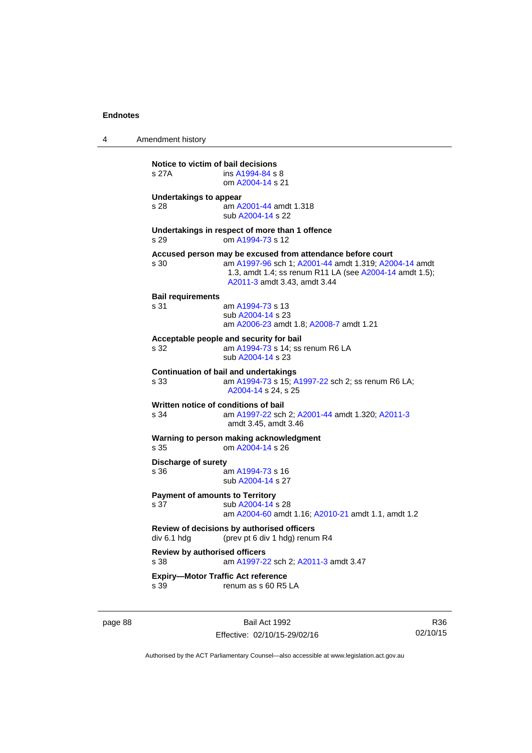**Notice to victim of bail decisions**
s 27A ins A1994-84 s 8
om A2004-14 s 21

**Undertakings to appear**
s 28 am A2001-44 amdt 1.318
sub A2004-14 s 22

**Undertakings in respect of more than 1 offence**
s 29 om A1994-73 s 12

**Accused person may be excused from attendance before court**
s 30 am A1997-96 sch 1; A2001-44 amdt 1.319; A2004-14 amdt 1.3, amdt 1.4; ss renum R11 LA (see A2004-14 amdt 1.5); A2011-3 amdt 3.43, amdt 3.44

**Bail requirements**
s 31 am A1994-73 s 13
sub A2004-14 s 23
am A2006-23 amdt 1.8; A2008-7 amdt 1.21

**Acceptable people and security for bail**
s 32 am A1994-73 s 14; ss renum R6 LA
sub A2004-14 s 23

**Continuation of bail and undertakings**
s 33 am A1994-73 s 15; A1997-22 sch 2; ss renum R6 LA; A2004-14 s 24, s 25

**Written notice of conditions of bail**
s 34 am A1997-22 sch 2; A2001-44 amdt 1.320; A2011-3 amdt 3.45, amdt 3.46

**Warning to person making acknowledgment**
s 35 om A2004-14 s 26

**Discharge of surety**
s 36 am A1994-73 s 16
sub A2004-14 s 27

**Payment of amounts to Territory**
s 37 sub A2004-14 s 28
am A2004-60 amdt 1.16; A2010-21 amdt 1.1, amdt 1.2

**Review of decisions by authorised officers**
div 6.1 hdg (prev pt 6 div 1 hdg) renum R4

**Review by authorised officers**
s 38 am A1997-22 sch 2; A2011-3 amdt 3.47

**Expiry—Motor Traffic Act reference**
s 39 renum as s 60 R5 LA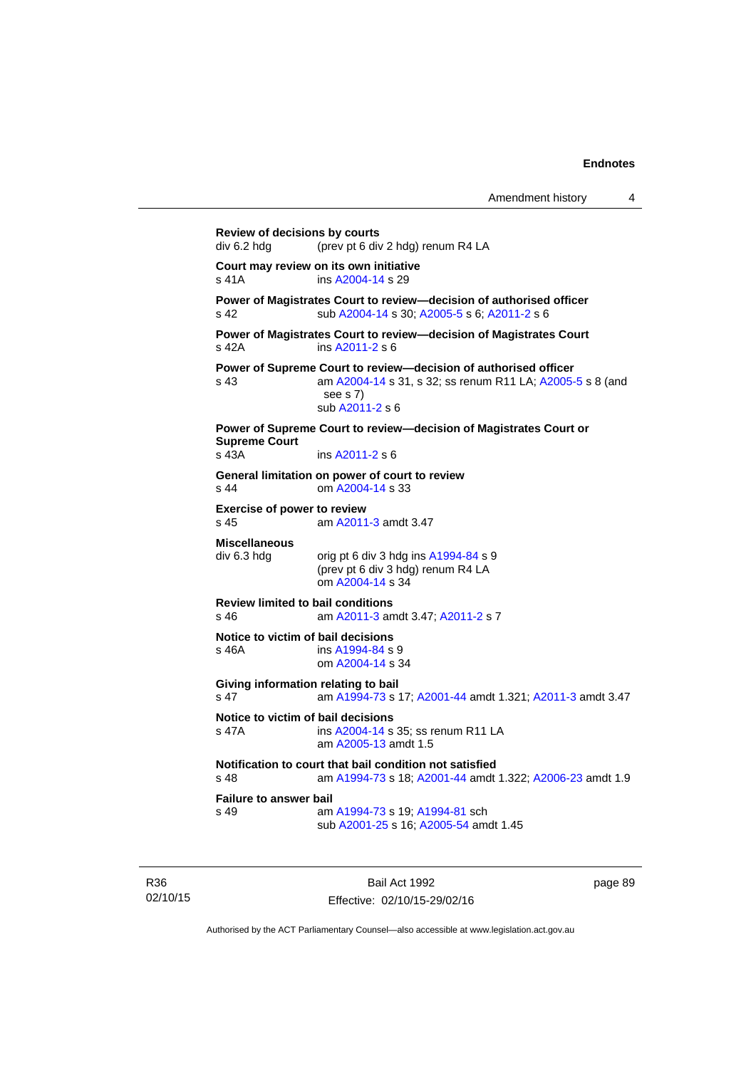**Review of decisions by courts**
div 6.2 hdg (prev pt 6 div 2 hdg) renum R4 LA

**Court may review on its own initiative**
s 41A ins A2004-14 s 29

**Power of Magistrates Court to review—decision of authorised officer**
s 42 sub A2004-14 s 30; A2005-5 s 6; A2011-2 s 6

**Power of Magistrates Court to review—decision of Magistrates Court**
s 42A ins A2011-2 s 6

**Power of Supreme Court to review—decision of authorised officer**
s 43 am A2004-14 s 31, s 32; ss renum R11 LA; A2005-5 s 8 (and see s 7)
sub A2011-2 s 6

**Power of Supreme Court to review—decision of Magistrates Court or Supreme Court**
s 43A ins A2011-2 s 6

**General limitation on power of court to review**
s 44 om A2004-14 s 33

**Exercise of power to review**
s 45 am A2011-3 amdt 3.47

**Miscellaneous**
div 6.3 hdg orig pt 6 div 3 hdg ins A1994-84 s 9
(prev pt 6 div 3 hdg) renum R4 LA
om A2004-14 s 34

**Review limited to bail conditions**
s 46 am A2011-3 amdt 3.47; A2011-2 s 7

**Notice to victim of bail decisions**
s 46A ins A1994-84 s 9
om A2004-14 s 34

**Giving information relating to bail**
s 47 am A1994-73 s 17; A2001-44 amdt 1.321; A2011-3 amdt 3.47

**Notice to victim of bail decisions**
s 47A ins A2004-14 s 35; ss renum R11 LA
am A2005-13 amdt 1.5

**Notification to court that bail condition not satisfied**
s 48 am A1994-73 s 18; A2001-44 amdt 1.322; A2006-23 amdt 1.9

**Failure to answer bail**
s 49 am A1994-73 s 19; A1994-81 sch
sub A2001-25 s 16; A2005-54 amdt 1.45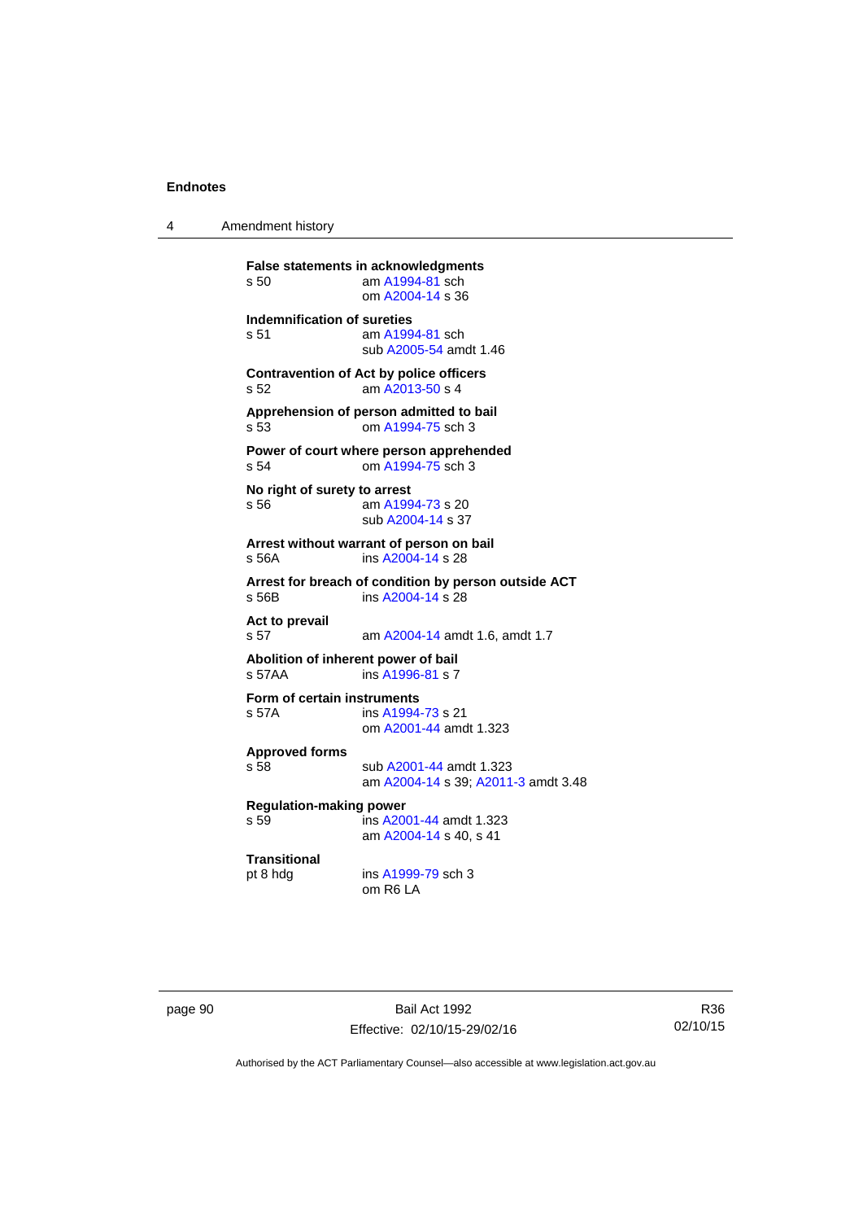**False statements in acknowledgments**
s 50 am A1994-81 sch
om A2004-14 s 36

**Indemnification of sureties**
s 51 am A1994-81 sch
sub A2005-54 amdt 1.46

**Contravention of Act by police officers**
s 52 am A2013-50 s 4

**Apprehension of person admitted to bail**
s 53 om A1994-75 sch 3

**Power of court where person apprehended**
s 54 om A1994-75 sch 3

**No right of surety to arrest**
s 56 am A1994-73 s 20
sub A2004-14 s 37

**Arrest without warrant of person on bail**
s 56A ins A2004-14 s 28

**Arrest for breach of condition by person outside ACT**
s 56B ins A2004-14 s 28

**Act to prevail**
s 57 am A2004-14 amdt 1.6, amdt 1.7

**Abolition of inherent power of bail**
s 57AA ins A1996-81 s 7

**Form of certain instruments**
s 57A ins A1994-73 s 21
om A2001-44 amdt 1.323

**Approved forms**
s 58 sub A2001-44 amdt 1.323
am A2004-14 s 39; A2011-3 amdt 3.48

**Regulation-making power**
s 59 ins A2001-44 amdt 1.323
am A2004-14 s 40, s 41

**Transitional**
pt 8 hdg ins A1999-79 sch 3
om R6 LA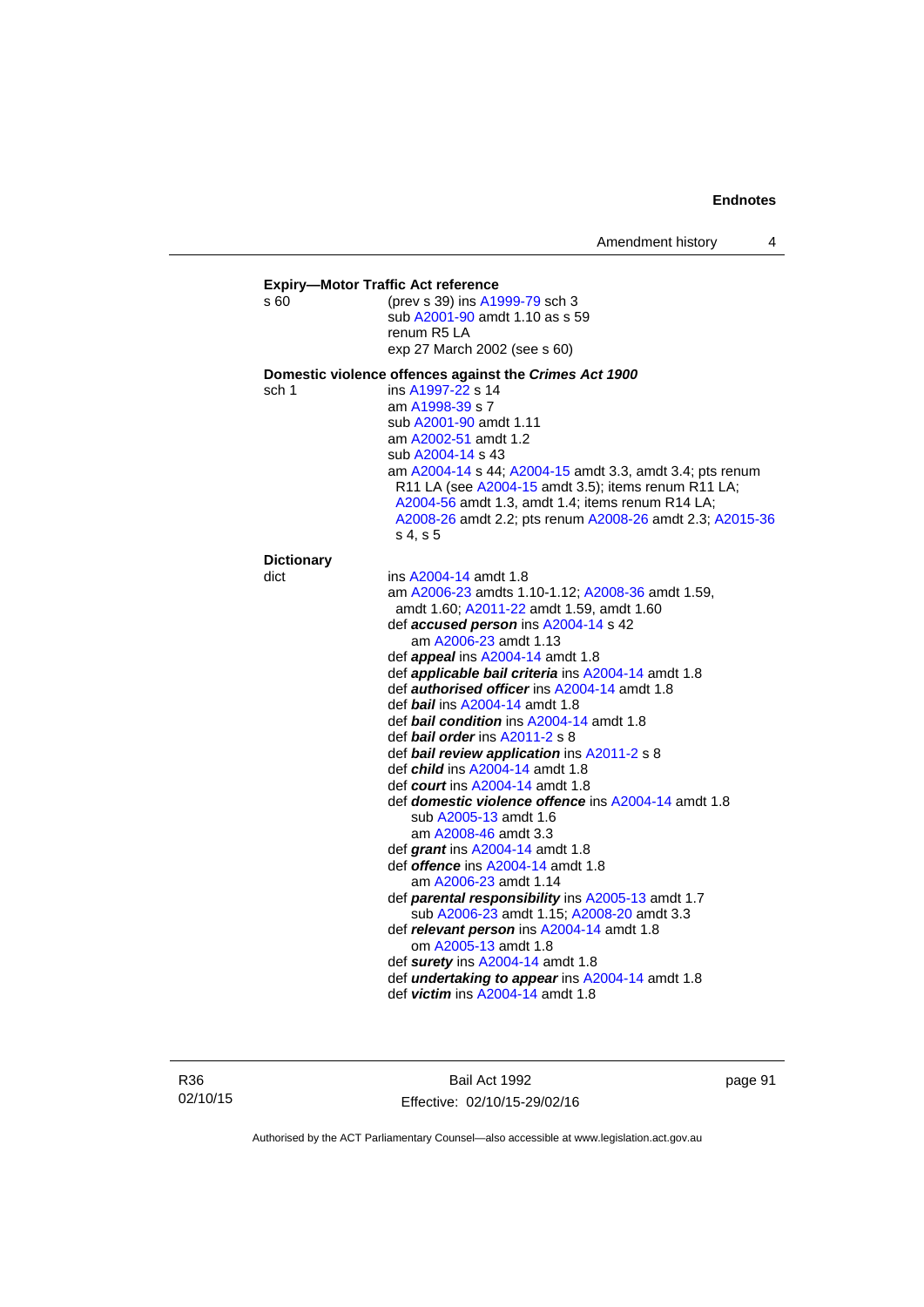**Expiry—Motor Traffic Act reference**

s 60 (prev s 39) ins A1999-79 sch 3
sub A2001-90 amdt 1.10 as s 59
renum R5 LA
exp 27 March 2002 (see s 60)

**Domestic violence offences against the *Crimes Act 1900***

sch 1 ins A1997-22 s 14
am A1998-39 s 7
sub A2001-90 amdt 1.11
am A2002-51 amdt 1.2
sub A2004-14 s 43
am A2004-14 s 44; A2004-15 amdt 3.3, amdt 3.4; pts renum R11 LA (see A2004-15 amdt 3.5); items renum R11 LA; A2004-56 amdt 1.3, amdt 1.4; items renum R14 LA; A2008-26 amdt 2.2; pts renum A2008-26 amdt 2.3; A2015-36 s 4, s 5

**Dictionary**

dict ins A2004-14 amdt 1.8
am A2006-23 amdts 1.10-1.12; A2008-36 amdt 1.59, amdt 1.60; A2011-22 amdt 1.59, amdt 1.60
def ***accused person*** ins A2004-14 s 42
am A2006-23 amdt 1.13
def ***appeal*** ins A2004-14 amdt 1.8
def ***applicable bail criteria*** ins A2004-14 amdt 1.8
def ***authorised officer*** ins A2004-14 amdt 1.8
def ***bail*** ins A2004-14 amdt 1.8
def ***bail condition*** ins A2004-14 amdt 1.8
def ***bail order*** ins A2011-2 s 8
def ***bail review application*** ins A2011-2 s 8
def ***child*** ins A2004-14 amdt 1.8
def ***court*** ins A2004-14 amdt 1.8
def ***domestic violence offence*** ins A2004-14 amdt 1.8
sub A2005-13 amdt 1.6
am A2008-46 amdt 3.3
def ***grant*** ins A2004-14 amdt 1.8
def ***offence*** ins A2004-14 amdt 1.8
am A2006-23 amdt 1.14
def ***parental responsibility*** ins A2005-13 amdt 1.7
sub A2006-23 amdt 1.15; A2008-20 amdt 3.3
def ***relevant person*** ins A2004-14 amdt 1.8
om A2005-13 amdt 1.8
def ***surety*** ins A2004-14 amdt 1.8
def ***undertaking to appear*** ins A2004-14 amdt 1.8
def ***victim*** ins A2004-14 amdt 1.8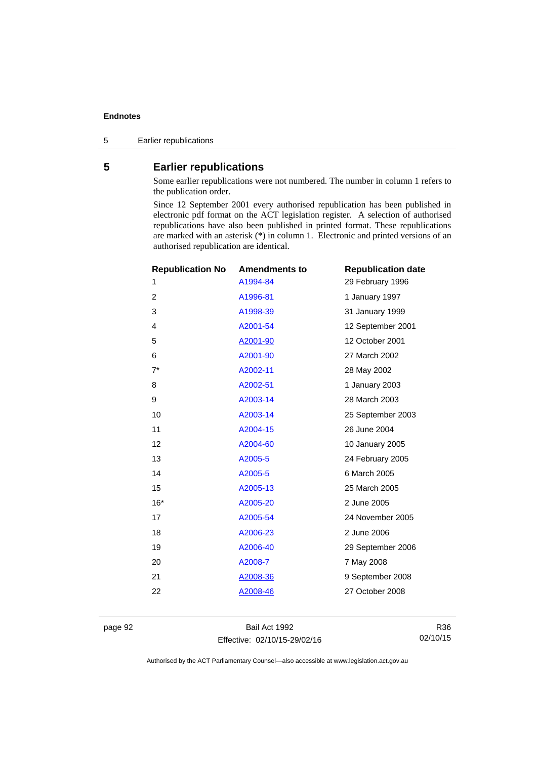## 5 Earlier republications

Some earlier republications were not numbered. The number in column 1 refers to the publication order.

Since 12 September 2001 every authorised republication has been published in electronic pdf format on the ACT legislation register. A selection of authorised republications have also been published in printed format. These republications are marked with an asterisk (*) in column 1. Electronic and printed versions of an authorised republication are identical.

| Republication No | Amendments to | Republication date |
|---|---|---|
| 1 | A1994-84 | 29 February 1996 |
| 2 | A1996-81 | 1 January 1997 |
| 3 | A1998-39 | 31 January 1999 |
| 4 | A2001-54 | 12 September 2001 |
| 5 | A2001-90 | 12 October 2001 |
| 6 | A2001-90 | 27 March 2002 |
| 7* | A2002-11 | 28 May 2002 |
| 8 | A2002-51 | 1 January 2003 |
| 9 | A2003-14 | 28 March 2003 |
| 10 | A2003-14 | 25 September 2003 |
| 11 | A2004-15 | 26 June 2004 |
| 12 | A2004-60 | 10 January 2005 |
| 13 | A2005-5 | 24 February 2005 |
| 14 | A2005-5 | 6 March 2005 |
| 15 | A2005-13 | 25 March 2005 |
| 16* | A2005-20 | 2 June 2005 |
| 17 | A2005-54 | 24 November 2005 |
| 18 | A2006-23 | 2 June 2006 |
| 19 | A2006-40 | 29 September 2006 |
| 20 | A2008-7 | 7 May 2008 |
| 21 | A2008-36 | 9 September 2008 |
| 22 | A2008-46 | 27 October 2008 |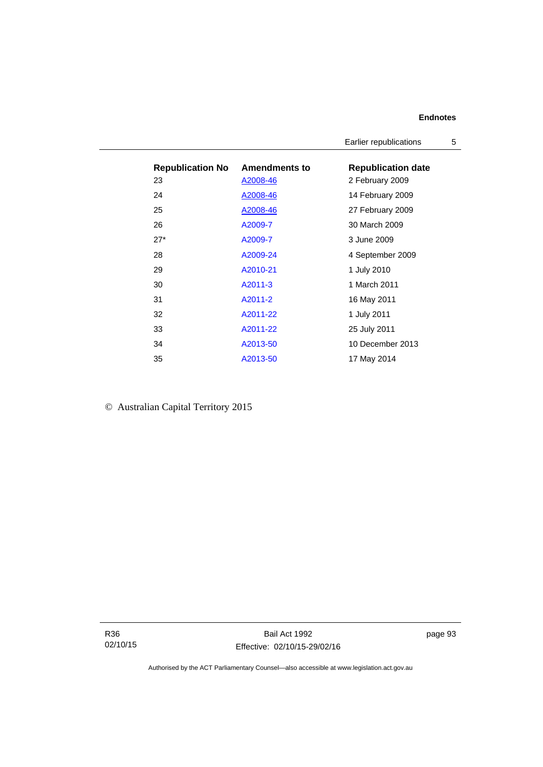| Republication No | Amendments to | Republication date |
|---|---|---|
| 23 | A2008-46 | 2 February 2009 |
| 24 | A2008-46 | 14 February 2009 |
| 25 | A2008-46 | 27 February 2009 |
| 26 | A2009-7 | 30 March 2009 |
| 27* | A2009-7 | 3 June 2009 |
| 28 | A2009-24 | 4 September 2009 |
| 29 | A2010-21 | 1 July 2010 |
| 30 | A2011-3 | 1 March 2011 |
| 31 | A2011-2 | 16 May 2011 |
| 32 | A2011-22 | 1 July 2011 |
| 33 | A2011-22 | 25 July 2011 |
| 34 | A2013-50 | 10 December 2013 |
| 35 | A2013-50 | 17 May 2014 |

© Australian Capital Territory 2015